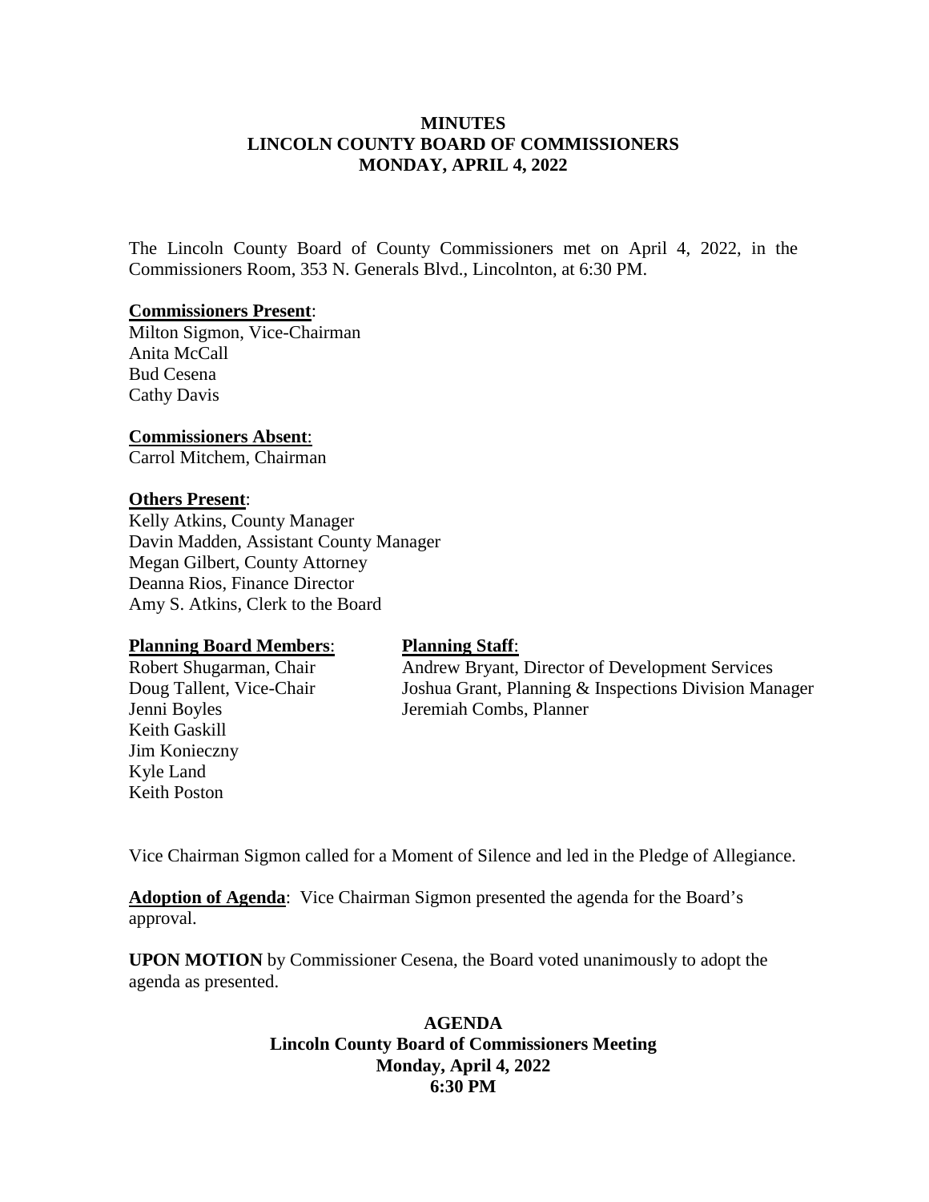**MINUTES**
**LINCOLN COUNTY BOARD OF COMMISSIONERS**
**MONDAY, APRIL 4, 2022**

The Lincoln County Board of County Commissioners met on April 4, 2022, in the Commissioners Room, 353 N. Generals Blvd., Lincolnton, at 6:30 PM.

**Commissioners Present**:
Milton Sigmon, Vice-Chairman
Anita McCall
Bud Cesena
Cathy Davis

**Commissioners Absent**:
Carrol Mitchem, Chairman

**Others Present**:
Kelly Atkins, County Manager
Davin Madden, Assistant County Manager
Megan Gilbert, County Attorney
Deanna Rios, Finance Director
Amy S. Atkins, Clerk to the Board

**Planning Board Members**:
Robert Shugarman, Chair
Doug Tallent, Vice-Chair
Jenni Boyles
Keith Gaskill
Jim Konieczny
Kyle Land
Keith Poston

**Planning Staff**:
Andrew Bryant, Director of Development Services
Joshua Grant, Planning & Inspections Division Manager
Jeremiah Combs, Planner

Vice Chairman Sigmon called for a Moment of Silence and led in the Pledge of Allegiance.

**Adoption of Agenda**: Vice Chairman Sigmon presented the agenda for the Board's approval.

**UPON MOTION** by Commissioner Cesena, the Board voted unanimously to adopt the agenda as presented.

**AGENDA**
**Lincoln County Board of Commissioners Meeting**
**Monday, April 4, 2022**
**6:30 PM**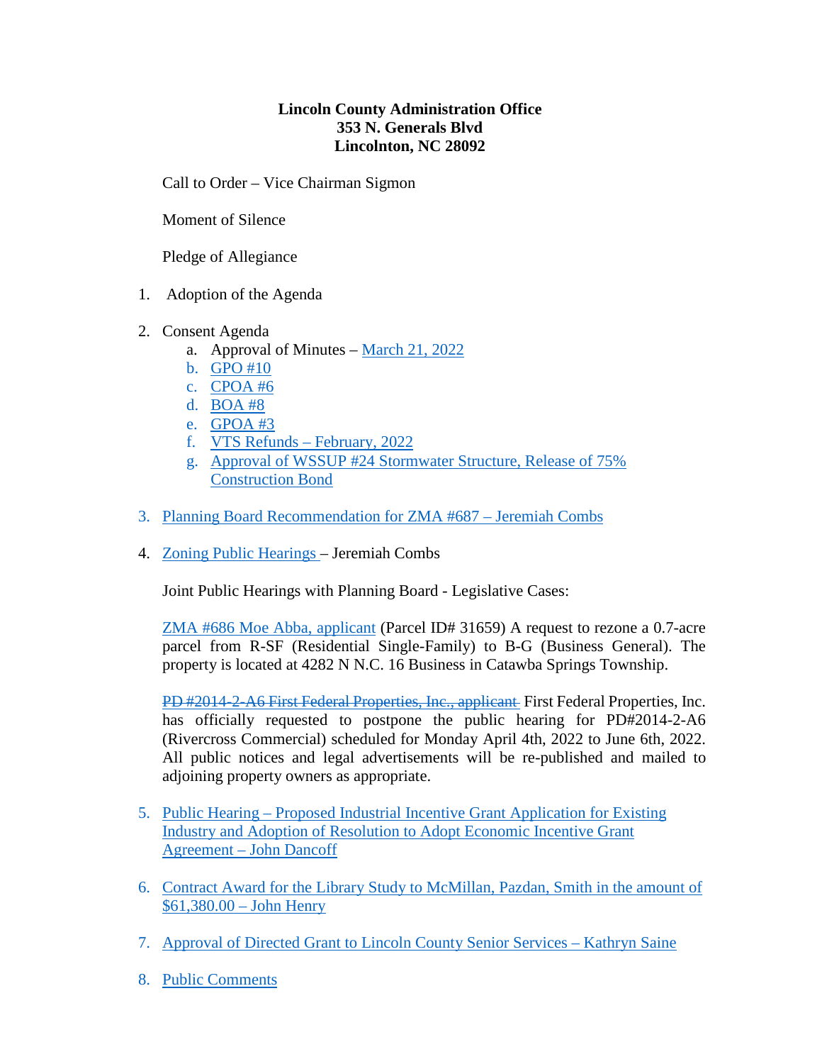**Lincoln County Administration Office**
**353 N. Generals Blvd**
**Lincolnton, NC 28092**

Call to Order – Vice Chairman Sigmon

Moment of Silence

Pledge of Allegiance

1. Adoption of the Agenda

2. Consent Agenda
   a. Approval of Minutes – March 21, 2022
   b. GPO #10
   c. CPOA #6
   d. BOA #8
   e. GPOA #3
   f. VTS Refunds – February, 2022
   g. Approval of WSSUP #24 Stormwater Structure, Release of 75% Construction Bond

3. Planning Board Recommendation for ZMA #687 – Jeremiah Combs

4. Zoning Public Hearings – Jeremiah Combs

   Joint Public Hearings with Planning Board - Legislative Cases:

   ZMA #686 Moe Abba, applicant (Parcel ID# 31659) A request to rezone a 0.7-acre parcel from R-SF (Residential Single-Family) to B-G (Business General). The property is located at 4282 N N.C. 16 Business in Catawba Springs Township.

   ~~PD #2014-2-A6 First Federal Properties, Inc., applicant~~ First Federal Properties, Inc. has officially requested to postpone the public hearing for PD#2014-2-A6 (Rivercross Commercial) scheduled for Monday April 4th, 2022 to June 6th, 2022. All public notices and legal advertisements will be re-published and mailed to adjoining property owners as appropriate.

5. Public Hearing – Proposed Industrial Incentive Grant Application for Existing Industry and Adoption of Resolution to Adopt Economic Incentive Grant Agreement – John Dancoff

6. Contract Award for the Library Study to McMillan, Pazdan, Smith in the amount of $61,380.00 – John Henry

7. Approval of Directed Grant to Lincoln County Senior Services – Kathryn Saine

8. Public Comments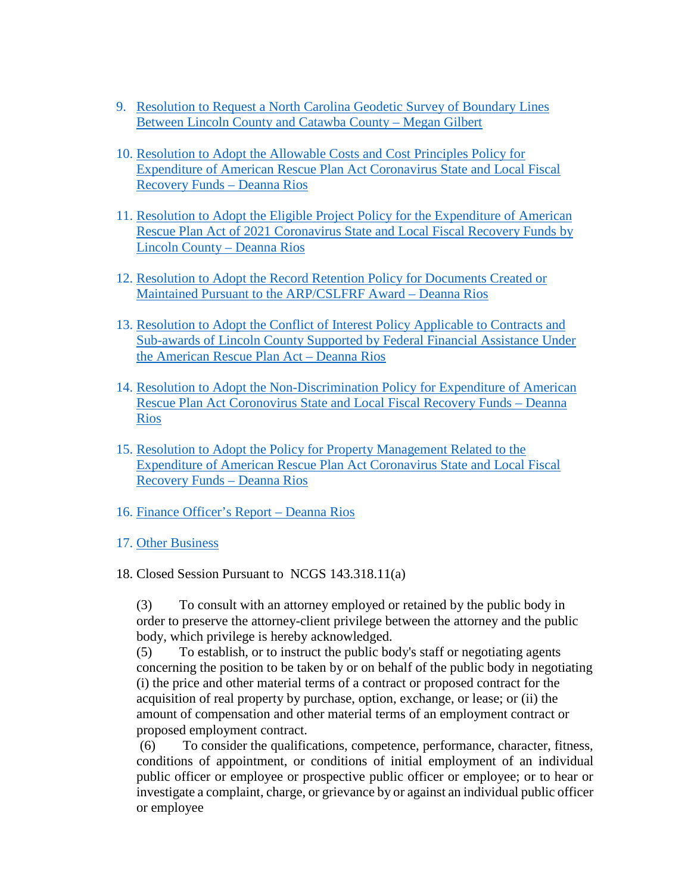9. Resolution to Request a North Carolina Geodetic Survey of Boundary Lines Between Lincoln County and Catawba County – Megan Gilbert

10. Resolution to Adopt the Allowable Costs and Cost Principles Policy for Expenditure of American Rescue Plan Act Coronavirus State and Local Fiscal Recovery Funds – Deanna Rios

11. Resolution to Adopt the Eligible Project Policy for the Expenditure of American Rescue Plan Act of 2021 Coronavirus State and Local Fiscal Recovery Funds by Lincoln County – Deanna Rios

12. Resolution to Adopt the Record Retention Policy for Documents Created or Maintained Pursuant to the ARP/CSLFRF Award – Deanna Rios

13. Resolution to Adopt the Conflict of Interest Policy Applicable to Contracts and Sub-awards of Lincoln County Supported by Federal Financial Assistance Under the American Rescue Plan Act – Deanna Rios

14. Resolution to Adopt the Non-Discrimination Policy for Expenditure of American Rescue Plan Act Coronovirus State and Local Fiscal Recovery Funds – Deanna Rios

15. Resolution to Adopt the Policy for Property Management Related to the Expenditure of American Rescue Plan Act Coronavirus State and Local Fiscal Recovery Funds – Deanna Rios

16. Finance Officer's Report – Deanna Rios

17. Other Business

18. Closed Session Pursuant to NCGS 143.318.11(a)

    (3) To consult with an attorney employed or retained by the public body in order to preserve the attorney-client privilege between the attorney and the public body, which privilege is hereby acknowledged.
    (5) To establish, or to instruct the public body's staff or negotiating agents concerning the position to be taken by or on behalf of the public body in negotiating (i) the price and other material terms of a contract or proposed contract for the acquisition of real property by purchase, option, exchange, or lease; or (ii) the amount of compensation and other material terms of an employment contract or proposed employment contract.
    (6) To consider the qualifications, competence, performance, character, fitness, conditions of appointment, or conditions of initial employment of an individual public officer or employee or prospective public officer or employee; or to hear or investigate a complaint, charge, or grievance by or against an individual public officer or employee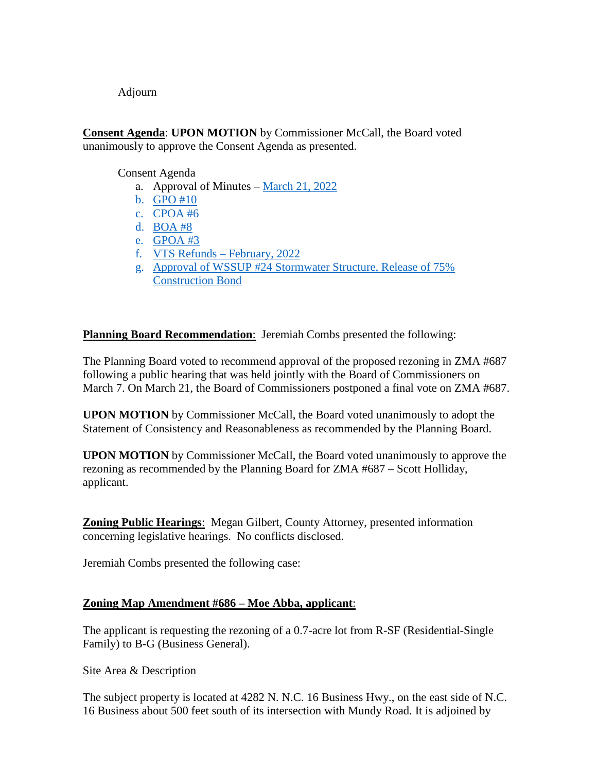Adjourn

**Consent Agenda**: **UPON MOTION** by Commissioner McCall, the Board voted unanimously to approve the Consent Agenda as presented.

Consent Agenda

a. Approval of Minutes – March 21, 2022
b. GPO #10
c. CPOA #6
d. BOA #8
e. GPOA #3
f. VTS Refunds – February, 2022
g. Approval of WSSUP #24 Stormwater Structure, Release of 75% Construction Bond

**Planning Board Recommendation**: Jeremiah Combs presented the following:

The Planning Board voted to recommend approval of the proposed rezoning in ZMA #687 following a public hearing that was held jointly with the Board of Commissioners on March 7. On March 21, the Board of Commissioners postponed a final vote on ZMA #687.

**UPON MOTION** by Commissioner McCall, the Board voted unanimously to adopt the Statement of Consistency and Reasonableness as recommended by the Planning Board.

**UPON MOTION** by Commissioner McCall, the Board voted unanimously to approve the rezoning as recommended by the Planning Board for ZMA #687 – Scott Holliday, applicant.

**Zoning Public Hearings**: Megan Gilbert, County Attorney, presented information concerning legislative hearings. No conflicts disclosed.

Jeremiah Combs presented the following case:

**Zoning Map Amendment #686 – Moe Abba, applicant**:

The applicant is requesting the rezoning of a 0.7-acre lot from R-SF (Residential-Single Family) to B-G (Business General).

Site Area & Description

The subject property is located at 4282 N. N.C. 16 Business Hwy., on the east side of N.C. 16 Business about 500 feet south of its intersection with Mundy Road. It is adjoined by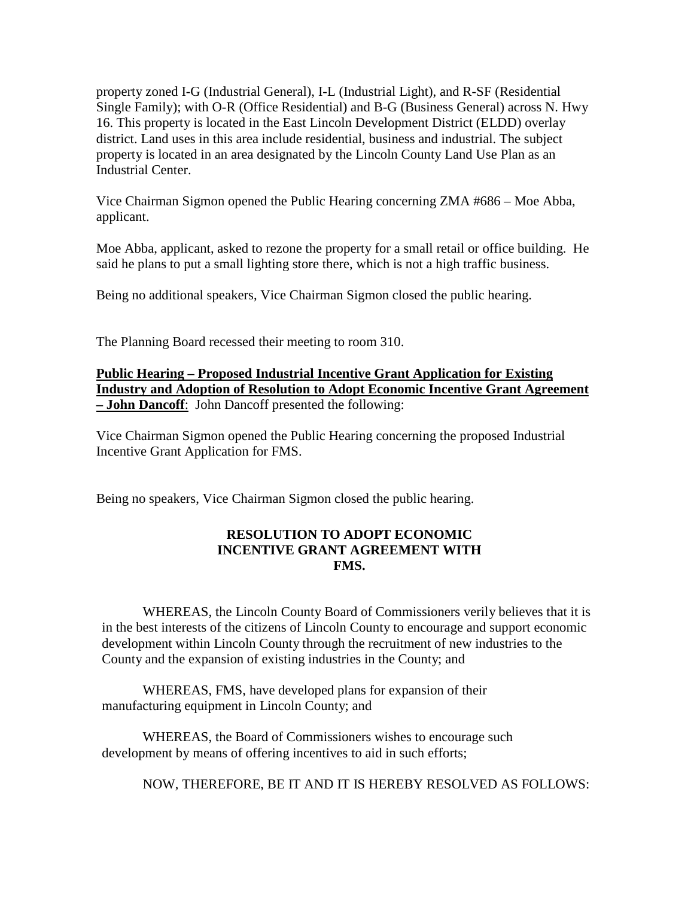property zoned I-G (Industrial General), I-L (Industrial Light), and R-SF (Residential Single Family); with O-R (Office Residential) and B-G (Business General) across N. Hwy 16. This property is located in the East Lincoln Development District (ELDD) overlay district. Land uses in this area include residential, business and industrial. The subject property is located in an area designated by the Lincoln County Land Use Plan as an Industrial Center.

Vice Chairman Sigmon opened the Public Hearing concerning ZMA #686 – Moe Abba, applicant.

Moe Abba, applicant, asked to rezone the property for a small retail or office building. He said he plans to put a small lighting store there, which is not a high traffic business.

Being no additional speakers, Vice Chairman Sigmon closed the public hearing.

The Planning Board recessed their meeting to room 310.

**Public Hearing – Proposed Industrial Incentive Grant Application for Existing Industry and Adoption of Resolution to Adopt Economic Incentive Grant Agreement – John Dancoff**: John Dancoff presented the following:

Vice Chairman Sigmon opened the Public Hearing concerning the proposed Industrial Incentive Grant Application for FMS.

Being no speakers, Vice Chairman Sigmon closed the public hearing.

**RESOLUTION TO ADOPT ECONOMIC INCENTIVE GRANT AGREEMENT WITH FMS.**

WHEREAS, the Lincoln County Board of Commissioners verily believes that it is in the best interests of the citizens of Lincoln County to encourage and support economic development within Lincoln County through the recruitment of new industries to the County and the expansion of existing industries in the County; and

WHEREAS, FMS, have developed plans for expansion of their manufacturing equipment in Lincoln County; and

WHEREAS, the Board of Commissioners wishes to encourage such development by means of offering incentives to aid in such efforts;

NOW, THEREFORE, BE IT AND IT IS HEREBY RESOLVED AS FOLLOWS: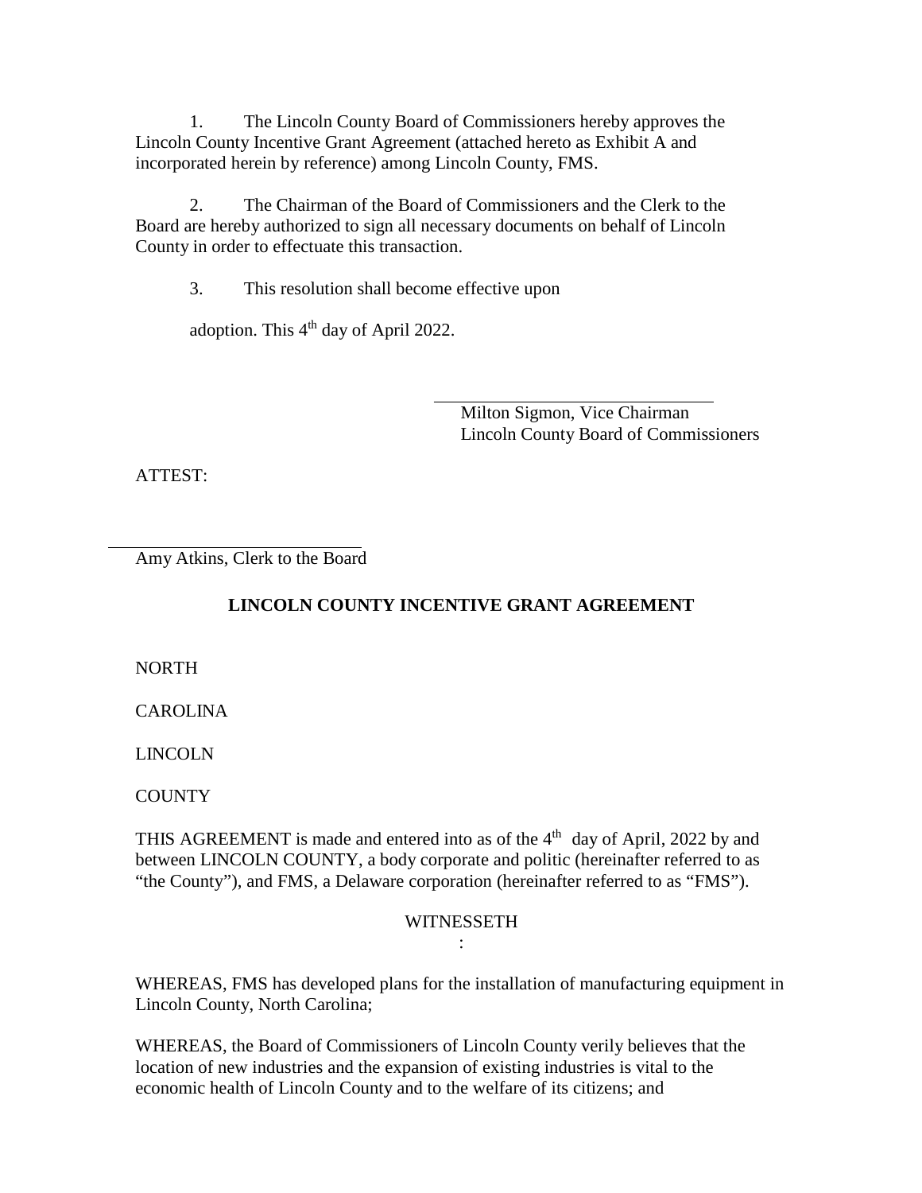1. The Lincoln County Board of Commissioners hereby approves the Lincoln County Incentive Grant Agreement (attached hereto as Exhibit A and incorporated herein by reference) among Lincoln County, FMS.

2. The Chairman of the Board of Commissioners and the Clerk to the Board are hereby authorized to sign all necessary documents on behalf of Lincoln County in order to effectuate this transaction.

3. This resolution shall become effective upon adoption. This 4th day of April 2022.

\_\_\_\_\_\_\_\_\_\_\_\_\_\_\_\_\_\_\_\_\_\_\_\_\_\_\_\_\_\_
Milton Sigmon, Vice Chairman
Lincoln County Board of Commissioners

ATTEST:

\_\_\_\_\_\_\_\_\_\_\_\_\_\_\_\_\_\_\_\_\_\_\_\_\_\_\_\_\_\_
Amy Atkins, Clerk to the Board

## LINCOLN COUNTY INCENTIVE GRANT AGREEMENT

NORTH

CAROLINA

LINCOLN

COUNTY

THIS AGREEMENT is made and entered into as of the 4th day of April, 2022 by and between LINCOLN COUNTY, a body corporate and politic (hereinafter referred to as "the County"), and FMS, a Delaware corporation (hereinafter referred to as "FMS").

WITNESSETH:

WHEREAS, FMS has developed plans for the installation of manufacturing equipment in Lincoln County, North Carolina;

WHEREAS, the Board of Commissioners of Lincoln County verily believes that the location of new industries and the expansion of existing industries is vital to the economic health of Lincoln County and to the welfare of its citizens; and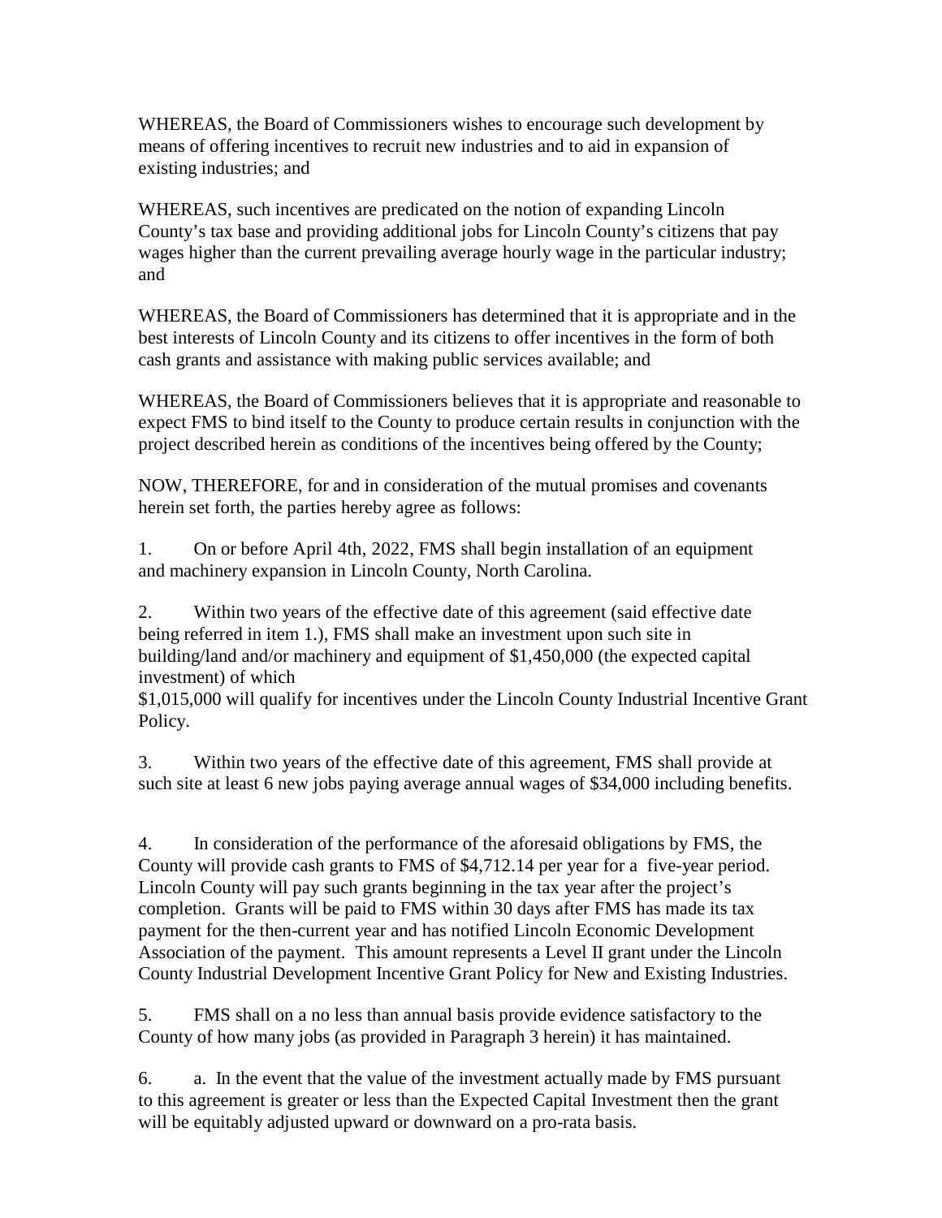WHEREAS, the Board of Commissioners wishes to encourage such development by means of offering incentives to recruit new industries and to aid in expansion of existing industries; and

WHEREAS, such incentives are predicated on the notion of expanding Lincoln County's tax base and providing additional jobs for Lincoln County's citizens that pay wages higher than the current prevailing average hourly wage in the particular industry; and

WHEREAS, the Board of Commissioners has determined that it is appropriate and in the best interests of Lincoln County and its citizens to offer incentives in the form of both cash grants and assistance with making public services available; and

WHEREAS, the Board of Commissioners believes that it is appropriate and reasonable to expect FMS to bind itself to the County to produce certain results in conjunction with the project described herein as conditions of the incentives being offered by the County;

NOW, THEREFORE, for and in consideration of the mutual promises and covenants herein set forth, the parties hereby agree as follows:

1. On or before April 4th, 2022, FMS shall begin installation of an equipment and machinery expansion in Lincoln County, North Carolina.

2. Within two years of the effective date of this agreement (said effective date being referred in item 1.), FMS shall make an investment upon such site in building/land and/or machinery and equipment of $1,450,000 (the expected capital investment) of which
$1,015,000 will qualify for incentives under the Lincoln County Industrial Incentive Grant Policy.

3. Within two years of the effective date of this agreement, FMS shall provide at such site at least 6 new jobs paying average annual wages of $34,000 including benefits.

4. In consideration of the performance of the aforesaid obligations by FMS, the County will provide cash grants to FMS of $4,712.14 per year for a five-year period. Lincoln County will pay such grants beginning in the tax year after the project's completion. Grants will be paid to FMS within 30 days after FMS has made its tax payment for the then-current year and has notified Lincoln Economic Development Association of the payment. This amount represents a Level II grant under the Lincoln County Industrial Development Incentive Grant Policy for New and Existing Industries.

5. FMS shall on a no less than annual basis provide evidence satisfactory to the County of how many jobs (as provided in Paragraph 3 herein) it has maintained.

6. a. In the event that the value of the investment actually made by FMS pursuant to this agreement is greater or less than the Expected Capital Investment then the grant will be equitably adjusted upward or downward on a pro-rata basis.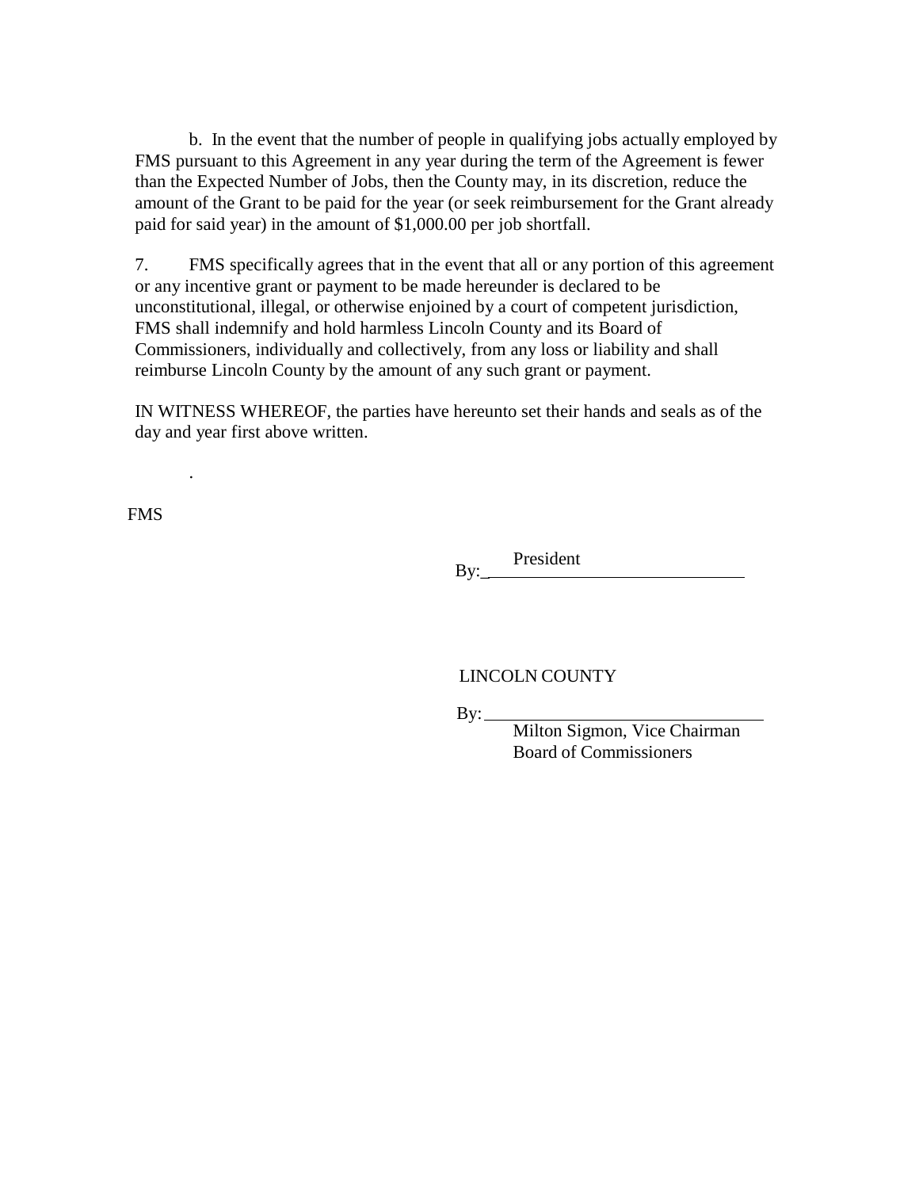b. In the event that the number of people in qualifying jobs actually employed by FMS pursuant to this Agreement in any year during the term of the Agreement is fewer than the Expected Number of Jobs, then the County may, in its discretion, reduce the amount of the Grant to be paid for the year (or seek reimbursement for the Grant already paid for said year) in the amount of $1,000.00 per job shortfall.

7. FMS specifically agrees that in the event that all or any portion of this agreement or any incentive grant or payment to be made hereunder is declared to be unconstitutional, illegal, or otherwise enjoined by a court of competent jurisdiction, FMS shall indemnify and hold harmless Lincoln County and its Board of Commissioners, individually and collectively, from any loss or liability and shall reimburse Lincoln County by the amount of any such grant or payment.

IN WITNESS WHEREOF, the parties have hereunto set their hands and seals as of the day and year first above written.

.

FMS

By:_______________________________
President

LINCOLN COUNTY

By:_______________________________
Milton Sigmon, Vice Chairman
Board of Commissioners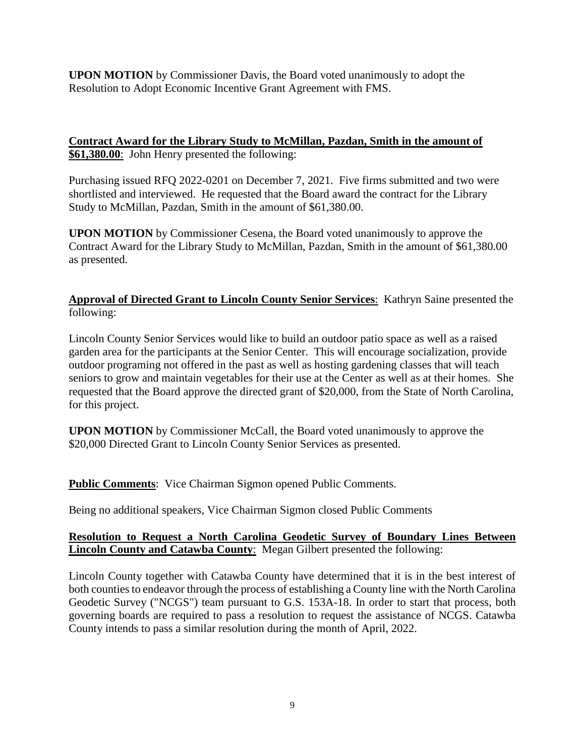**UPON MOTION** by Commissioner Davis, the Board voted unanimously to adopt the Resolution to Adopt Economic Incentive Grant Agreement with FMS.

**Contract Award for the Library Study to McMillan, Pazdan, Smith in the amount of $61,380.00**: John Henry presented the following:

Purchasing issued RFQ 2022-0201 on December 7, 2021. Five firms submitted and two were shortlisted and interviewed. He requested that the Board award the contract for the Library Study to McMillan, Pazdan, Smith in the amount of $61,380.00.

**UPON MOTION** by Commissioner Cesena, the Board voted unanimously to approve the Contract Award for the Library Study to McMillan, Pazdan, Smith in the amount of $61,380.00 as presented.

**Approval of Directed Grant to Lincoln County Senior Services**: Kathryn Saine presented the following:

Lincoln County Senior Services would like to build an outdoor patio space as well as a raised garden area for the participants at the Senior Center. This will encourage socialization, provide outdoor programing not offered in the past as well as hosting gardening classes that will teach seniors to grow and maintain vegetables for their use at the Center as well as at their homes. She requested that the Board approve the directed grant of $20,000, from the State of North Carolina, for this project.

**UPON MOTION** by Commissioner McCall, the Board voted unanimously to approve the $20,000 Directed Grant to Lincoln County Senior Services as presented.

**Public Comments**: Vice Chairman Sigmon opened Public Comments.

Being no additional speakers, Vice Chairman Sigmon closed Public Comments

**Resolution to Request a North Carolina Geodetic Survey of Boundary Lines Between Lincoln County and Catawba County**: Megan Gilbert presented the following:

Lincoln County together with Catawba County have determined that it is in the best interest of both counties to endeavor through the process of establishing a County line with the North Carolina Geodetic Survey ("NCGS") team pursuant to G.S. 153A-18. In order to start that process, both governing boards are required to pass a resolution to request the assistance of NCGS. Catawba County intends to pass a similar resolution during the month of April, 2022.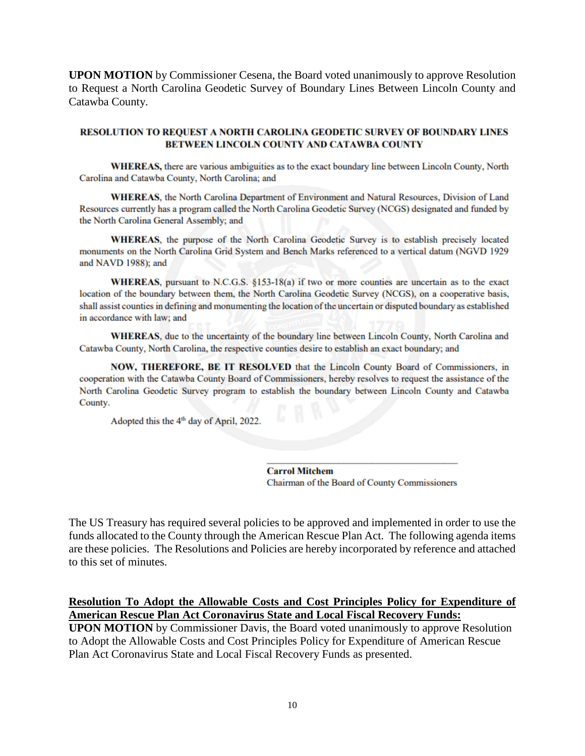**UPON MOTION** by Commissioner Cesena, the Board voted unanimously to approve Resolution to Request a North Carolina Geodetic Survey of Boundary Lines Between Lincoln County and Catawba County.

**RESOLUTION TO REQUEST A NORTH CAROLINA GEODETIC SURVEY OF BOUNDARY LINES BETWEEN LINCOLN COUNTY AND CATAWBA COUNTY**

**WHEREAS,** there are various ambiguities as to the exact boundary line between Lincoln County, North Carolina and Catawba County, North Carolina; and

**WHEREAS**, the North Carolina Department of Environment and Natural Resources, Division of Land Resources currently has a program called the North Carolina Geodetic Survey (NCGS) designated and funded by the North Carolina General Assembly; and

**WHEREAS**, the purpose of the North Carolina Geodetic Survey is to establish precisely located monuments on the North Carolina Grid System and Bench Marks referenced to a vertical datum (NGVD 1929 and NAVD 1988); and

**WHEREAS**, pursuant to N.C.G.S. §153-18(a) if two or more counties are uncertain as to the exact location of the boundary between them, the North Carolina Geodetic Survey (NCGS), on a cooperative basis, shall assist counties in defining and monumenting the location of the uncertain or disputed boundary as established in accordance with law; and

**WHEREAS**, due to the uncertainty of the boundary line between Lincoln County, North Carolina and Catawba County, North Carolina, the respective counties desire to establish an exact boundary; and

**NOW, THEREFORE, BE IT RESOLVED** that the Lincoln County Board of Commissioners, in cooperation with the Catawba County Board of Commissioners, hereby resolves to request the assistance of the North Carolina Geodetic Survey program to establish the boundary between Lincoln County and Catawba County.

Adopted this the 4th day of April, 2022.

\_\_\_\_\_\_\_\_\_\_\_\_\_\_\_\_\_\_\_\_\_\_\_\_\_\_\_\_\_\_\_\_\_\_\_\_\_\_

**Carrol Mitchem**
Chairman of the Board of County Commissioners

The US Treasury has required several policies to be approved and implemented in order to use the funds allocated to the County through the American Rescue Plan Act. The following agenda items are these policies. The Resolutions and Policies are hereby incorporated by reference and attached to this set of minutes.

**Resolution To Adopt the Allowable Costs and Cost Principles Policy for Expenditure of American Rescue Plan Act Coronavirus State and Local Fiscal Recovery Funds:**
**UPON MOTION** by Commissioner Davis, the Board voted unanimously to approve Resolution to Adopt the Allowable Costs and Cost Principles Policy for Expenditure of American Rescue Plan Act Coronavirus State and Local Fiscal Recovery Funds as presented.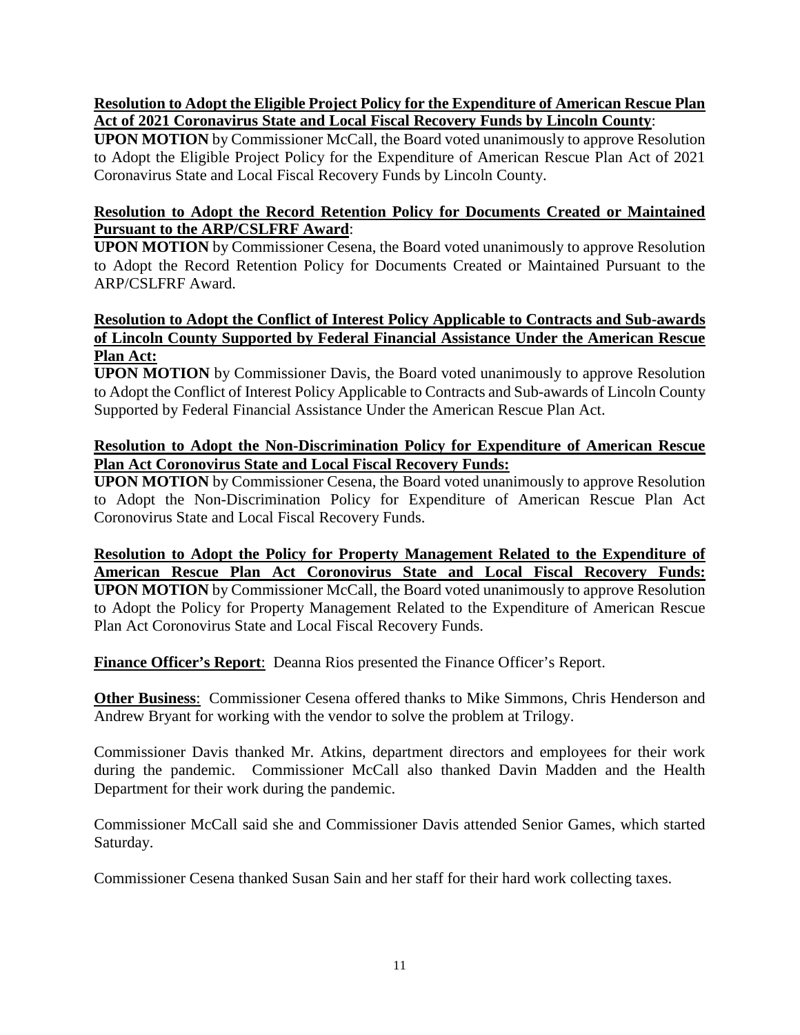**Resolution to Adopt the Eligible Project Policy for the Expenditure of American Rescue Plan Act of 2021 Coronavirus State and Local Fiscal Recovery Funds by Lincoln County**:
**UPON MOTION** by Commissioner McCall, the Board voted unanimously to approve Resolution to Adopt the Eligible Project Policy for the Expenditure of American Rescue Plan Act of 2021 Coronavirus State and Local Fiscal Recovery Funds by Lincoln County.

**Resolution to Adopt the Record Retention Policy for Documents Created or Maintained Pursuant to the ARP/CSLFRF Award**:
**UPON MOTION** by Commissioner Cesena, the Board voted unanimously to approve Resolution to Adopt the Record Retention Policy for Documents Created or Maintained Pursuant to the ARP/CSLFRF Award.

**Resolution to Adopt the Conflict of Interest Policy Applicable to Contracts and Sub-awards of Lincoln County Supported by Federal Financial Assistance Under the American Rescue Plan Act:**
**UPON MOTION** by Commissioner Davis, the Board voted unanimously to approve Resolution to Adopt the Conflict of Interest Policy Applicable to Contracts and Sub-awards of Lincoln County Supported by Federal Financial Assistance Under the American Rescue Plan Act.

**Resolution to Adopt the Non-Discrimination Policy for Expenditure of American Rescue Plan Act Coronovirus State and Local Fiscal Recovery Funds:**
**UPON MOTION** by Commissioner Cesena, the Board voted unanimously to approve Resolution to Adopt the Non-Discrimination Policy for Expenditure of American Rescue Plan Act Coronovirus State and Local Fiscal Recovery Funds.

**Resolution to Adopt the Policy for Property Management Related to the Expenditure of American Rescue Plan Act Coronovirus State and Local Fiscal Recovery Funds:**
**UPON MOTION** by Commissioner McCall, the Board voted unanimously to approve Resolution to Adopt the Policy for Property Management Related to the Expenditure of American Rescue Plan Act Coronovirus State and Local Fiscal Recovery Funds.

**Finance Officer's Report**: Deanna Rios presented the Finance Officer's Report.

**Other Business**: Commissioner Cesena offered thanks to Mike Simmons, Chris Henderson and Andrew Bryant for working with the vendor to solve the problem at Trilogy.

Commissioner Davis thanked Mr. Atkins, department directors and employees for their work during the pandemic. Commissioner McCall also thanked Davin Madden and the Health Department for their work during the pandemic.

Commissioner McCall said she and Commissioner Davis attended Senior Games, which started Saturday.

Commissioner Cesena thanked Susan Sain and her staff for their hard work collecting taxes.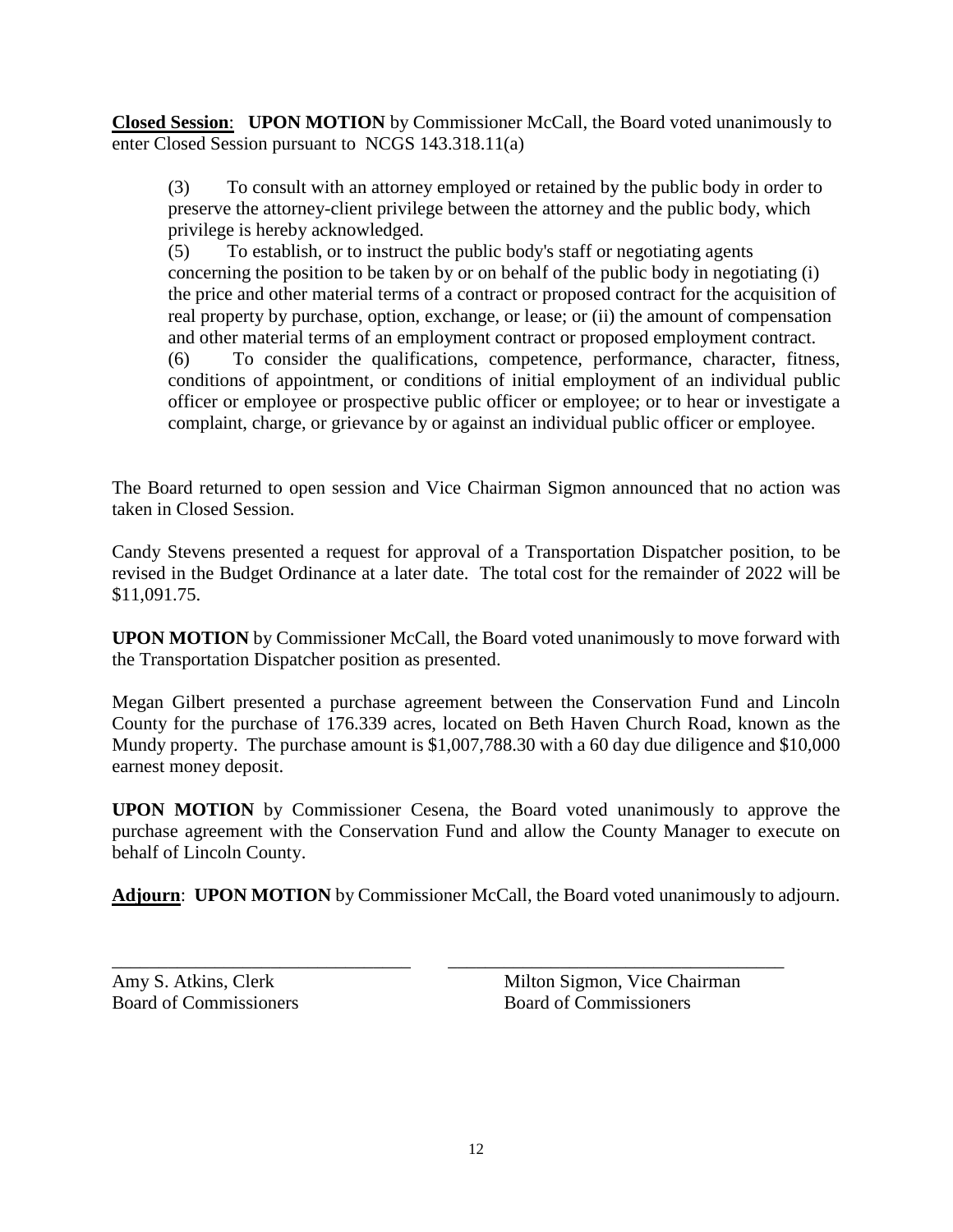**Closed Session**: **UPON MOTION** by Commissioner McCall, the Board voted unanimously to enter Closed Session pursuant to NCGS 143.318.11(a)

> (3) To consult with an attorney employed or retained by the public body in order to preserve the attorney-client privilege between the attorney and the public body, which privilege is hereby acknowledged.
>
> (5) To establish, or to instruct the public body's staff or negotiating agents concerning the position to be taken by or on behalf of the public body in negotiating (i) the price and other material terms of a contract or proposed contract for the acquisition of real property by purchase, option, exchange, or lease; or (ii) the amount of compensation and other material terms of an employment contract or proposed employment contract.
>
> (6) To consider the qualifications, competence, performance, character, fitness, conditions of appointment, or conditions of initial employment of an individual public officer or employee or prospective public officer or employee; or to hear or investigate a complaint, charge, or grievance by or against an individual public officer or employee.

The Board returned to open session and Vice Chairman Sigmon announced that no action was taken in Closed Session.

Candy Stevens presented a request for approval of a Transportation Dispatcher position, to be revised in the Budget Ordinance at a later date. The total cost for the remainder of 2022 will be $11,091.75.

**UPON MOTION** by Commissioner McCall, the Board voted unanimously to move forward with the Transportation Dispatcher position as presented.

Megan Gilbert presented a purchase agreement between the Conservation Fund and Lincoln County for the purchase of 176.339 acres, located on Beth Haven Church Road, known as the Mundy property. The purchase amount is $1,007,788.30 with a 60 day due diligence and $10,000 earnest money deposit.

**UPON MOTION** by Commissioner Cesena, the Board voted unanimously to approve the purchase agreement with the Conservation Fund and allow the County Manager to execute on behalf of Lincoln County.

**Adjourn**: **UPON MOTION** by Commissioner McCall, the Board voted unanimously to adjourn.

| | |
|---|---|
| \_\_\_\_\_\_\_\_\_\_\_\_\_\_\_\_\_\_\_\_\_\_\_\_\_\_\_\_\_\_ | \_\_\_\_\_\_\_\_\_\_\_\_\_\_\_\_\_\_\_\_\_\_\_\_\_\_\_\_\_\_ |
| Amy S. Atkins, Clerk | Milton Sigmon, Vice Chairman |
| Board of Commissioners | Board of Commissioners |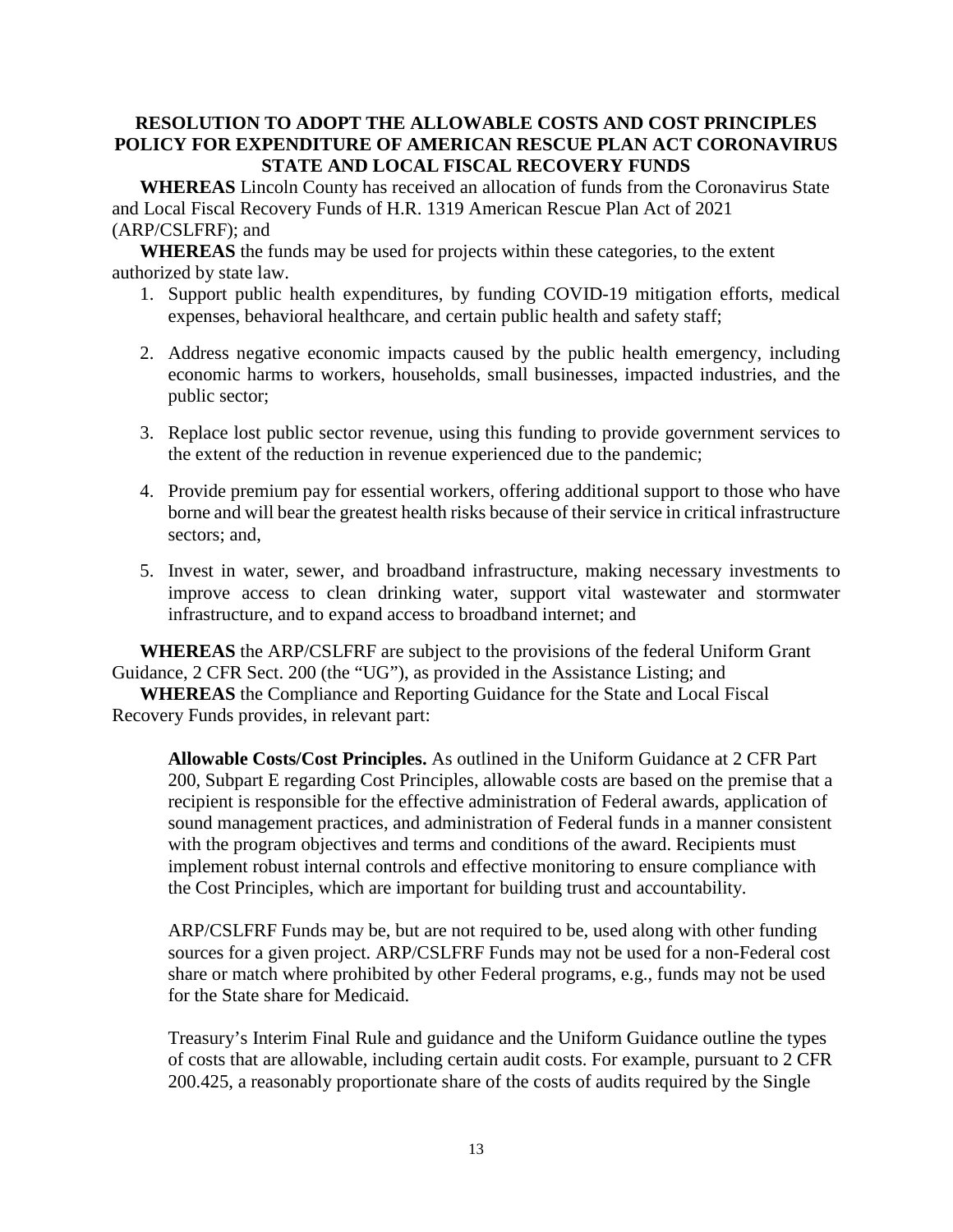## RESOLUTION TO ADOPT THE ALLOWABLE COSTS AND COST PRINCIPLES POLICY FOR EXPENDITURE OF AMERICAN RESCUE PLAN ACT CORONAVIRUS STATE AND LOCAL FISCAL RECOVERY FUNDS

**WHEREAS** Lincoln County has received an allocation of funds from the Coronavirus State and Local Fiscal Recovery Funds of H.R. 1319 American Rescue Plan Act of 2021 (ARP/CSLFRF); and

**WHEREAS** the funds may be used for projects within these categories, to the extent authorized by state law.

1. Support public health expenditures, by funding COVID-19 mitigation efforts, medical expenses, behavioral healthcare, and certain public health and safety staff;

2. Address negative economic impacts caused by the public health emergency, including economic harms to workers, households, small businesses, impacted industries, and the public sector;

3. Replace lost public sector revenue, using this funding to provide government services to the extent of the reduction in revenue experienced due to the pandemic;

4. Provide premium pay for essential workers, offering additional support to those who have borne and will bear the greatest health risks because of their service in critical infrastructure sectors; and,

5. Invest in water, sewer, and broadband infrastructure, making necessary investments to improve access to clean drinking water, support vital wastewater and stormwater infrastructure, and to expand access to broadband internet; and

**WHEREAS** the ARP/CSLFRF are subject to the provisions of the federal Uniform Grant Guidance, 2 CFR Sect. 200 (the "UG"), as provided in the Assistance Listing; and

**WHEREAS** the Compliance and Reporting Guidance for the State and Local Fiscal Recovery Funds provides, in relevant part:

> **Allowable Costs/Cost Principles.** As outlined in the Uniform Guidance at 2 CFR Part 200, Subpart E regarding Cost Principles, allowable costs are based on the premise that a recipient is responsible for the effective administration of Federal awards, application of sound management practices, and administration of Federal funds in a manner consistent with the program objectives and terms and conditions of the award. Recipients must implement robust internal controls and effective monitoring to ensure compliance with the Cost Principles, which are important for building trust and accountability.
>
> ARP/CSLFRF Funds may be, but are not required to be, used along with other funding sources for a given project. ARP/CSLFRF Funds may not be used for a non-Federal cost share or match where prohibited by other Federal programs, e.g., funds may not be used for the State share for Medicaid.
>
> Treasury's Interim Final Rule and guidance and the Uniform Guidance outline the types of costs that are allowable, including certain audit costs. For example, pursuant to 2 CFR 200.425, a reasonably proportionate share of the costs of audits required by the Single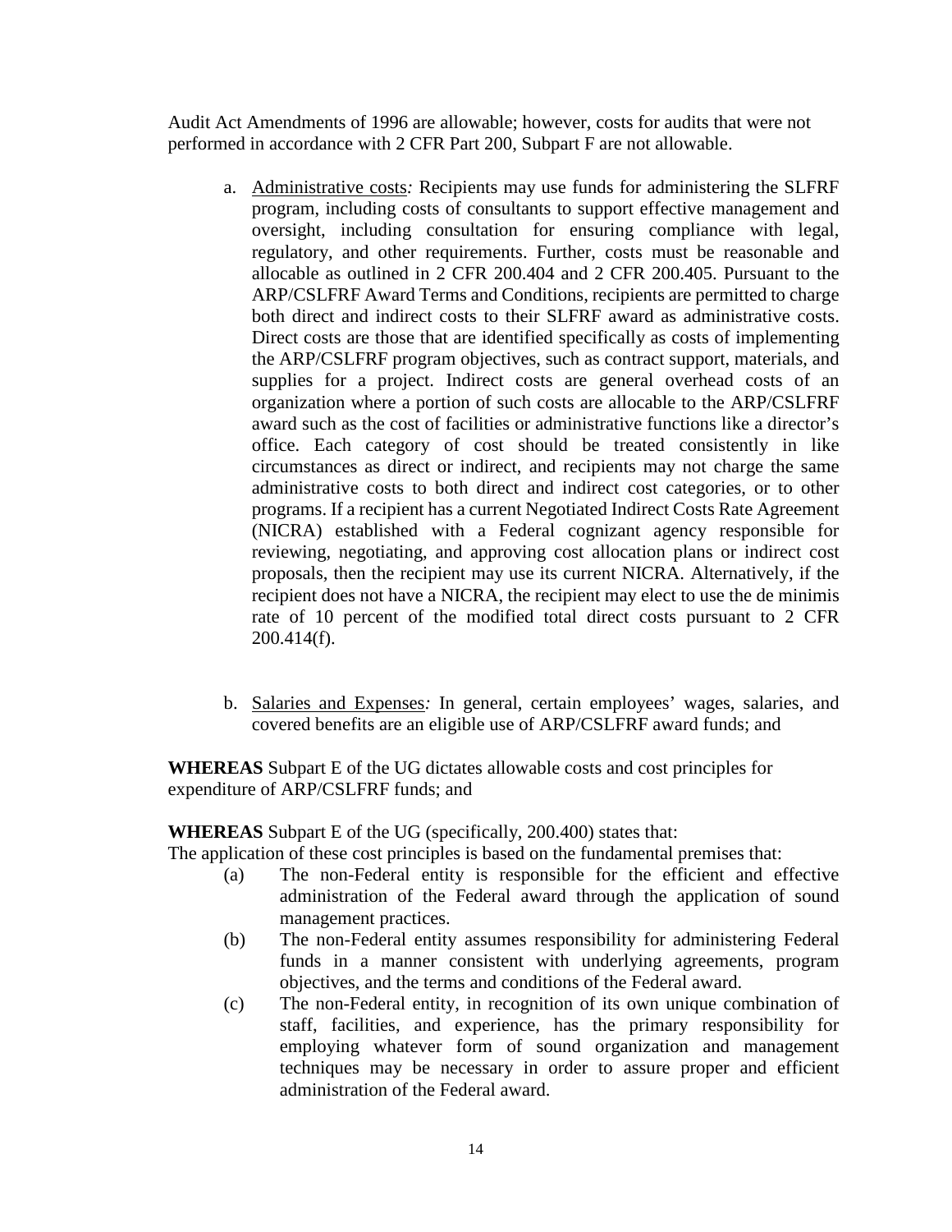Audit Act Amendments of 1996 are allowable; however, costs for audits that were not performed in accordance with 2 CFR Part 200, Subpart F are not allowable.

a. Administrative costs*:* Recipients may use funds for administering the SLFRF program, including costs of consultants to support effective management and oversight, including consultation for ensuring compliance with legal, regulatory, and other requirements. Further, costs must be reasonable and allocable as outlined in 2 CFR 200.404 and 2 CFR 200.405. Pursuant to the ARP/CSLFRF Award Terms and Conditions, recipients are permitted to charge both direct and indirect costs to their SLFRF award as administrative costs. Direct costs are those that are identified specifically as costs of implementing the ARP/CSLFRF program objectives, such as contract support, materials, and supplies for a project. Indirect costs are general overhead costs of an organization where a portion of such costs are allocable to the ARP/CSLFRF award such as the cost of facilities or administrative functions like a director's office. Each category of cost should be treated consistently in like circumstances as direct or indirect, and recipients may not charge the same administrative costs to both direct and indirect cost categories, or to other programs. If a recipient has a current Negotiated Indirect Costs Rate Agreement (NICRA) established with a Federal cognizant agency responsible for reviewing, negotiating, and approving cost allocation plans or indirect cost proposals, then the recipient may use its current NICRA. Alternatively, if the recipient does not have a NICRA, the recipient may elect to use the de minimis rate of 10 percent of the modified total direct costs pursuant to 2 CFR 200.414(f).

b. Salaries and Expenses*:* In general, certain employees' wages, salaries, and covered benefits are an eligible use of ARP/CSLFRF award funds; and

**WHEREAS** Subpart E of the UG dictates allowable costs and cost principles for expenditure of ARP/CSLFRF funds; and

**WHEREAS** Subpart E of the UG (specifically, 200.400) states that:
The application of these cost principles is based on the fundamental premises that:

(a) The non-Federal entity is responsible for the efficient and effective administration of the Federal award through the application of sound management practices.

(b) The non-Federal entity assumes responsibility for administering Federal funds in a manner consistent with underlying agreements, program objectives, and the terms and conditions of the Federal award.

(c) The non-Federal entity, in recognition of its own unique combination of staff, facilities, and experience, has the primary responsibility for employing whatever form of sound organization and management techniques may be necessary in order to assure proper and efficient administration of the Federal award.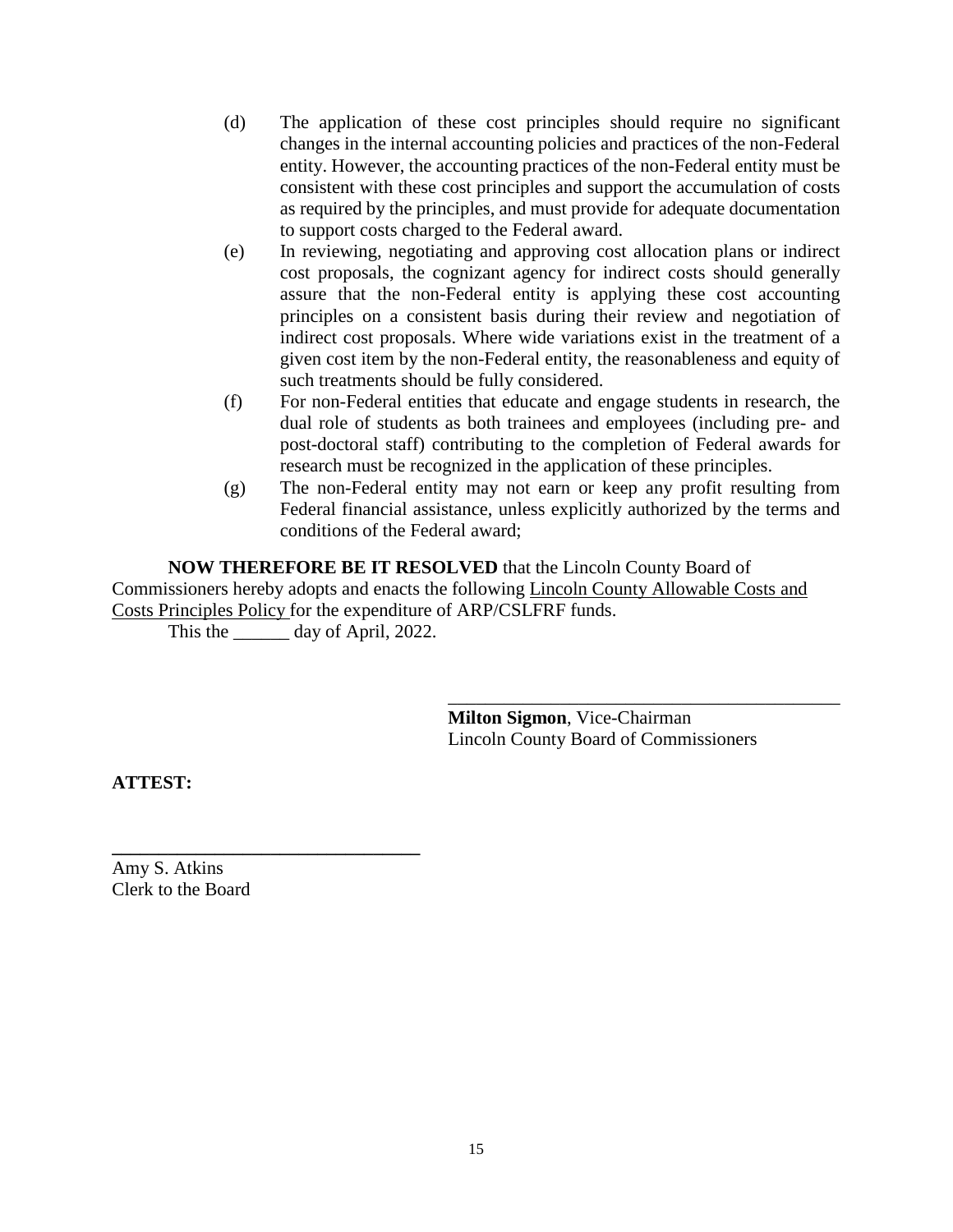(d) The application of these cost principles should require no significant changes in the internal accounting policies and practices of the non-Federal entity. However, the accounting practices of the non-Federal entity must be consistent with these cost principles and support the accumulation of costs as required by the principles, and must provide for adequate documentation to support costs charged to the Federal award.

(e) In reviewing, negotiating and approving cost allocation plans or indirect cost proposals, the cognizant agency for indirect costs should generally assure that the non-Federal entity is applying these cost accounting principles on a consistent basis during their review and negotiation of indirect cost proposals. Where wide variations exist in the treatment of a given cost item by the non-Federal entity, the reasonableness and equity of such treatments should be fully considered.

(f) For non-Federal entities that educate and engage students in research, the dual role of students as both trainees and employees (including pre- and post-doctoral staff) contributing to the completion of Federal awards for research must be recognized in the application of these principles.

(g) The non-Federal entity may not earn or keep any profit resulting from Federal financial assistance, unless explicitly authorized by the terms and conditions of the Federal award;

**NOW THEREFORE BE IT RESOLVED** that the Lincoln County Board of Commissioners hereby adopts and enacts the following Lincoln County Allowable Costs and Costs Principles Policy for the expenditure of ARP/CSLFRF funds.

This the ______ day of April, 2022.

\_\_\_\_\_\_\_\_\_\_\_\_\_\_\_\_\_\_\_\_\_\_\_\_\_\_\_\_\_\_\_\_\_\_\_\_\_\_\_\_

**Milton Sigmon**, Vice-Chairman
Lincoln County Board of Commissioners

**ATTEST:**

\_\_\_\_\_\_\_\_\_\_\_\_\_\_\_\_\_\_\_\_\_\_\_\_\_\_\_\_\_\_\_\_

Amy S. Atkins
Clerk to the Board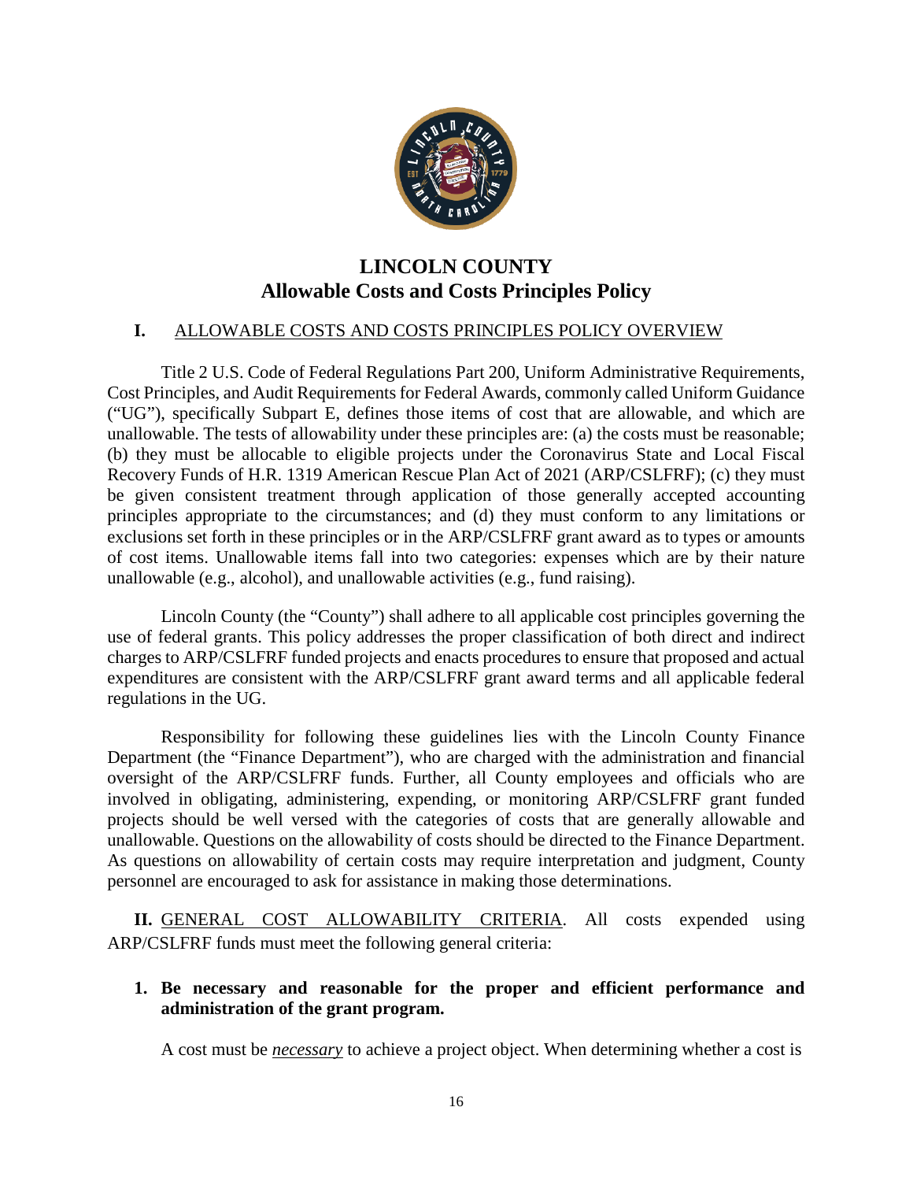# LINCOLN COUNTY
## Allowable Costs and Costs Principles Policy

### I. ALLOWABLE COSTS AND COSTS PRINCIPLES POLICY OVERVIEW

Title 2 U.S. Code of Federal Regulations Part 200, Uniform Administrative Requirements, Cost Principles, and Audit Requirements for Federal Awards, commonly called Uniform Guidance ("UG"), specifically Subpart E, defines those items of cost that are allowable, and which are unallowable. The tests of allowability under these principles are: (a) the costs must be reasonable; (b) they must be allocable to eligible projects under the Coronavirus State and Local Fiscal Recovery Funds of H.R. 1319 American Rescue Plan Act of 2021 (ARP/CSLFRF); (c) they must be given consistent treatment through application of those generally accepted accounting principles appropriate to the circumstances; and (d) they must conform to any limitations or exclusions set forth in these principles or in the ARP/CSLFRF grant award as to types or amounts of cost items. Unallowable items fall into two categories: expenses which are by their nature unallowable (e.g., alcohol), and unallowable activities (e.g., fund raising).

Lincoln County (the "County") shall adhere to all applicable cost principles governing the use of federal grants. This policy addresses the proper classification of both direct and indirect charges to ARP/CSLFRF funded projects and enacts procedures to ensure that proposed and actual expenditures are consistent with the ARP/CSLFRF grant award terms and all applicable federal regulations in the UG.

Responsibility for following these guidelines lies with the Lincoln County Finance Department (the "Finance Department"), who are charged with the administration and financial oversight of the ARP/CSLFRF funds. Further, all County employees and officials who are involved in obligating, administering, expending, or monitoring ARP/CSLFRF grant funded projects should be well versed with the categories of costs that are generally allowable and unallowable. Questions on the allowability of costs should be directed to the Finance Department. As questions on allowability of certain costs may require interpretation and judgment, County personnel are encouraged to ask for assistance in making those determinations.

**II.** GENERAL COST ALLOWABILITY CRITERIA. All costs expended using ARP/CSLFRF funds must meet the following general criteria:

**1. Be necessary and reasonable for the proper and efficient performance and administration of the grant program.**

A cost must be ***necessary*** to achieve a project object. When determining whether a cost is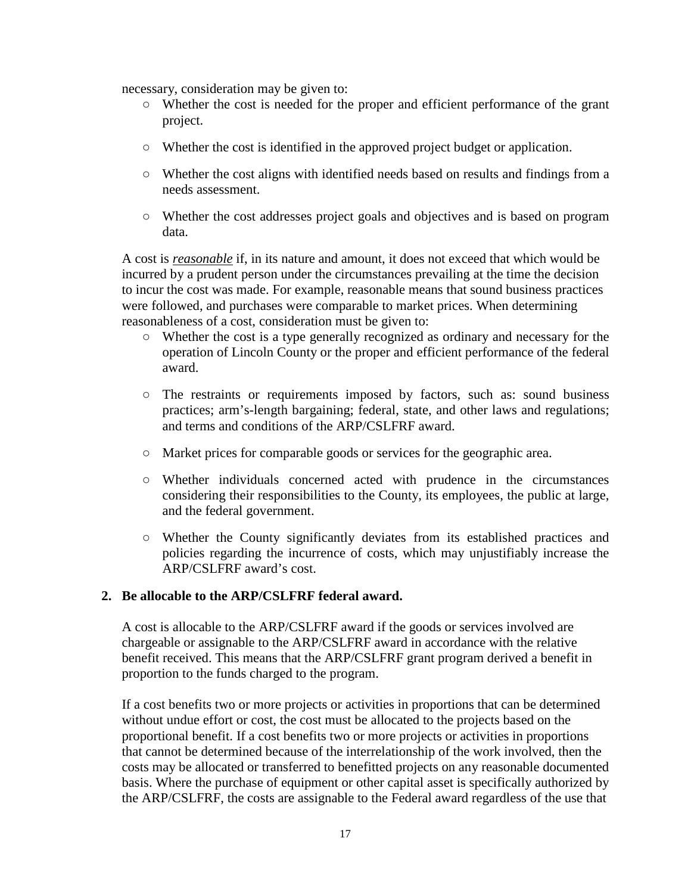necessary, consideration may be given to:

- Whether the cost is needed for the proper and efficient performance of the grant project.
- Whether the cost is identified in the approved project budget or application.
- Whether the cost aligns with identified needs based on results and findings from a needs assessment.
- Whether the cost addresses project goals and objectives and is based on program data.

A cost is ***reasonable*** if, in its nature and amount, it does not exceed that which would be incurred by a prudent person under the circumstances prevailing at the time the decision to incur the cost was made. For example, reasonable means that sound business practices were followed, and purchases were comparable to market prices. When determining reasonableness of a cost, consideration must be given to:

- Whether the cost is a type generally recognized as ordinary and necessary for the operation of Lincoln County or the proper and efficient performance of the federal award.
- The restraints or requirements imposed by factors, such as: sound business practices; arm's-length bargaining; federal, state, and other laws and regulations; and terms and conditions of the ARP/CSLFRF award.
- Market prices for comparable goods or services for the geographic area.
- Whether individuals concerned acted with prudence in the circumstances considering their responsibilities to the County, its employees, the public at large, and the federal government.
- Whether the County significantly deviates from its established practices and policies regarding the incurrence of costs, which may unjustifiably increase the ARP/CSLFRF award's cost.

**2. Be allocable to the ARP/CSLFRF federal award.**

A cost is allocable to the ARP/CSLFRF award if the goods or services involved are chargeable or assignable to the ARP/CSLFRF award in accordance with the relative benefit received. This means that the ARP/CSLFRF grant program derived a benefit in proportion to the funds charged to the program.

If a cost benefits two or more projects or activities in proportions that can be determined without undue effort or cost, the cost must be allocated to the projects based on the proportional benefit. If a cost benefits two or more projects or activities in proportions that cannot be determined because of the interrelationship of the work involved, then the costs may be allocated or transferred to benefitted projects on any reasonable documented basis. Where the purchase of equipment or other capital asset is specifically authorized by the ARP/CSLFRF, the costs are assignable to the Federal award regardless of the use that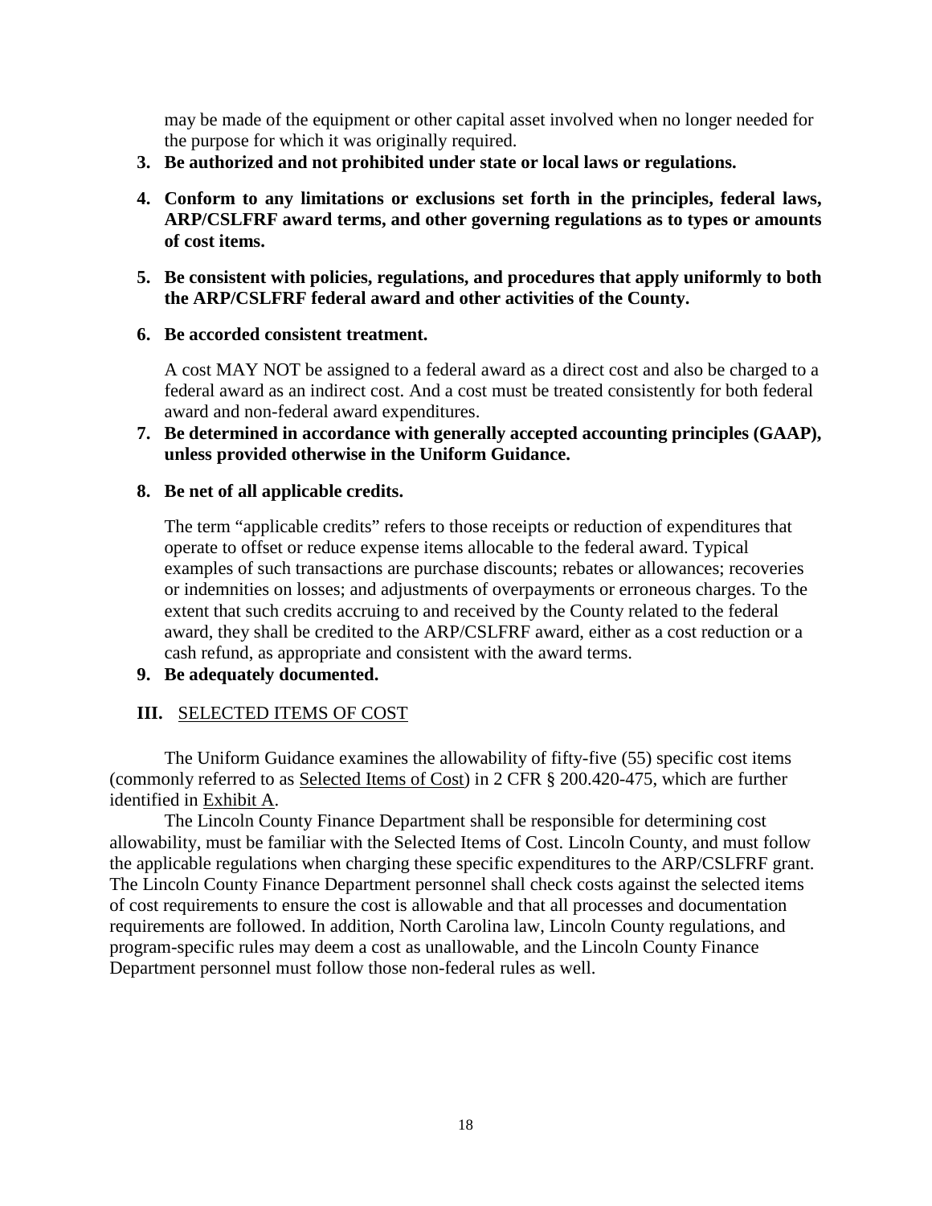may be made of the equipment or other capital asset involved when no longer needed for the purpose for which it was originally required.

3. **Be authorized and not prohibited under state or local laws or regulations.**

4. **Conform to any limitations or exclusions set forth in the principles, federal laws, ARP/CSLFRF award terms, and other governing regulations as to types or amounts of cost items.**

5. **Be consistent with policies, regulations, and procedures that apply uniformly to both the ARP/CSLFRF federal award and other activities of the County.**

6. **Be accorded consistent treatment.**

   A cost MAY NOT be assigned to a federal award as a direct cost and also be charged to a federal award as an indirect cost. And a cost must be treated consistently for both federal award and non-federal award expenditures.

7. **Be determined in accordance with generally accepted accounting principles (GAAP), unless provided otherwise in the Uniform Guidance.**

8. **Be net of all applicable credits.**

   The term "applicable credits" refers to those receipts or reduction of expenditures that operate to offset or reduce expense items allocable to the federal award. Typical examples of such transactions are purchase discounts; rebates or allowances; recoveries or indemnities on losses; and adjustments of overpayments or erroneous charges. To the extent that such credits accruing to and received by the County related to the federal award, they shall be credited to the ARP/CSLFRF award, either as a cost reduction or a cash refund, as appropriate and consistent with the award terms.

9. **Be adequately documented.**

## III. SELECTED ITEMS OF COST

The Uniform Guidance examines the allowability of fifty-five (55) specific cost items (commonly referred to as Selected Items of Cost) in 2 CFR § 200.420-475, which are further identified in Exhibit A.

The Lincoln County Finance Department shall be responsible for determining cost allowability, must be familiar with the Selected Items of Cost. Lincoln County, and must follow the applicable regulations when charging these specific expenditures to the ARP/CSLFRF grant. The Lincoln County Finance Department personnel shall check costs against the selected items of cost requirements to ensure the cost is allowable and that all processes and documentation requirements are followed. In addition, North Carolina law, Lincoln County regulations, and program-specific rules may deem a cost as unallowable, and the Lincoln County Finance Department personnel must follow those non-federal rules as well.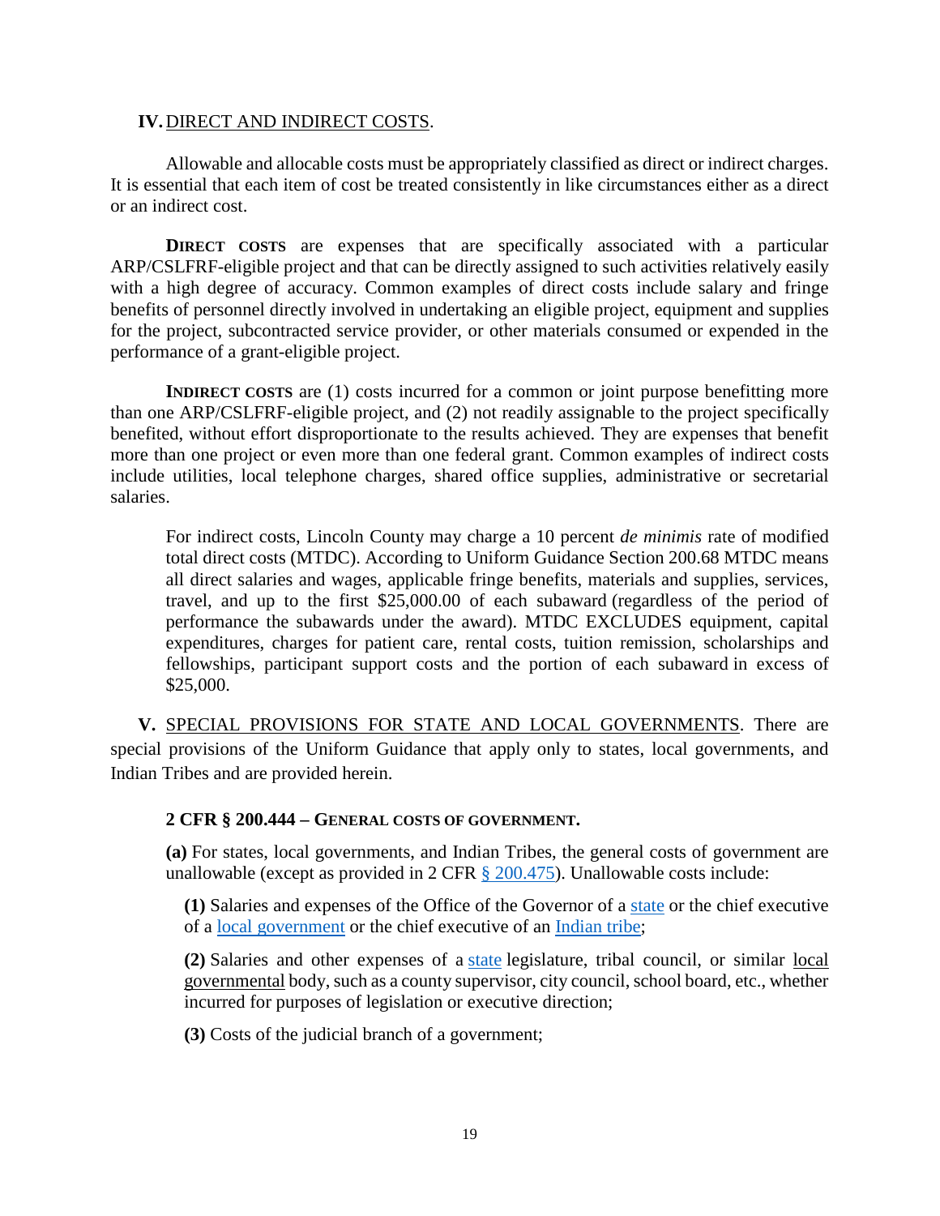## IV. DIRECT AND INDIRECT COSTS.

Allowable and allocable costs must be appropriately classified as direct or indirect charges. It is essential that each item of cost be treated consistently in like circumstances either as a direct or an indirect cost.

**DIRECT COSTS** are expenses that are specifically associated with a particular ARP/CSLFRF-eligible project and that can be directly assigned to such activities relatively easily with a high degree of accuracy. Common examples of direct costs include salary and fringe benefits of personnel directly involved in undertaking an eligible project, equipment and supplies for the project, subcontracted service provider, or other materials consumed or expended in the performance of a grant-eligible project.

**INDIRECT COSTS** are (1) costs incurred for a common or joint purpose benefitting more than one ARP/CSLFRF-eligible project, and (2) not readily assignable to the project specifically benefited, without effort disproportionate to the results achieved. They are expenses that benefit more than one project or even more than one federal grant. Common examples of indirect costs include utilities, local telephone charges, shared office supplies, administrative or secretarial salaries.

> For indirect costs, Lincoln County may charge a 10 percent *de minimis* rate of modified total direct costs (MTDC). According to Uniform Guidance Section 200.68 MTDC means all direct salaries and wages, applicable fringe benefits, materials and supplies, services, travel, and up to the first $25,000.00 of each subaward (regardless of the period of performance the subawards under the award). MTDC EXCLUDES equipment, capital expenditures, charges for patient care, rental costs, tuition remission, scholarships and fellowships, participant support costs and the portion of each subaward in excess of $25,000.

## V. SPECIAL PROVISIONS FOR STATE AND LOCAL GOVERNMENTS.

There are special provisions of the Uniform Guidance that apply only to states, local governments, and Indian Tribes and are provided herein.

### 2 CFR § 200.444 – GENERAL COSTS OF GOVERNMENT.

**(a)** For states, local governments, and Indian Tribes, the general costs of government are unallowable (except as provided in 2 CFR § 200.475). Unallowable costs include:

**(1)** Salaries and expenses of the Office of the Governor of a state or the chief executive of a local government or the chief executive of an Indian tribe;

**(2)** Salaries and other expenses of a state legislature, tribal council, or similar local governmental body, such as a county supervisor, city council, school board, etc., whether incurred for purposes of legislation or executive direction;

**(3)** Costs of the judicial branch of a government;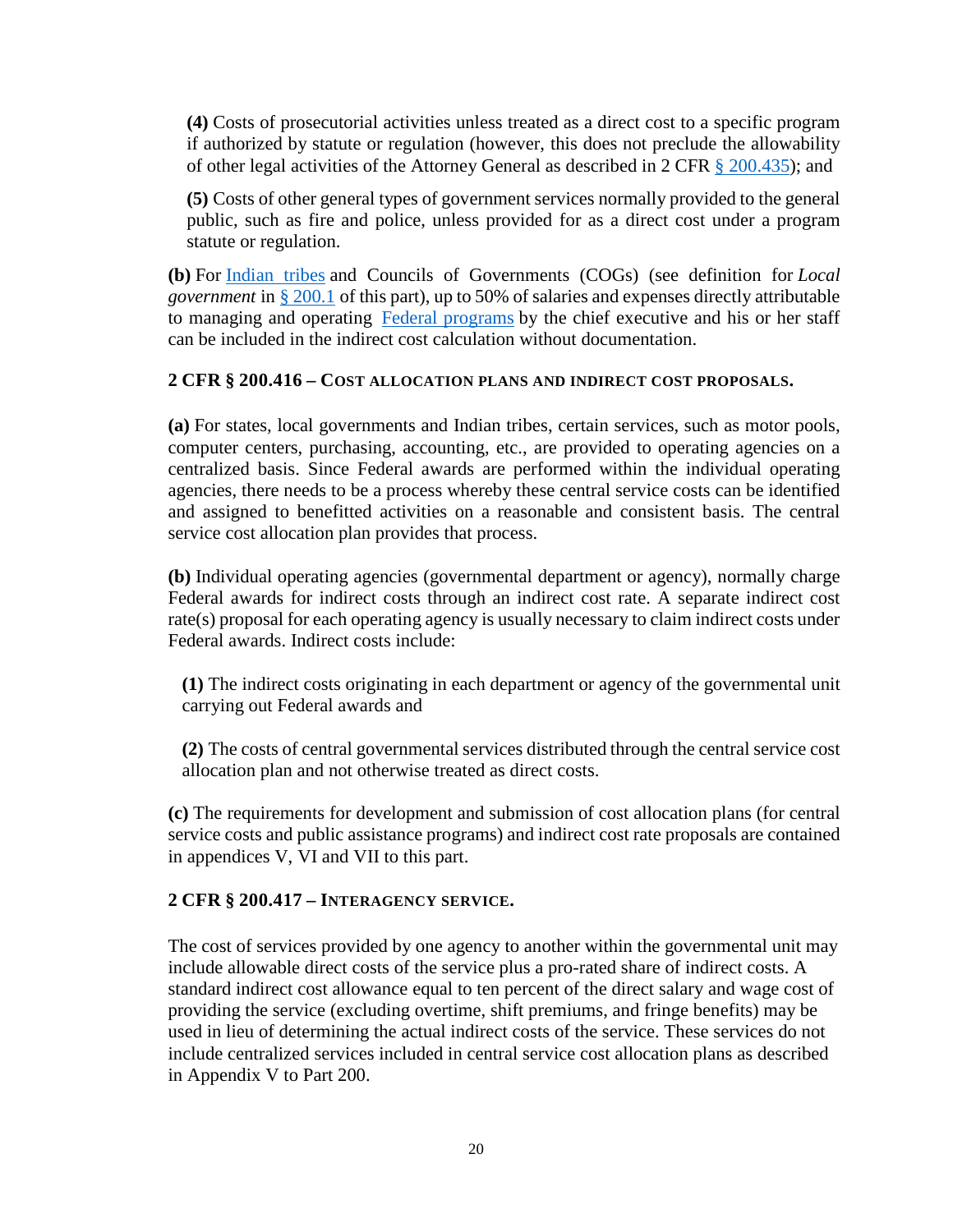**(4)** Costs of prosecutorial activities unless treated as a direct cost to a specific program if authorized by statute or regulation (however, this does not preclude the allowability of other legal activities of the Attorney General as described in 2 CFR § 200.435); and

**(5)** Costs of other general types of government services normally provided to the general public, such as fire and police, unless provided for as a direct cost under a program statute or regulation.

**(b)** For Indian tribes and Councils of Governments (COGs) (see definition for *Local government* in § 200.1 of this part), up to 50% of salaries and expenses directly attributable to managing and operating Federal programs by the chief executive and his or her staff can be included in the indirect cost calculation without documentation.

### 2 CFR § 200.416 – Cost allocation plans and indirect cost proposals.

**(a)** For states, local governments and Indian tribes, certain services, such as motor pools, computer centers, purchasing, accounting, etc., are provided to operating agencies on a centralized basis. Since Federal awards are performed within the individual operating agencies, there needs to be a process whereby these central service costs can be identified and assigned to benefitted activities on a reasonable and consistent basis. The central service cost allocation plan provides that process.

**(b)** Individual operating agencies (governmental department or agency), normally charge Federal awards for indirect costs through an indirect cost rate. A separate indirect cost rate(s) proposal for each operating agency is usually necessary to claim indirect costs under Federal awards. Indirect costs include:

**(1)** The indirect costs originating in each department or agency of the governmental unit carrying out Federal awards and

**(2)** The costs of central governmental services distributed through the central service cost allocation plan and not otherwise treated as direct costs.

**(c)** The requirements for development and submission of cost allocation plans (for central service costs and public assistance programs) and indirect cost rate proposals are contained in appendices V, VI and VII to this part.

### 2 CFR § 200.417 – Interagency service.

The cost of services provided by one agency to another within the governmental unit may include allowable direct costs of the service plus a pro-rated share of indirect costs. A standard indirect cost allowance equal to ten percent of the direct salary and wage cost of providing the service (excluding overtime, shift premiums, and fringe benefits) may be used in lieu of determining the actual indirect costs of the service. These services do not include centralized services included in central service cost allocation plans as described in Appendix V to Part 200.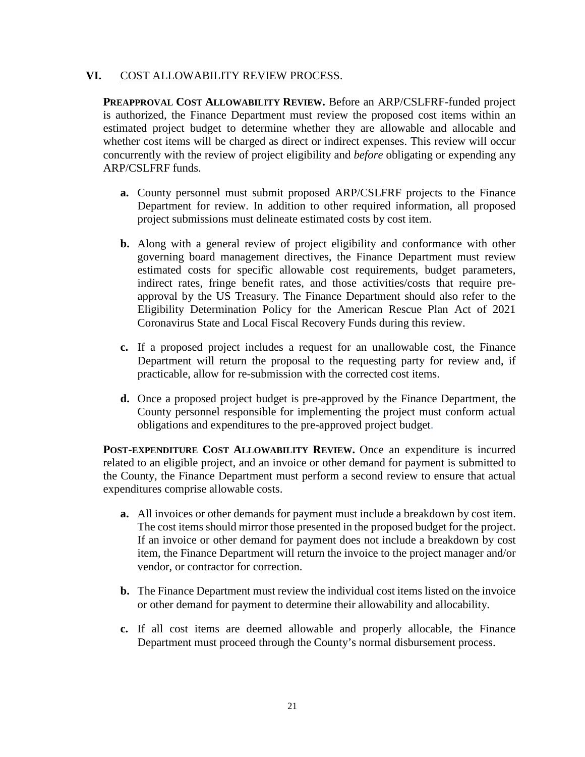## VI. COST ALLOWABILITY REVIEW PROCESS.

**PREAPPROVAL COST ALLOWABILITY REVIEW.** Before an ARP/CSLFRF-funded project is authorized, the Finance Department must review the proposed cost items within an estimated project budget to determine whether they are allowable and allocable and whether cost items will be charged as direct or indirect expenses. This review will occur concurrently with the review of project eligibility and *before* obligating or expending any ARP/CSLFRF funds.

**a.** County personnel must submit proposed ARP/CSLFRF projects to the Finance Department for review. In addition to other required information, all proposed project submissions must delineate estimated costs by cost item.

**b.** Along with a general review of project eligibility and conformance with other governing board management directives, the Finance Department must review estimated costs for specific allowable cost requirements, budget parameters, indirect rates, fringe benefit rates, and those activities/costs that require pre-approval by the US Treasury. The Finance Department should also refer to the Eligibility Determination Policy for the American Rescue Plan Act of 2021 Coronavirus State and Local Fiscal Recovery Funds during this review.

**c.** If a proposed project includes a request for an unallowable cost, the Finance Department will return the proposal to the requesting party for review and, if practicable, allow for re-submission with the corrected cost items.

**d.** Once a proposed project budget is pre-approved by the Finance Department, the County personnel responsible for implementing the project must conform actual obligations and expenditures to the pre-approved project budget.

**POST-EXPENDITURE COST ALLOWABILITY REVIEW.** Once an expenditure is incurred related to an eligible project, and an invoice or other demand for payment is submitted to the County, the Finance Department must perform a second review to ensure that actual expenditures comprise allowable costs.

**a.** All invoices or other demands for payment must include a breakdown by cost item. The cost items should mirror those presented in the proposed budget for the project. If an invoice or other demand for payment does not include a breakdown by cost item, the Finance Department will return the invoice to the project manager and/or vendor, or contractor for correction.

**b.** The Finance Department must review the individual cost items listed on the invoice or other demand for payment to determine their allowability and allocability.

**c.** If all cost items are deemed allowable and properly allocable, the Finance Department must proceed through the County's normal disbursement process.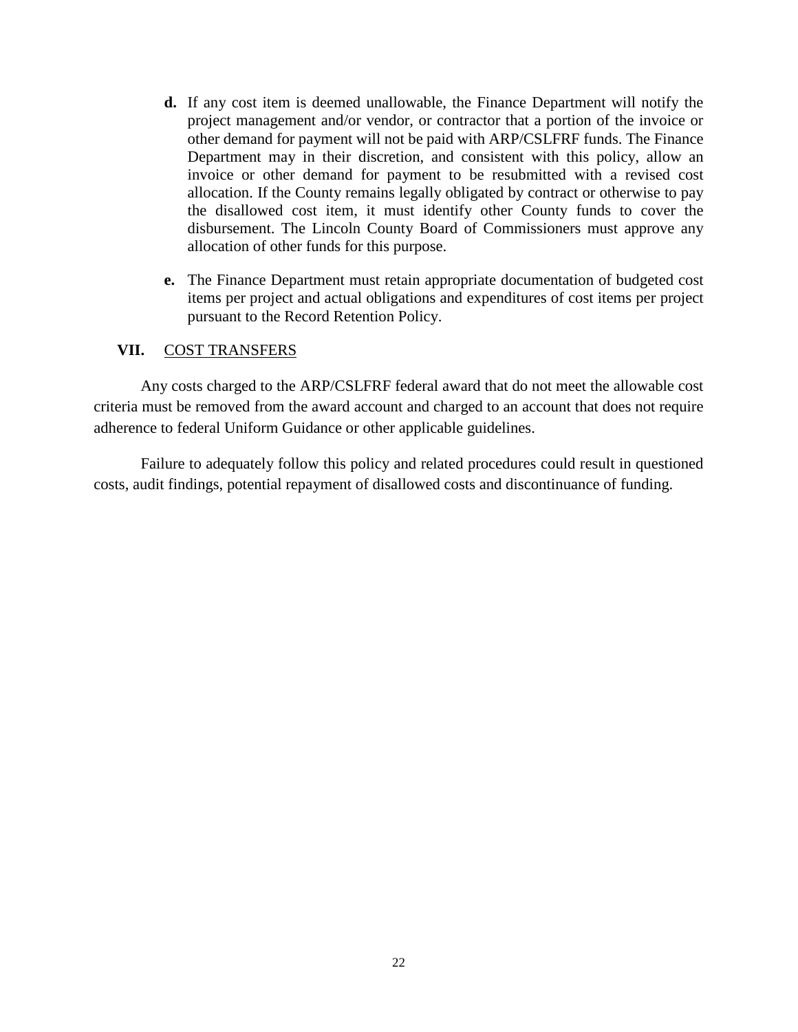**d.** If any cost item is deemed unallowable, the Finance Department will notify the project management and/or vendor, or contractor that a portion of the invoice or other demand for payment will not be paid with ARP/CSLFRF funds. The Finance Department may in their discretion, and consistent with this policy, allow an invoice or other demand for payment to be resubmitted with a revised cost allocation. If the County remains legally obligated by contract or otherwise to pay the disallowed cost item, it must identify other County funds to cover the disbursement. The Lincoln County Board of Commissioners must approve any allocation of other funds for this purpose.

**e.** The Finance Department must retain appropriate documentation of budgeted cost items per project and actual obligations and expenditures of cost items per project pursuant to the Record Retention Policy.

## VII. COST TRANSFERS

Any costs charged to the ARP/CSLFRF federal award that do not meet the allowable cost criteria must be removed from the award account and charged to an account that does not require adherence to federal Uniform Guidance or other applicable guidelines.

Failure to adequately follow this policy and related procedures could result in questioned costs, audit findings, potential repayment of disallowed costs and discontinuance of funding.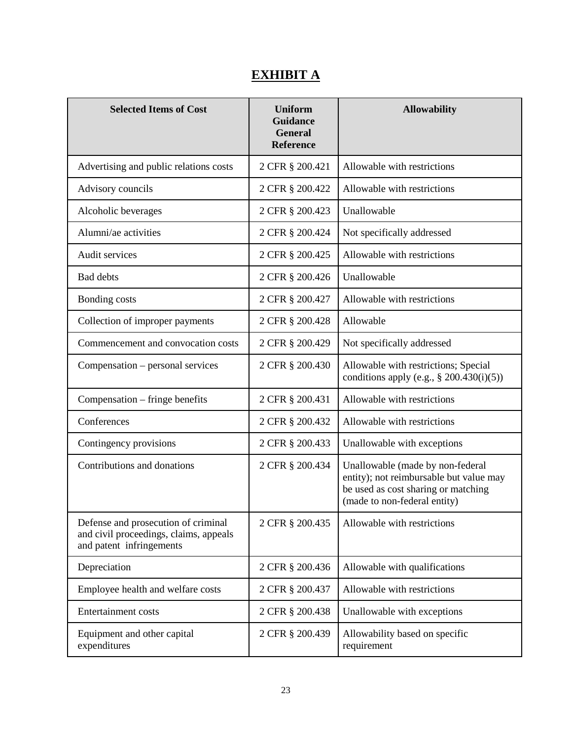# EXHIBIT A

| Selected Items of Cost | Uniform Guidance General Reference | Allowability |
| --- | --- | --- |
| Advertising and public relations costs | 2 CFR § 200.421 | Allowable with restrictions |
| Advisory councils | 2 CFR § 200.422 | Allowable with restrictions |
| Alcoholic beverages | 2 CFR § 200.423 | Unallowable |
| Alumni/ae activities | 2 CFR § 200.424 | Not specifically addressed |
| Audit services | 2 CFR § 200.425 | Allowable with restrictions |
| Bad debts | 2 CFR § 200.426 | Unallowable |
| Bonding costs | 2 CFR § 200.427 | Allowable with restrictions |
| Collection of improper payments | 2 CFR § 200.428 | Allowable |
| Commencement and convocation costs | 2 CFR § 200.429 | Not specifically addressed |
| Compensation – personal services | 2 CFR § 200.430 | Allowable with restrictions; Special conditions apply (e.g., § 200.430(i)(5)) |
| Compensation – fringe benefits | 2 CFR § 200.431 | Allowable with restrictions |
| Conferences | 2 CFR § 200.432 | Allowable with restrictions |
| Contingency provisions | 2 CFR § 200.433 | Unallowable with exceptions |
| Contributions and donations | 2 CFR § 200.434 | Unallowable (made by non-federal entity); not reimbursable but value may be used as cost sharing or matching (made to non-federal entity) |
| Defense and prosecution of criminal and civil proceedings, claims, appeals and patent infringements | 2 CFR § 200.435 | Allowable with restrictions |
| Depreciation | 2 CFR § 200.436 | Allowable with qualifications |
| Employee health and welfare costs | 2 CFR § 200.437 | Allowable with restrictions |
| Entertainment costs | 2 CFR § 200.438 | Unallowable with exceptions |
| Equipment and other capital expenditures | 2 CFR § 200.439 | Allowability based on specific requirement |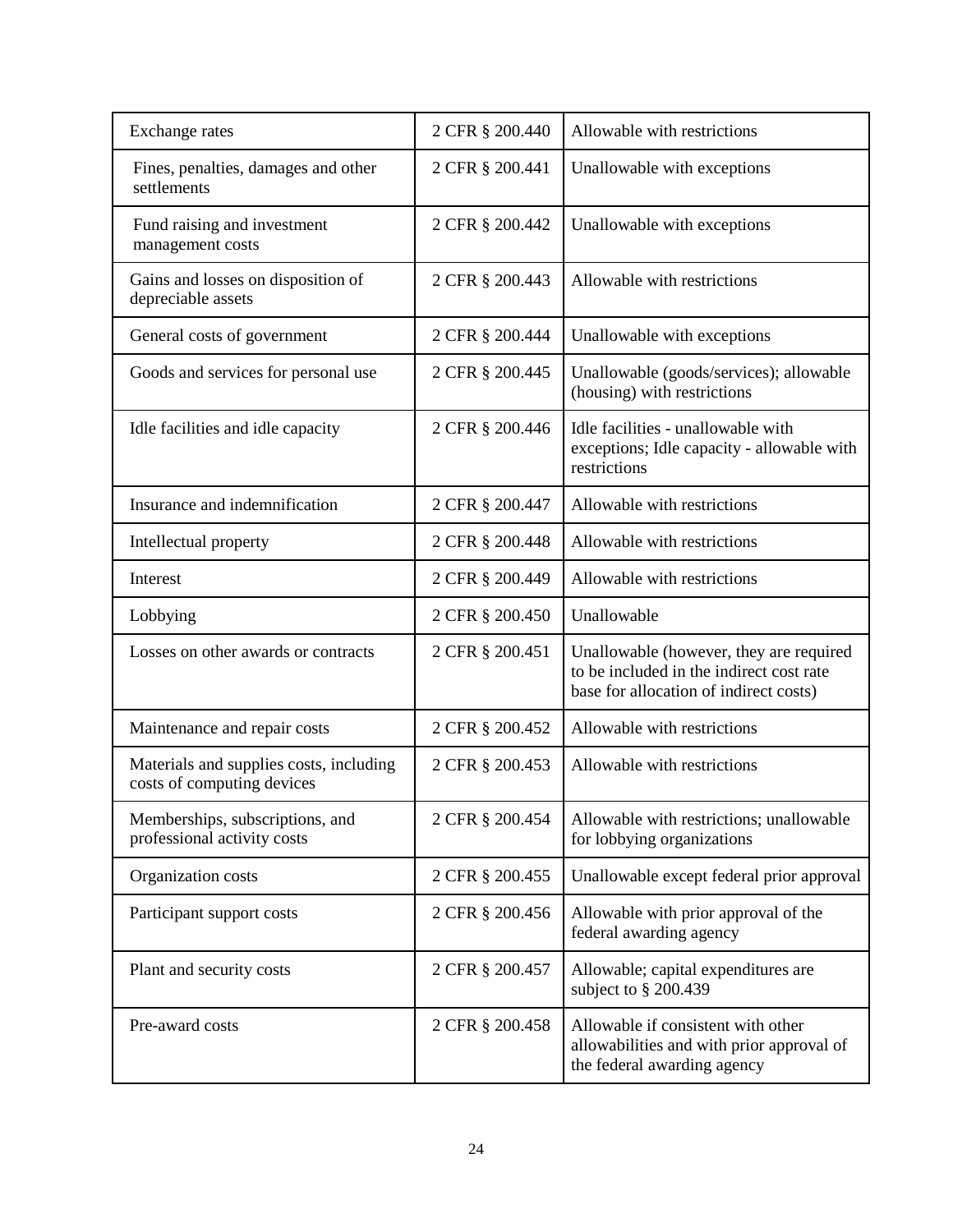| | | |
|---|---|---|
| Exchange rates | 2 CFR § 200.440 | Allowable with restrictions |
| Fines, penalties, damages and other settlements | 2 CFR § 200.441 | Unallowable with exceptions |
| Fund raising and investment management costs | 2 CFR § 200.442 | Unallowable with exceptions |
| Gains and losses on disposition of depreciable assets | 2 CFR § 200.443 | Allowable with restrictions |
| General costs of government | 2 CFR § 200.444 | Unallowable with exceptions |
| Goods and services for personal use | 2 CFR § 200.445 | Unallowable (goods/services); allowable (housing) with restrictions |
| Idle facilities and idle capacity | 2 CFR § 200.446 | Idle facilities - unallowable with exceptions; Idle capacity - allowable with restrictions |
| Insurance and indemnification | 2 CFR § 200.447 | Allowable with restrictions |
| Intellectual property | 2 CFR § 200.448 | Allowable with restrictions |
| Interest | 2 CFR § 200.449 | Allowable with restrictions |
| Lobbying | 2 CFR § 200.450 | Unallowable |
| Losses on other awards or contracts | 2 CFR § 200.451 | Unallowable (however, they are required to be included in the indirect cost rate base for allocation of indirect costs) |
| Maintenance and repair costs | 2 CFR § 200.452 | Allowable with restrictions |
| Materials and supplies costs, including costs of computing devices | 2 CFR § 200.453 | Allowable with restrictions |
| Memberships, subscriptions, and professional activity costs | 2 CFR § 200.454 | Allowable with restrictions; unallowable for lobbying organizations |
| Organization costs | 2 CFR § 200.455 | Unallowable except federal prior approval |
| Participant support costs | 2 CFR § 200.456 | Allowable with prior approval of the federal awarding agency |
| Plant and security costs | 2 CFR § 200.457 | Allowable; capital expenditures are subject to § 200.439 |
| Pre-award costs | 2 CFR § 200.458 | Allowable if consistent with other allowabilities and with prior approval of the federal awarding agency |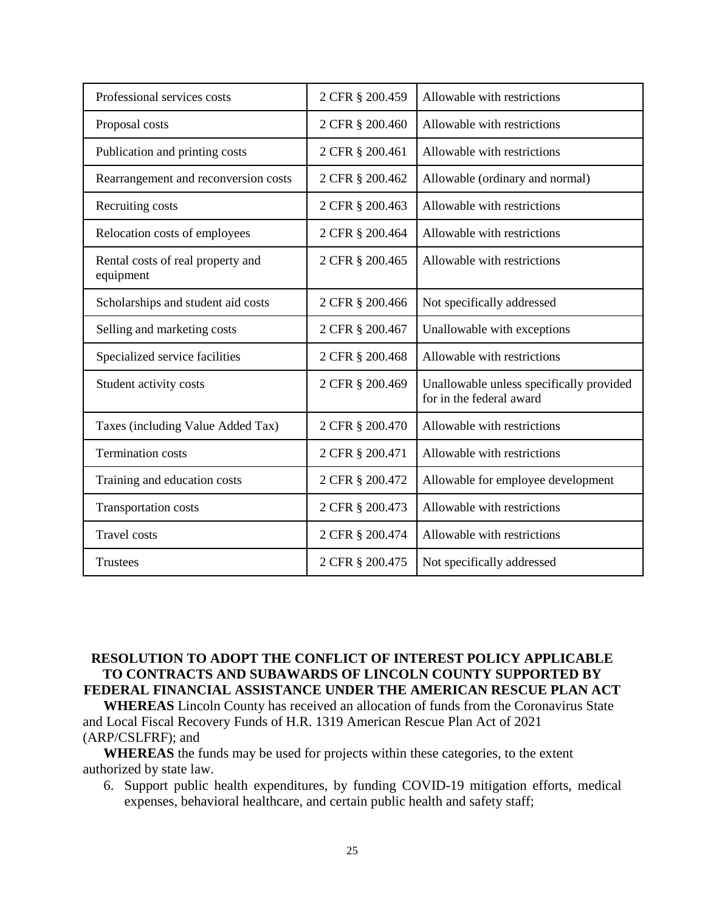| | | |
|---|---|---|
| Professional services costs | 2 CFR § 200.459 | Allowable with restrictions |
| Proposal costs | 2 CFR § 200.460 | Allowable with restrictions |
| Publication and printing costs | 2 CFR § 200.461 | Allowable with restrictions |
| Rearrangement and reconversion costs | 2 CFR § 200.462 | Allowable (ordinary and normal) |
| Recruiting costs | 2 CFR § 200.463 | Allowable with restrictions |
| Relocation costs of employees | 2 CFR § 200.464 | Allowable with restrictions |
| Rental costs of real property and equipment | 2 CFR § 200.465 | Allowable with restrictions |
| Scholarships and student aid costs | 2 CFR § 200.466 | Not specifically addressed |
| Selling and marketing costs | 2 CFR § 200.467 | Unallowable with exceptions |
| Specialized service facilities | 2 CFR § 200.468 | Allowable with restrictions |
| Student activity costs | 2 CFR § 200.469 | Unallowable unless specifically provided for in the federal award |
| Taxes (including Value Added Tax) | 2 CFR § 200.470 | Allowable with restrictions |
| Termination costs | 2 CFR § 200.471 | Allowable with restrictions |
| Training and education costs | 2 CFR § 200.472 | Allowable for employee development |
| Transportation costs | 2 CFR § 200.473 | Allowable with restrictions |
| Travel costs | 2 CFR § 200.474 | Allowable with restrictions |
| Trustees | 2 CFR § 200.475 | Not specifically addressed |

## RESOLUTION TO ADOPT THE CONFLICT OF INTEREST POLICY APPLICABLE TO CONTRACTS AND SUBAWARDS OF LINCOLN COUNTY SUPPORTED BY FEDERAL FINANCIAL ASSISTANCE UNDER THE AMERICAN RESCUE PLAN ACT

**WHEREAS** Lincoln County has received an allocation of funds from the Coronavirus State and Local Fiscal Recovery Funds of H.R. 1319 American Rescue Plan Act of 2021 (ARP/CSLFRF); and

**WHEREAS** the funds may be used for projects within these categories, to the extent authorized by state law.

6. Support public health expenditures, by funding COVID-19 mitigation efforts, medical expenses, behavioral healthcare, and certain public health and safety staff;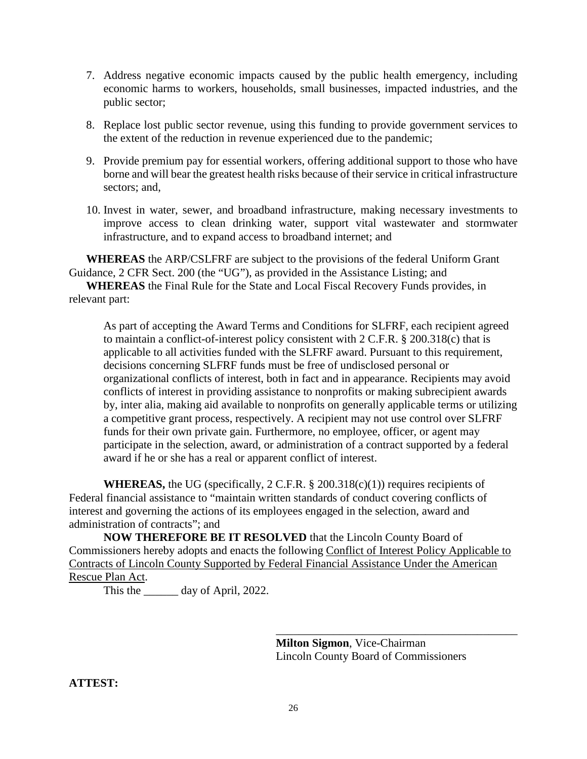7. Address negative economic impacts caused by the public health emergency, including economic harms to workers, households, small businesses, impacted industries, and the public sector;

8. Replace lost public sector revenue, using this funding to provide government services to the extent of the reduction in revenue experienced due to the pandemic;

9. Provide premium pay for essential workers, offering additional support to those who have borne and will bear the greatest health risks because of their service in critical infrastructure sectors; and,

10. Invest in water, sewer, and broadband infrastructure, making necessary investments to improve access to clean drinking water, support vital wastewater and stormwater infrastructure, and to expand access to broadband internet; and

**WHEREAS** the ARP/CSLFRF are subject to the provisions of the federal Uniform Grant Guidance, 2 CFR Sect. 200 (the "UG"), as provided in the Assistance Listing; and

**WHEREAS** the Final Rule for the State and Local Fiscal Recovery Funds provides, in relevant part:

> As part of accepting the Award Terms and Conditions for SLFRF, each recipient agreed to maintain a conflict-of-interest policy consistent with 2 C.F.R. § 200.318(c) that is applicable to all activities funded with the SLFRF award. Pursuant to this requirement, decisions concerning SLFRF funds must be free of undisclosed personal or organizational conflicts of interest, both in fact and in appearance. Recipients may avoid conflicts of interest in providing assistance to nonprofits or making subrecipient awards by, inter alia, making aid available to nonprofits on generally applicable terms or utilizing a competitive grant process, respectively. A recipient may not use control over SLFRF funds for their own private gain. Furthermore, no employee, officer, or agent may participate in the selection, award, or administration of a contract supported by a federal award if he or she has a real or apparent conflict of interest.

**WHEREAS,** the UG (specifically, 2 C.F.R. § 200.318(c)(1)) requires recipients of Federal financial assistance to "maintain written standards of conduct covering conflicts of interest and governing the actions of its employees engaged in the selection, award and administration of contracts"; and

**NOW THEREFORE BE IT RESOLVED** that the Lincoln County Board of Commissioners hereby adopts and enacts the following Conflict of Interest Policy Applicable to Contracts of Lincoln County Supported by Federal Financial Assistance Under the American Rescue Plan Act.

This the ______ day of April, 2022.

_____________________________________________

**Milton Sigmon**, Vice-Chairman
Lincoln County Board of Commissioners

**ATTEST:**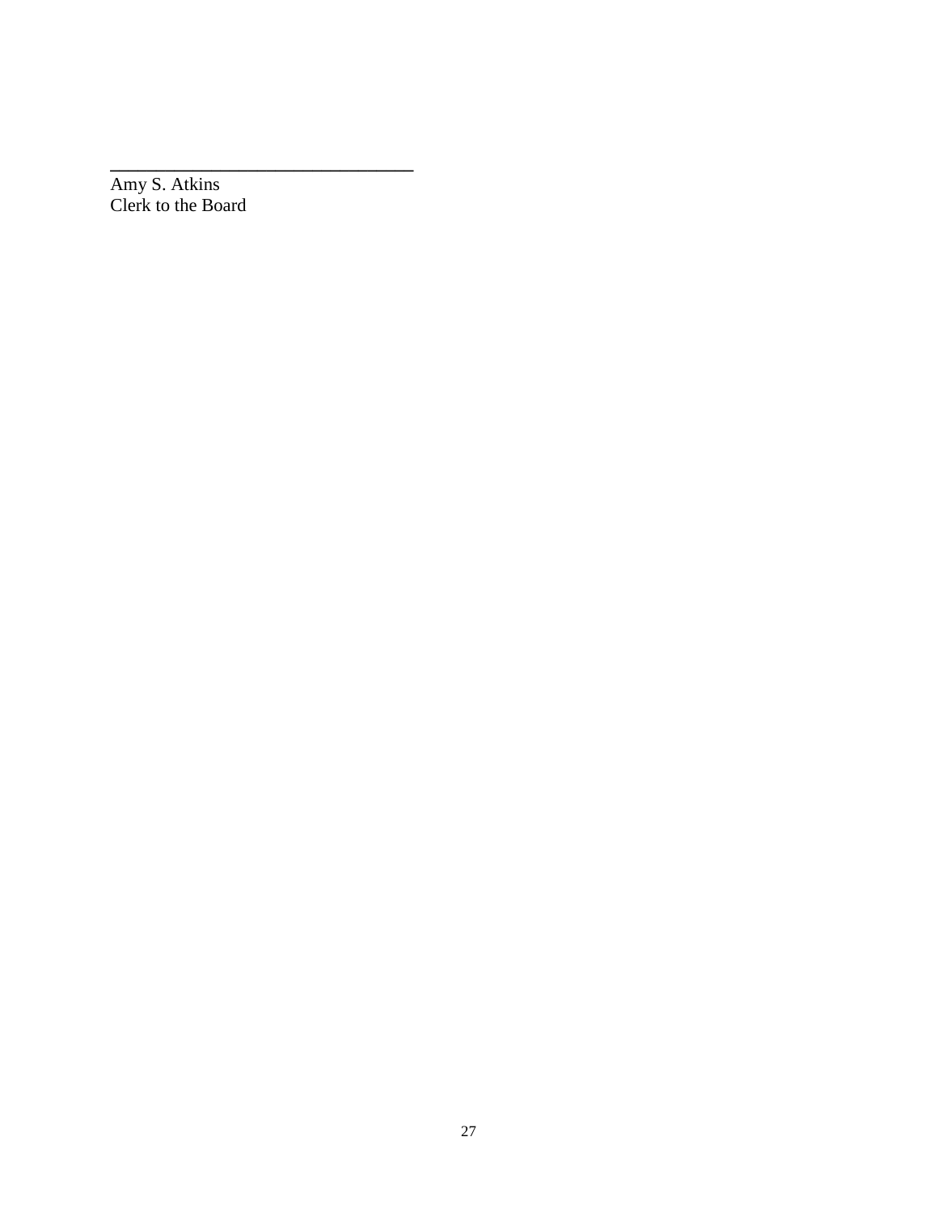\_\_\_\_\_\_\_\_\_\_\_\_\_\_\_\_\_\_\_\_\_\_\_\_\_\_\_\_\_\_\_\_\_

Amy S. Atkins
Clerk to the Board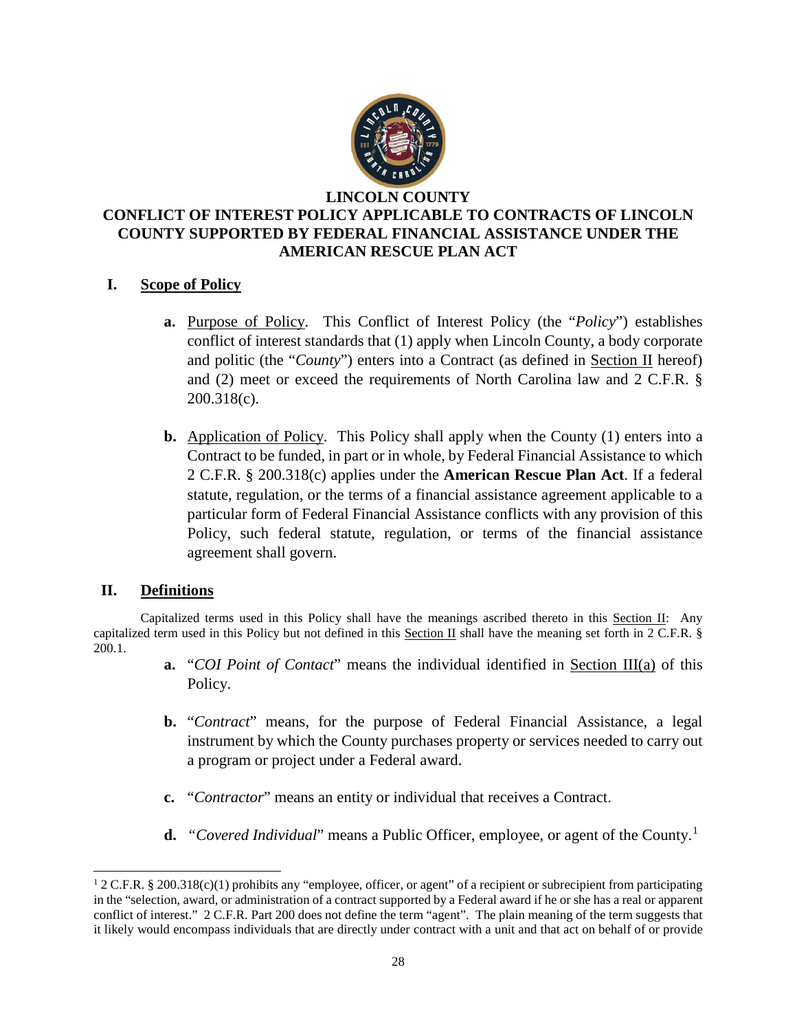**LINCOLN COUNTY**

# CONFLICT OF INTEREST POLICY APPLICABLE TO CONTRACTS OF LINCOLN COUNTY SUPPORTED BY FEDERAL FINANCIAL ASSISTANCE UNDER THE AMERICAN RESCUE PLAN ACT

## I. Scope of Policy

**a.** Purpose of Policy. This Conflict of Interest Policy (the "*Policy*") establishes conflict of interest standards that (1) apply when Lincoln County, a body corporate and politic (the "*County*") enters into a Contract (as defined in Section II hereof) and (2) meet or exceed the requirements of North Carolina law and 2 C.F.R. § 200.318(c).

**b.** Application of Policy. This Policy shall apply when the County (1) enters into a Contract to be funded, in part or in whole, by Federal Financial Assistance to which 2 C.F.R. § 200.318(c) applies under the **American Rescue Plan Act**. If a federal statute, regulation, or the terms of a financial assistance agreement applicable to a particular form of Federal Financial Assistance conflicts with any provision of this Policy, such federal statute, regulation, or terms of the financial assistance agreement shall govern.

## II. Definitions

Capitalized terms used in this Policy shall have the meanings ascribed thereto in this Section II: Any capitalized term used in this Policy but not defined in this Section II shall have the meaning set forth in 2 C.F.R. § 200.1.

**a.** "*COI Point of Contact*" means the individual identified in Section III(a) of this Policy.

**b.** "*Contract*" means, for the purpose of Federal Financial Assistance, a legal instrument by which the County purchases property or services needed to carry out a program or project under a Federal award.

**c.** "*Contractor*" means an entity or individual that receives a Contract.

**d.** "*Covered Individual*" means a Public Officer, employee, or agent of the County.[1]

---

[1] 2 C.F.R. § 200.318(c)(1) prohibits any "employee, officer, or agent" of a recipient or subrecipient from participating in the "selection, award, or administration of a contract supported by a Federal award if he or she has a real or apparent conflict of interest." 2 C.F.R. Part 200 does not define the term "agent". The plain meaning of the term suggests that it likely would encompass individuals that are directly under contract with a unit and that act on behalf of or provide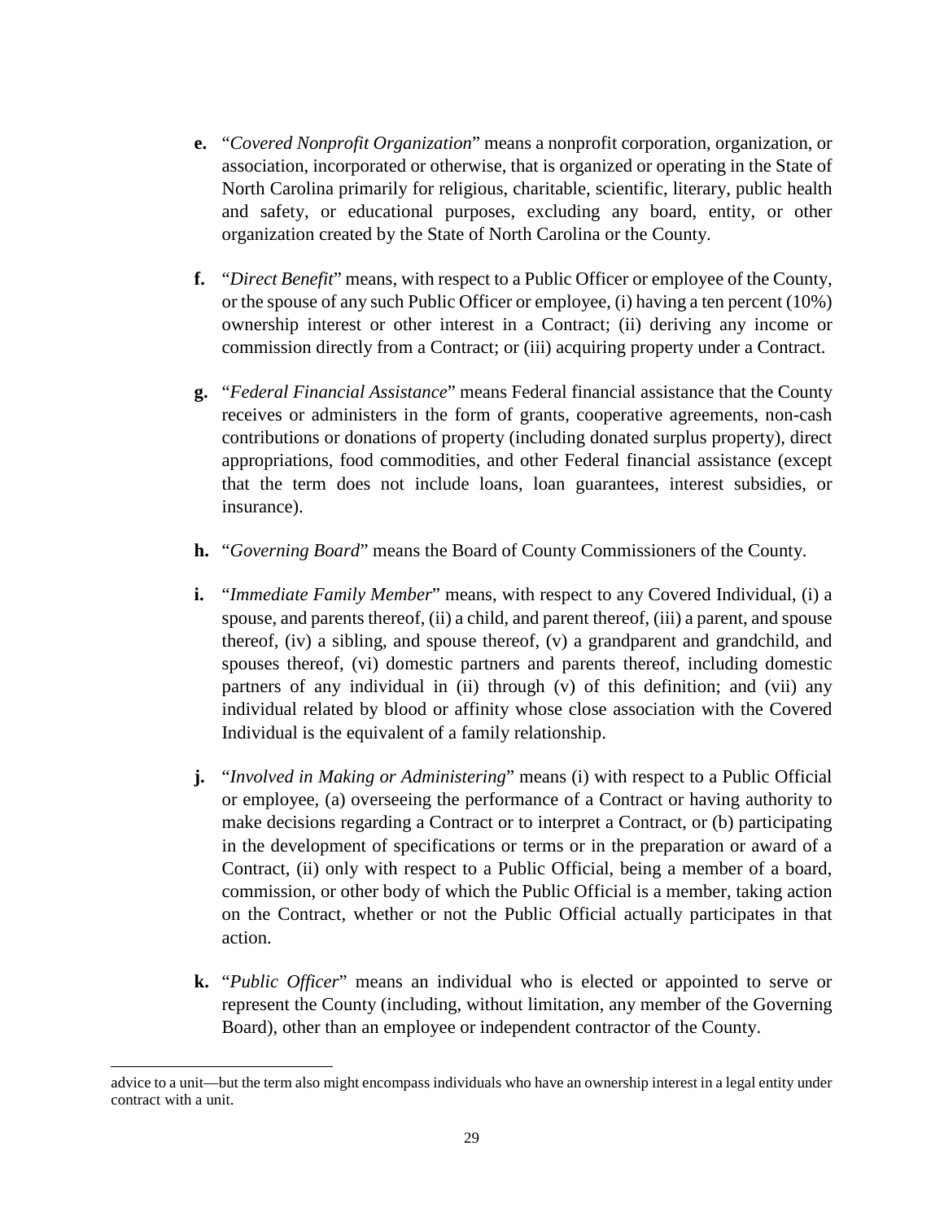**e.** "*Covered Nonprofit Organization*" means a nonprofit corporation, organization, or association, incorporated or otherwise, that is organized or operating in the State of North Carolina primarily for religious, charitable, scientific, literary, public health and safety, or educational purposes, excluding any board, entity, or other organization created by the State of North Carolina or the County.

**f.** "*Direct Benefit*" means, with respect to a Public Officer or employee of the County, or the spouse of any such Public Officer or employee, (i) having a ten percent (10%) ownership interest or other interest in a Contract; (ii) deriving any income or commission directly from a Contract; or (iii) acquiring property under a Contract.

**g.** "*Federal Financial Assistance*" means Federal financial assistance that the County receives or administers in the form of grants, cooperative agreements, non-cash contributions or donations of property (including donated surplus property), direct appropriations, food commodities, and other Federal financial assistance (except that the term does not include loans, loan guarantees, interest subsidies, or insurance).

**h.** "*Governing Board*" means the Board of County Commissioners of the County.

**i.** "*Immediate Family Member*" means, with respect to any Covered Individual, (i) a spouse, and parents thereof, (ii) a child, and parent thereof, (iii) a parent, and spouse thereof, (iv) a sibling, and spouse thereof, (v) a grandparent and grandchild, and spouses thereof, (vi) domestic partners and parents thereof, including domestic partners of any individual in (ii) through (v) of this definition; and (vii) any individual related by blood or affinity whose close association with the Covered Individual is the equivalent of a family relationship.

**j.** "*Involved in Making or Administering*" means (i) with respect to a Public Official or employee, (a) overseeing the performance of a Contract or having authority to make decisions regarding a Contract or to interpret a Contract, or (b) participating in the development of specifications or terms or in the preparation or award of a Contract, (ii) only with respect to a Public Official, being a member of a board, commission, or other body of which the Public Official is a member, taking action on the Contract, whether or not the Public Official actually participates in that action.

**k.** "*Public Officer*" means an individual who is elected or appointed to serve or represent the County (including, without limitation, any member of the Governing Board), other than an employee or independent contractor of the County.

---

advice to a unit—but the term also might encompass individuals who have an ownership interest in a legal entity under contract with a unit.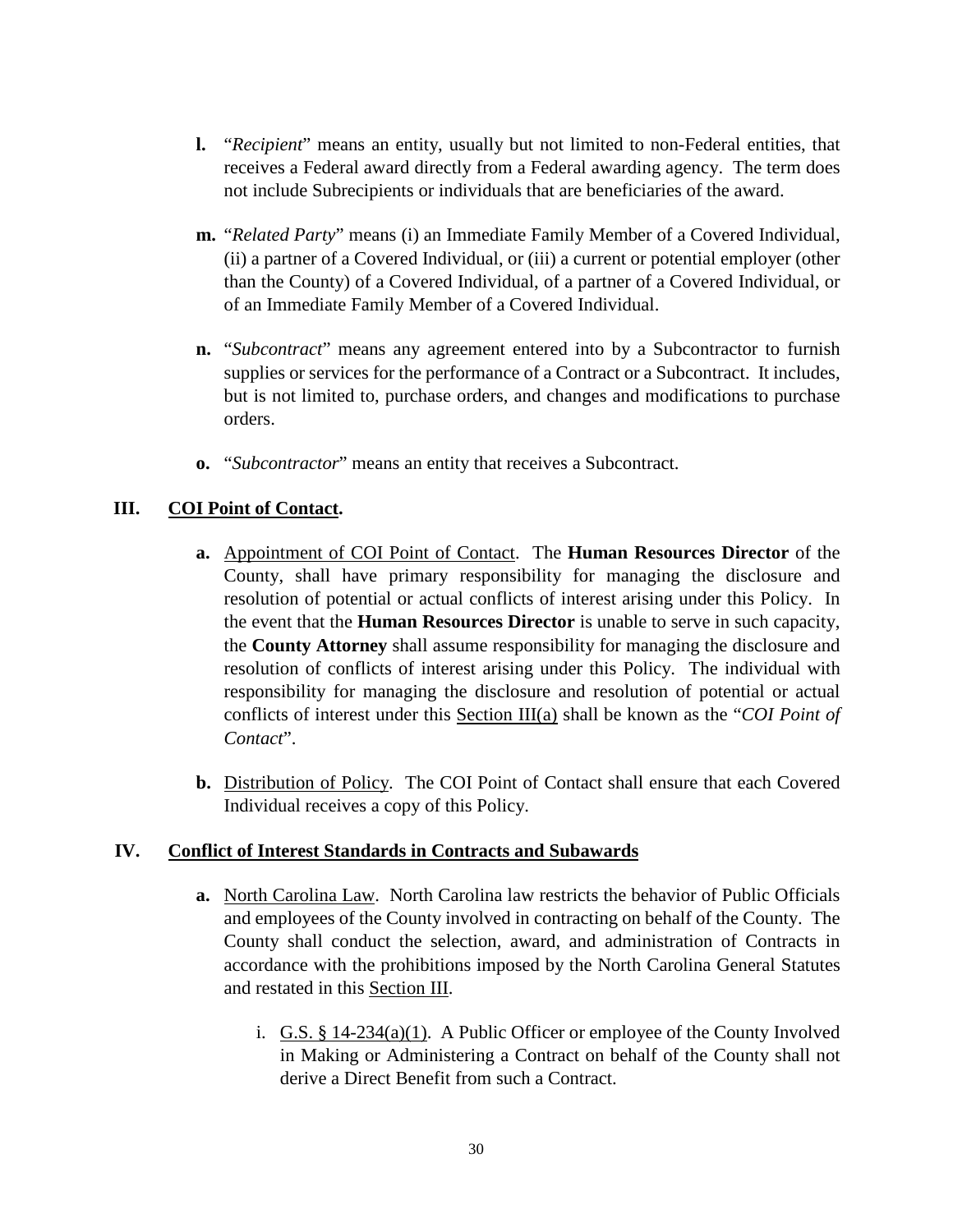**l.** "*Recipient*" means an entity, usually but not limited to non-Federal entities, that receives a Federal award directly from a Federal awarding agency. The term does not include Subrecipients or individuals that are beneficiaries of the award.

**m.** "*Related Party*" means (i) an Immediate Family Member of a Covered Individual, (ii) a partner of a Covered Individual, or (iii) a current or potential employer (other than the County) of a Covered Individual, of a partner of a Covered Individual, or of an Immediate Family Member of a Covered Individual.

**n.** "*Subcontract*" means any agreement entered into by a Subcontractor to furnish supplies or services for the performance of a Contract or a Subcontract. It includes, but is not limited to, purchase orders, and changes and modifications to purchase orders.

**o.** "*Subcontractor*" means an entity that receives a Subcontract.

## III. COI Point of Contact.

**a.** Appointment of COI Point of Contact. The **Human Resources Director** of the County, shall have primary responsibility for managing the disclosure and resolution of potential or actual conflicts of interest arising under this Policy. In the event that the **Human Resources Director** is unable to serve in such capacity, the **County Attorney** shall assume responsibility for managing the disclosure and resolution of conflicts of interest arising under this Policy. The individual with responsibility for managing the disclosure and resolution of potential or actual conflicts of interest under this Section III(a) shall be known as the "*COI Point of Contact*".

**b.** Distribution of Policy. The COI Point of Contact shall ensure that each Covered Individual receives a copy of this Policy.

## IV. Conflict of Interest Standards in Contracts and Subawards

**a.** North Carolina Law. North Carolina law restricts the behavior of Public Officials and employees of the County involved in contracting on behalf of the County. The County shall conduct the selection, award, and administration of Contracts in accordance with the prohibitions imposed by the North Carolina General Statutes and restated in this Section III.

i. G.S. § 14-234(a)(1). A Public Officer or employee of the County Involved in Making or Administering a Contract on behalf of the County shall not derive a Direct Benefit from such a Contract.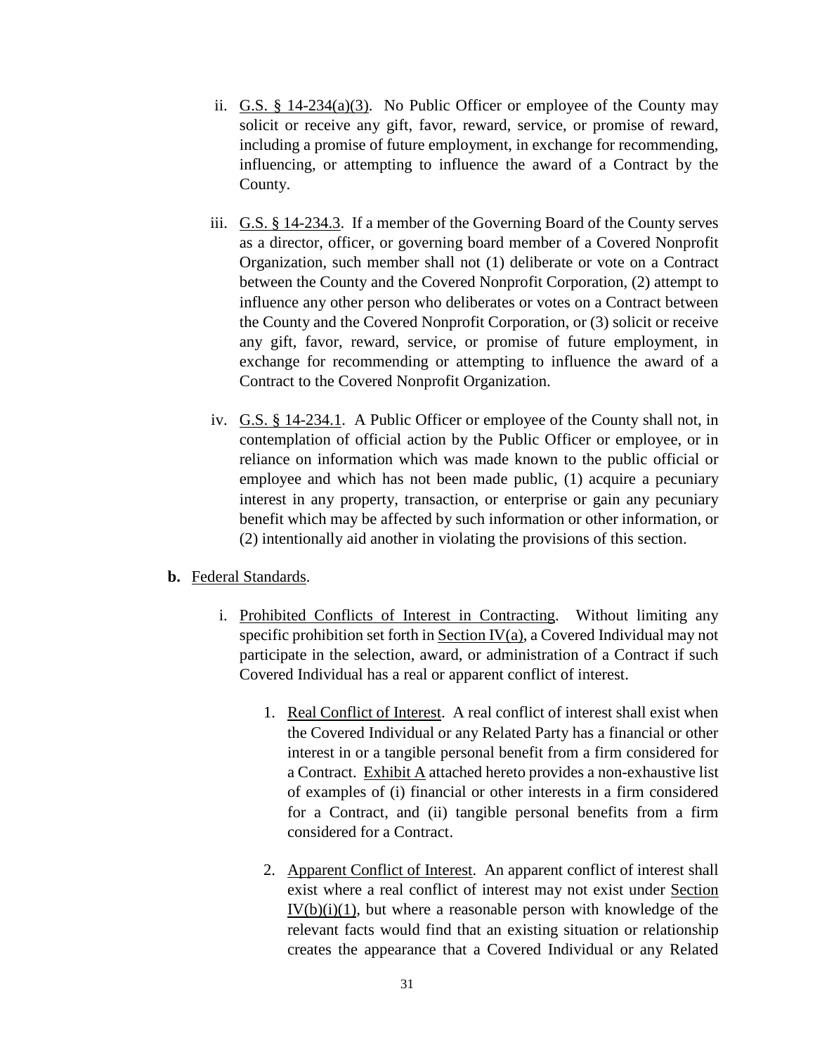ii. G.S. § 14-234(a)(3). No Public Officer or employee of the County may solicit or receive any gift, favor, reward, service, or promise of reward, including a promise of future employment, in exchange for recommending, influencing, or attempting to influence the award of a Contract by the County.

iii. G.S. § 14-234.3. If a member of the Governing Board of the County serves as a director, officer, or governing board member of a Covered Nonprofit Organization, such member shall not (1) deliberate or vote on a Contract between the County and the Covered Nonprofit Corporation, (2) attempt to influence any other person who deliberates or votes on a Contract between the County and the Covered Nonprofit Corporation, or (3) solicit or receive any gift, favor, reward, service, or promise of future employment, in exchange for recommending or attempting to influence the award of a Contract to the Covered Nonprofit Organization.

iv. G.S. § 14-234.1. A Public Officer or employee of the County shall not, in contemplation of official action by the Public Officer or employee, or in reliance on information which was made known to the public official or employee and which has not been made public, (1) acquire a pecuniary interest in any property, transaction, or enterprise or gain any pecuniary benefit which may be affected by such information or other information, or (2) intentionally aid another in violating the provisions of this section.

**b.** Federal Standards.

i. Prohibited Conflicts of Interest in Contracting. Without limiting any specific prohibition set forth in Section IV(a), a Covered Individual may not participate in the selection, award, or administration of a Contract if such Covered Individual has a real or apparent conflict of interest.

1. Real Conflict of Interest. A real conflict of interest shall exist when the Covered Individual or any Related Party has a financial or other interest in or a tangible personal benefit from a firm considered for a Contract. Exhibit A attached hereto provides a non-exhaustive list of examples of (i) financial or other interests in a firm considered for a Contract, and (ii) tangible personal benefits from a firm considered for a Contract.

2. Apparent Conflict of Interest. An apparent conflict of interest shall exist where a real conflict of interest may not exist under Section IV(b)(i)(1), but where a reasonable person with knowledge of the relevant facts would find that an existing situation or relationship creates the appearance that a Covered Individual or any Related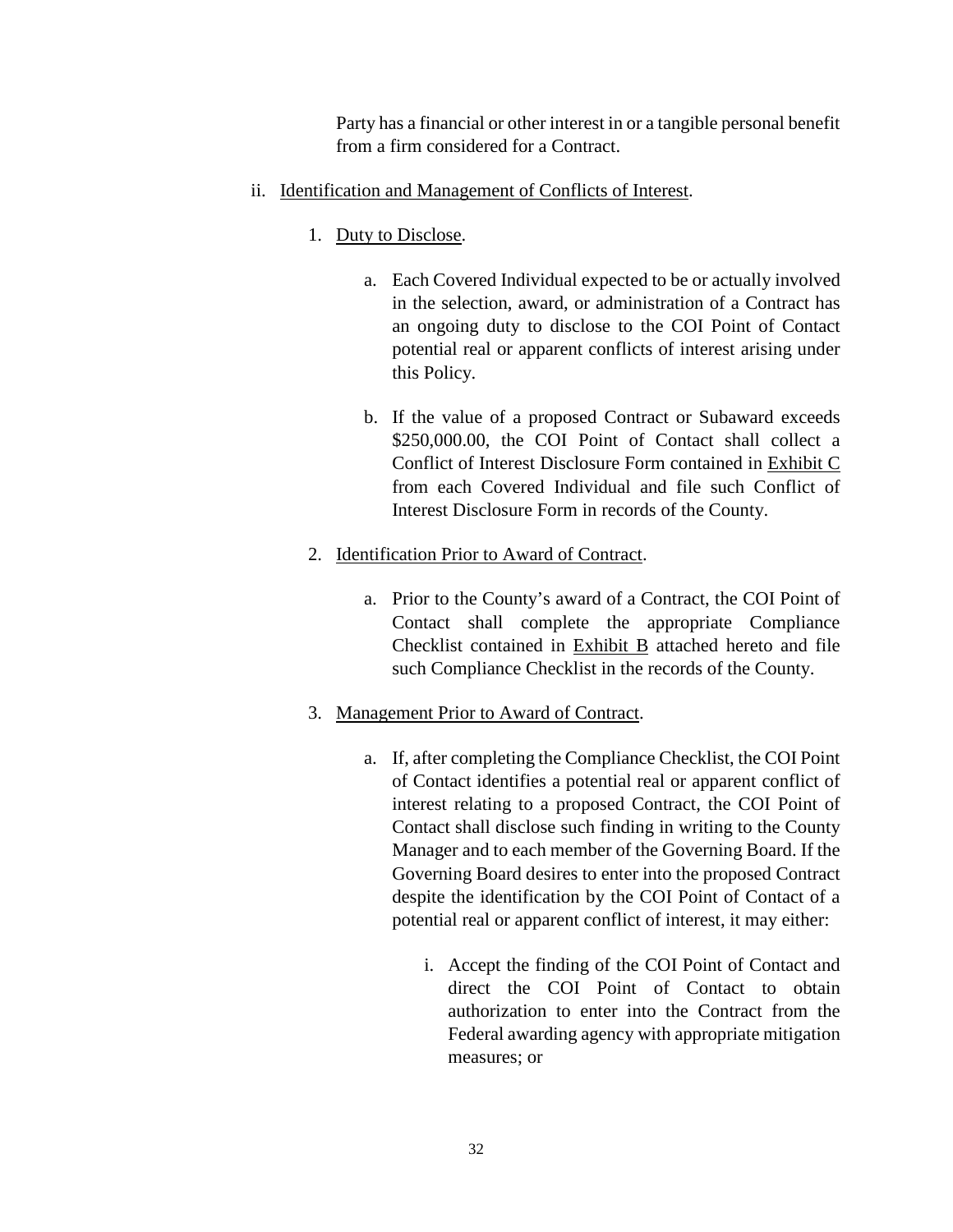Party has a financial or other interest in or a tangible personal benefit from a firm considered for a Contract.

ii. <u>Identification and Management of Conflicts of Interest</u>.

1. <u>Duty to Disclose</u>.

   a. Each Covered Individual expected to be or actually involved in the selection, award, or administration of a Contract has an ongoing duty to disclose to the COI Point of Contact potential real or apparent conflicts of interest arising under this Policy.

   b. If the value of a proposed Contract or Subaward exceeds $250,000.00, the COI Point of Contact shall collect a Conflict of Interest Disclosure Form contained in <u>Exhibit C</u> from each Covered Individual and file such Conflict of Interest Disclosure Form in records of the County.

2. <u>Identification Prior to Award of Contract</u>.

   a. Prior to the County's award of a Contract, the COI Point of Contact shall complete the appropriate Compliance Checklist contained in <u>Exhibit B</u> attached hereto and file such Compliance Checklist in the records of the County.

3. <u>Management Prior to Award of Contract</u>.

   a. If, after completing the Compliance Checklist, the COI Point of Contact identifies a potential real or apparent conflict of interest relating to a proposed Contract, the COI Point of Contact shall disclose such finding in writing to the County Manager and to each member of the Governing Board. If the Governing Board desires to enter into the proposed Contract despite the identification by the COI Point of Contact of a potential real or apparent conflict of interest, it may either:

      i. Accept the finding of the COI Point of Contact and direct the COI Point of Contact to obtain authorization to enter into the Contract from the Federal awarding agency with appropriate mitigation measures; or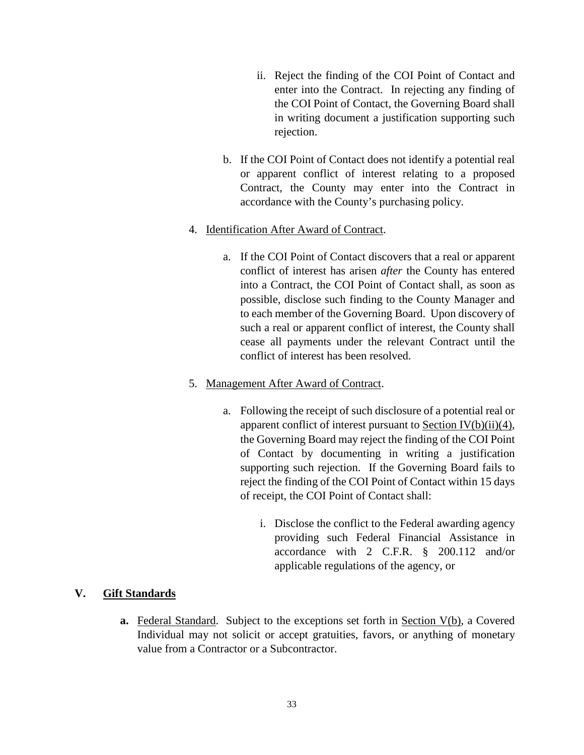ii. Reject the finding of the COI Point of Contact and enter into the Contract. In rejecting any finding of the COI Point of Contact, the Governing Board shall in writing document a justification supporting such rejection.

b. If the COI Point of Contact does not identify a potential real or apparent conflict of interest relating to a proposed Contract, the County may enter into the Contract in accordance with the County's purchasing policy.

4. Identification After Award of Contract.

   a. If the COI Point of Contact discovers that a real or apparent conflict of interest has arisen *after* the County has entered into a Contract, the COI Point of Contact shall, as soon as possible, disclose such finding to the County Manager and to each member of the Governing Board. Upon discovery of such a real or apparent conflict of interest, the County shall cease all payments under the relevant Contract until the conflict of interest has been resolved.

5. Management After Award of Contract.

   a. Following the receipt of such disclosure of a potential real or apparent conflict of interest pursuant to Section IV(b)(ii)(4), the Governing Board may reject the finding of the COI Point of Contact by documenting in writing a justification supporting such rejection. If the Governing Board fails to reject the finding of the COI Point of Contact within 15 days of receipt, the COI Point of Contact shall:

      i. Disclose the conflict to the Federal awarding agency providing such Federal Financial Assistance in accordance with 2 C.F.R. § 200.112 and/or applicable regulations of the agency, or

## V. Gift Standards

**a.** Federal Standard. Subject to the exceptions set forth in Section V(b), a Covered Individual may not solicit or accept gratuities, favors, or anything of monetary value from a Contractor or a Subcontractor.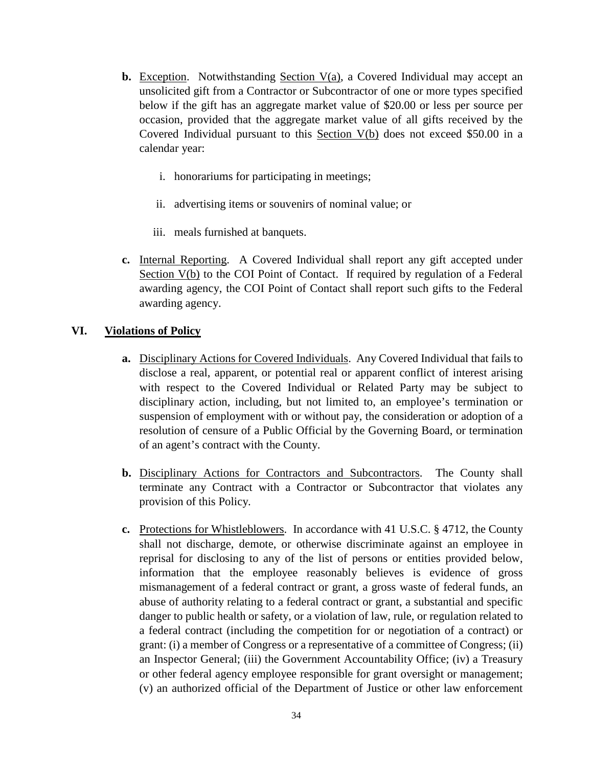**b.** Exception. Notwithstanding Section V(a), a Covered Individual may accept an unsolicited gift from a Contractor or Subcontractor of one or more types specified below if the gift has an aggregate market value of $20.00 or less per source per occasion, provided that the aggregate market value of all gifts received by the Covered Individual pursuant to this Section V(b) does not exceed $50.00 in a calendar year:

i. honorariums for participating in meetings;

ii. advertising items or souvenirs of nominal value; or

iii. meals furnished at banquets.

**c.** Internal Reporting. A Covered Individual shall report any gift accepted under Section V(b) to the COI Point of Contact. If required by regulation of a Federal awarding agency, the COI Point of Contact shall report such gifts to the Federal awarding agency.

## VI. Violations of Policy

**a.** Disciplinary Actions for Covered Individuals. Any Covered Individual that fails to disclose a real, apparent, or potential real or apparent conflict of interest arising with respect to the Covered Individual or Related Party may be subject to disciplinary action, including, but not limited to, an employee's termination or suspension of employment with or without pay, the consideration or adoption of a resolution of censure of a Public Official by the Governing Board, or termination of an agent's contract with the County.

**b.** Disciplinary Actions for Contractors and Subcontractors. The County shall terminate any Contract with a Contractor or Subcontractor that violates any provision of this Policy.

**c.** Protections for Whistleblowers. In accordance with 41 U.S.C. § 4712, the County shall not discharge, demote, or otherwise discriminate against an employee in reprisal for disclosing to any of the list of persons or entities provided below, information that the employee reasonably believes is evidence of gross mismanagement of a federal contract or grant, a gross waste of federal funds, an abuse of authority relating to a federal contract or grant, a substantial and specific danger to public health or safety, or a violation of law, rule, or regulation related to a federal contract (including the competition for or negotiation of a contract) or grant: (i) a member of Congress or a representative of a committee of Congress; (ii) an Inspector General; (iii) the Government Accountability Office; (iv) a Treasury or other federal agency employee responsible for grant oversight or management; (v) an authorized official of the Department of Justice or other law enforcement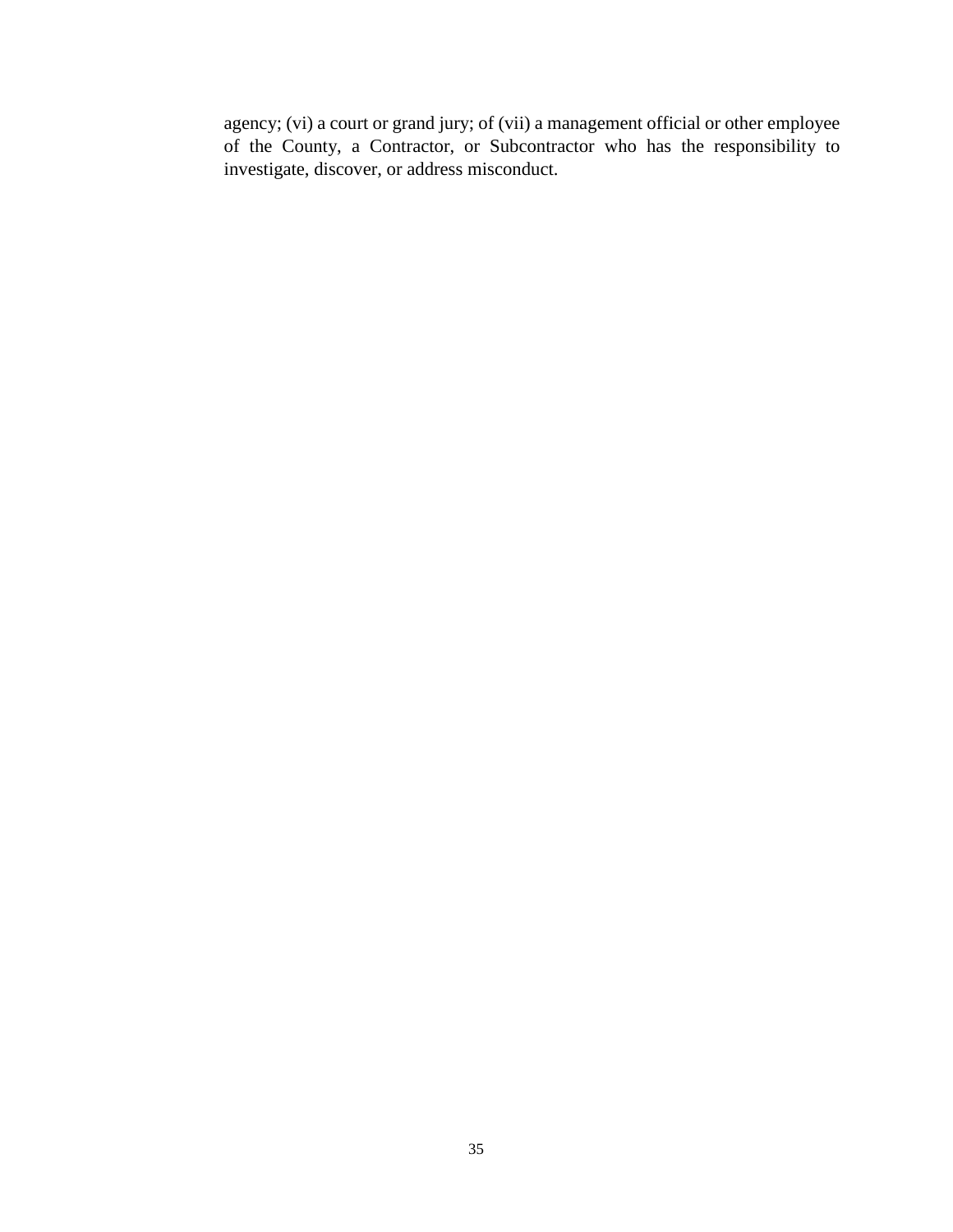agency; (vi) a court or grand jury; of (vii) a management official or other employee of the County, a Contractor, or Subcontractor who has the responsibility to investigate, discover, or address misconduct.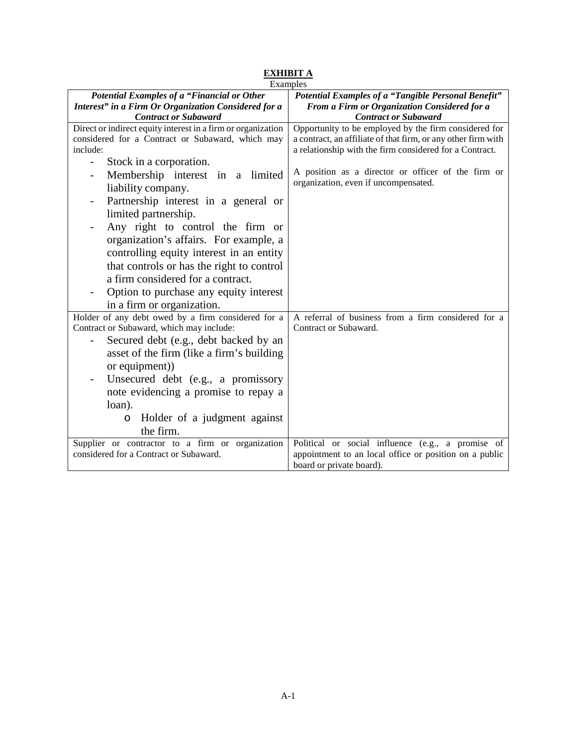**EXHIBIT A**

Examples

| ***Potential Examples of a "Financial or Other Interest" in a Firm Or Organization Considered for a Contract or Subaward*** | ***Potential Examples of a "Tangible Personal Benefit" From a Firm or Organization Considered for a Contract or Subaward*** |
|---|---|
| Direct or indirect equity interest in a firm or organization considered for a Contract or Subaward, which may include:<br>- Stock in a corporation.<br>- Membership interest in a limited liability company.<br>- Partnership interest in a general or limited partnership.<br>- Any right to control the firm or organization's affairs. For example, a controlling equity interest in an entity that controls or has the right to control a firm considered for a contract.<br>- Option to purchase any equity interest in a firm or organization. | Opportunity to be employed by the firm considered for a contract, an affiliate of that firm, or any other firm with a relationship with the firm considered for a Contract.<br><br>A position as a director or officer of the firm or organization, even if uncompensated. |
| Holder of any debt owed by a firm considered for a Contract or Subaward, which may include:<br>- Secured debt (e.g., debt backed by an asset of the firm (like a firm's building or equipment))<br>- Unsecured debt (e.g., a promissory note evidencing a promise to repay a loan).<br>&nbsp;&nbsp;&nbsp;&nbsp;o Holder of a judgment against the firm. | A referral of business from a firm considered for a Contract or Subaward. |
| Supplier or contractor to a firm or organization considered for a Contract or Subaward. | Political or social influence (e.g., a promise of appointment to an local office or position on a public board or private board). |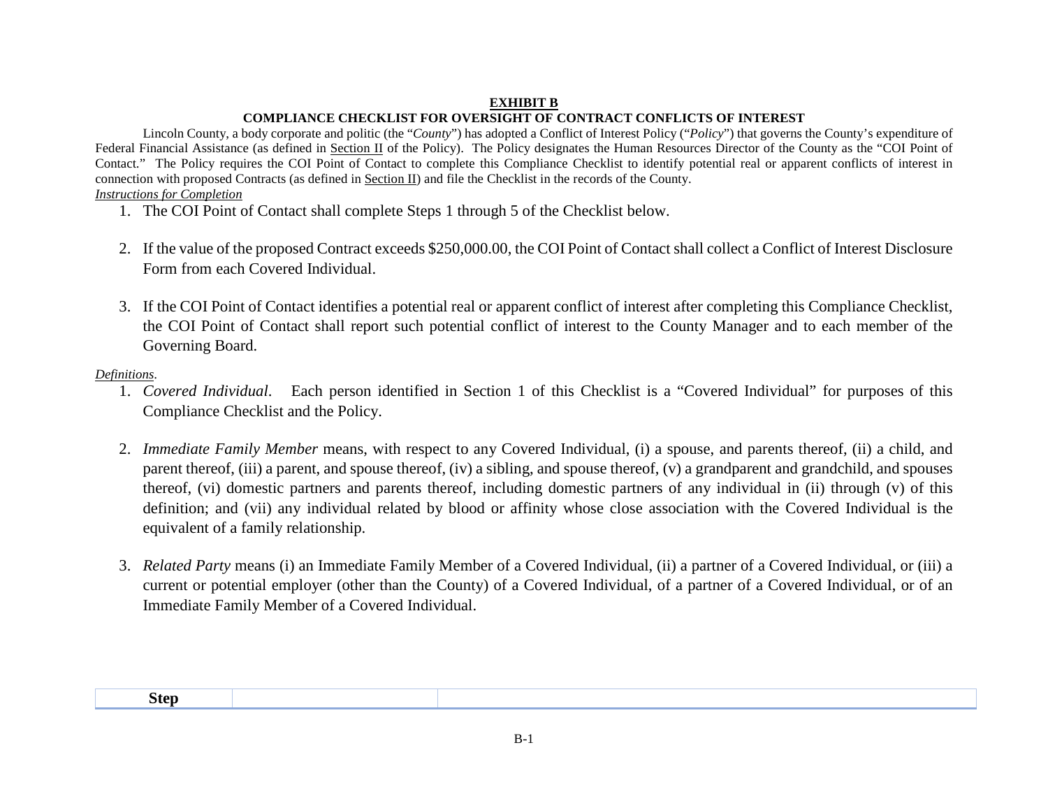**EXHIBIT B**

**COMPLIANCE CHECKLIST FOR OVERSIGHT OF CONTRACT CONFLICTS OF INTEREST**

Lincoln County, a body corporate and politic (the "*County*") has adopted a Conflict of Interest Policy ("*Policy*") that governs the County's expenditure of Federal Financial Assistance (as defined in Section II of the Policy). The Policy designates the Human Resources Director of the County as the "COI Point of Contact." The Policy requires the COI Point of Contact to complete this Compliance Checklist to identify potential real or apparent conflicts of interest in connection with proposed Contracts (as defined in Section II) and file the Checklist in the records of the County.

*Instructions for Completion*

1. The COI Point of Contact shall complete Steps 1 through 5 of the Checklist below.

2. If the value of the proposed Contract exceeds $250,000.00, the COI Point of Contact shall collect a Conflict of Interest Disclosure Form from each Covered Individual.

3. If the COI Point of Contact identifies a potential real or apparent conflict of interest after completing this Compliance Checklist, the COI Point of Contact shall report such potential conflict of interest to the County Manager and to each member of the Governing Board.

*Definitions.*

1. *Covered Individual*. Each person identified in Section 1 of this Checklist is a "Covered Individual" for purposes of this Compliance Checklist and the Policy.

2. *Immediate Family Member* means, with respect to any Covered Individual, (i) a spouse, and parents thereof, (ii) a child, and parent thereof, (iii) a parent, and spouse thereof, (iv) a sibling, and spouse thereof, (v) a grandparent and grandchild, and spouses thereof, (vi) domestic partners and parents thereof, including domestic partners of any individual in (ii) through (v) of this definition; and (vii) any individual related by blood or affinity whose close association with the Covered Individual is the equivalent of a family relationship.

3. *Related Party* means (i) an Immediate Family Member of a Covered Individual, (ii) a partner of a Covered Individual, or (iii) a current or potential employer (other than the County) of a Covered Individual, of a partner of a Covered Individual, or of an Immediate Family Member of a Covered Individual.

| **Step** | | |
|---|---|---|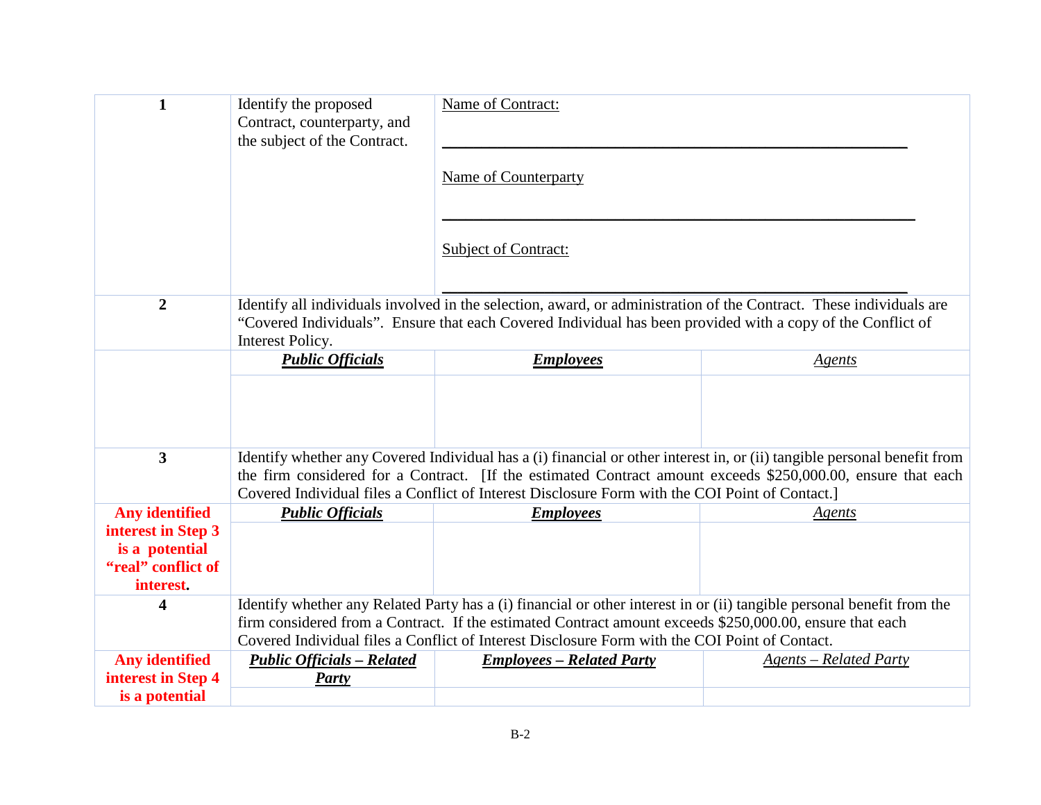| | | | |
|---|---|---|---|
| **1** | Identify the proposed Contract, counterparty, and the subject of the Contract. | Name of Contract:<br><br>\_\_\_\_\_\_\_\_\_\_\_\_\_\_\_\_\_\_\_\_\_\_\_\_\_\_\_\_\_\_\_\_\_\_\_\_\_\_\_\_\_\_\_\_\_\_\_\_<br><br>Name of Counterparty<br><br>\_\_\_\_\_\_\_\_\_\_\_\_\_\_\_\_\_\_\_\_\_\_\_\_\_\_\_\_\_\_\_\_\_\_\_\_\_\_\_\_\_\_\_\_\_\_\_\_<br><br>Subject of Contract:<br><br>\_\_\_\_\_\_\_\_\_\_\_\_\_\_\_\_\_\_\_\_\_\_\_\_\_\_\_\_\_\_\_\_\_\_\_\_\_\_\_\_\_\_\_\_\_\_\_\_ | |
| **2** | Identify all individuals involved in the selection, award, or administration of the Contract. These individuals are "Covered Individuals". Ensure that each Covered Individual has been provided with a copy of the Conflict of Interest Policy. | | |
| | ***Public Officials*** | ***Employees*** | *Agents* |
| | | | |
| **3** | Identify whether any Covered Individual has a (i) financial or other interest in, or (ii) tangible personal benefit from the firm considered for a Contract. [If the estimated Contract amount exceeds $250,000.00, ensure that each Covered Individual files a Conflict of Interest Disclosure Form with the COI Point of Contact.] | | |
| **Any identified interest in Step 3 is a potential "real" conflict of interest.** | ***Public Officials*** | ***Employees*** | *Agents* |
| **4** | Identify whether any Related Party has a (i) financial or other interest in or (ii) tangible personal benefit from the firm considered from a Contract. If the estimated Contract amount exceeds $250,000.00, ensure that each Covered Individual files a Conflict of Interest Disclosure Form with the COI Point of Contact. | | |
| **Any identified interest in Step 4 is a potential** | ***Public Officials – Related Party*** | ***Employees – Related Party*** | *Agents – Related Party* |
| | | | |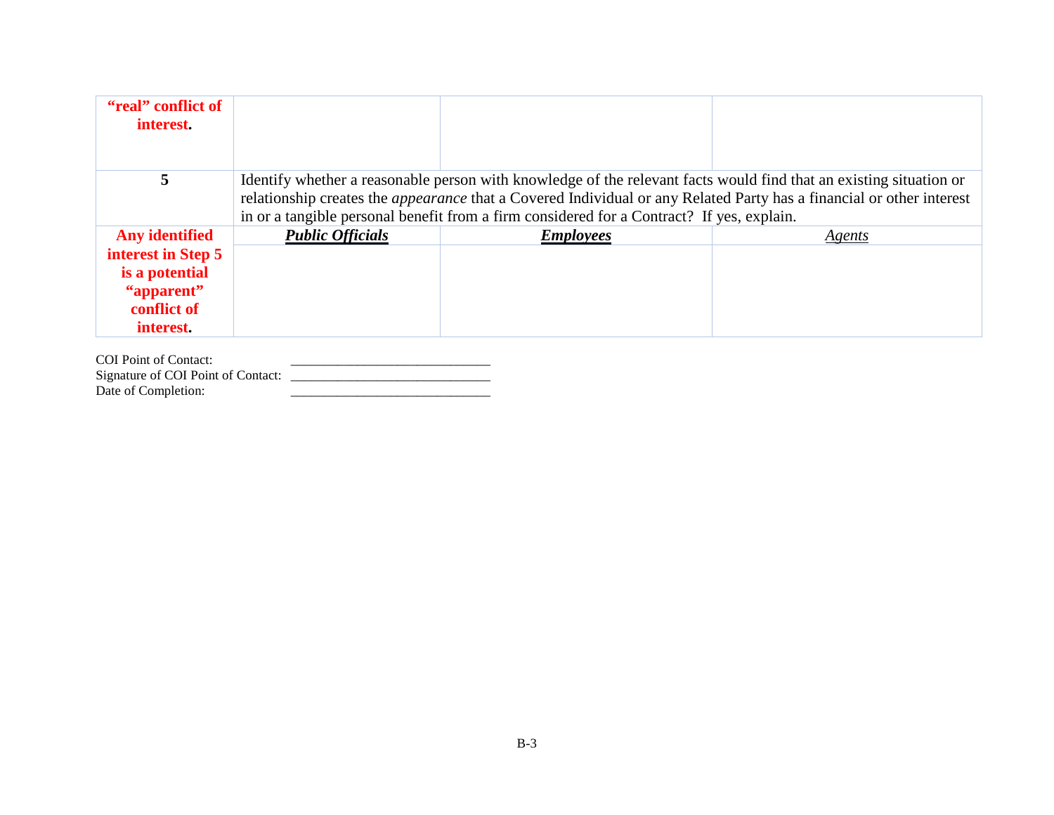| | | | |
|---|---|---|---|
| **"real" conflict of interest.** | | | |
| **5** | Identify whether a reasonable person with knowledge of the relevant facts would find that an existing situation or relationship creates the *appearance* that a Covered Individual or any Related Party has a financial or other interest in or a tangible personal benefit from a firm considered for a Contract? If yes, explain. | | |
| **Any identified interest in Step 5 is a potential "apparent" conflict of interest.** | ***Public Officials*** | ***Employees*** | *Agents* |
| | | | |

COI Point of Contact: ______________________________

Signature of COI Point of Contact: ______________________________

Date of Completion: ______________________________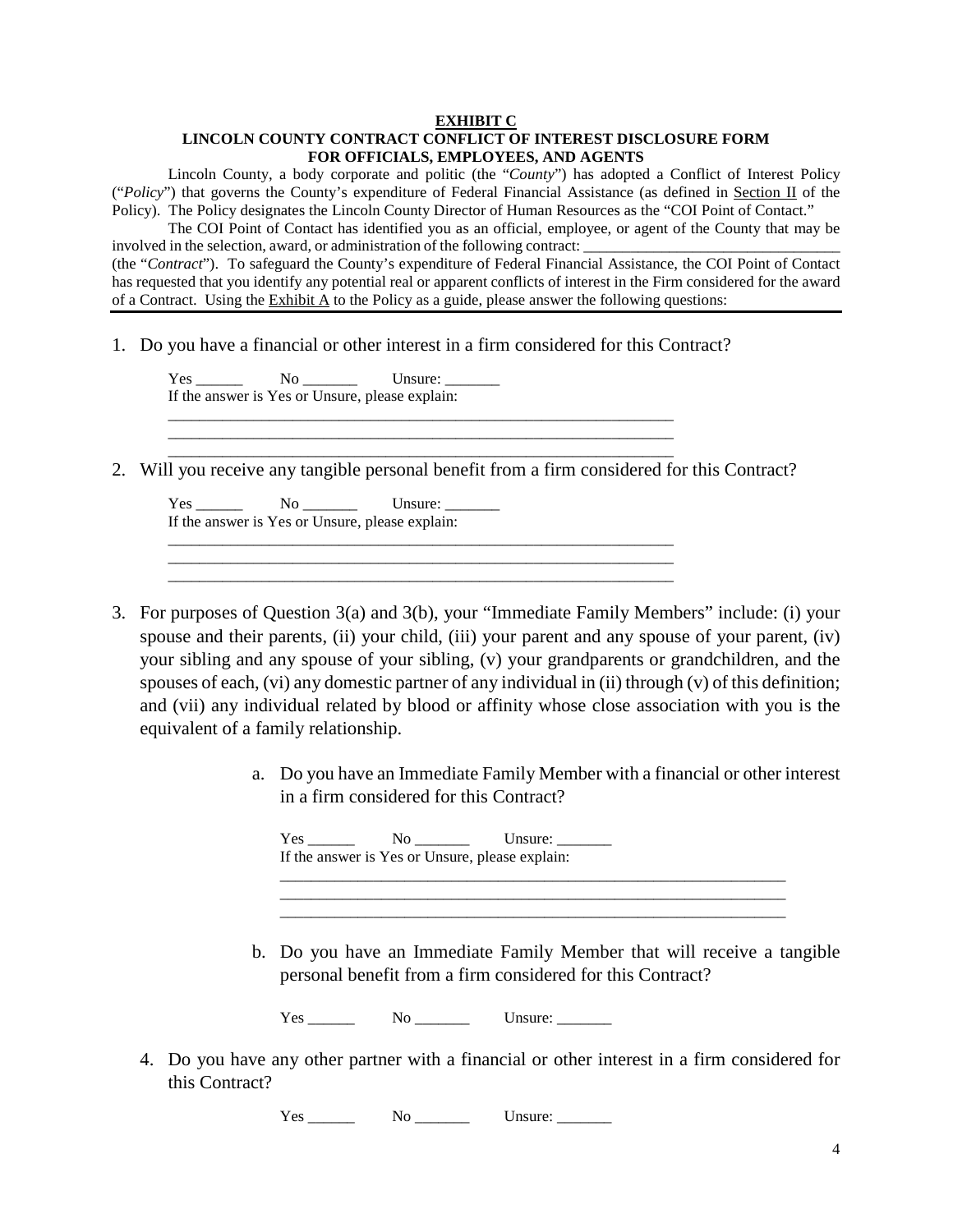**EXHIBIT C**

**LINCOLN COUNTY CONTRACT CONFLICT OF INTEREST DISCLOSURE FORM FOR OFFICIALS, EMPLOYEES, AND AGENTS**

Lincoln County, a body corporate and politic (the "*County*") has adopted a Conflict of Interest Policy ("*Policy*") that governs the County's expenditure of Federal Financial Assistance (as defined in Section II of the Policy). The Policy designates the Lincoln County Director of Human Resources as the "COI Point of Contact."

The COI Point of Contact has identified you as an official, employee, or agent of the County that may be involved in the selection, award, or administration of the following contract: _________________________________ (the "*Contract*"). To safeguard the County's expenditure of Federal Financial Assistance, the COI Point of Contact has requested that you identify any potential real or apparent conflicts of interest in the Firm considered for the award of a Contract. Using the Exhibit A to the Policy as a guide, please answer the following questions:

---

1. Do you have a financial or other interest in a firm considered for this Contract?

   Yes ______ No _______ Unsure: _______

   If the answer is Yes or Unsure, please explain:

   _______________________________________________________________
   _______________________________________________________________
   _______________________________________________________________

2. Will you receive any tangible personal benefit from a firm considered for this Contract?

   Yes ______ No _______ Unsure: _______

   If the answer is Yes or Unsure, please explain:

   _______________________________________________________________
   _______________________________________________________________
   _______________________________________________________________

3. For purposes of Question 3(a) and 3(b), your "Immediate Family Members" include: (i) your spouse and their parents, (ii) your child, (iii) your parent and any spouse of your parent, (iv) your sibling and any spouse of your sibling, (v) your grandparents or grandchildren, and the spouses of each, (vi) any domestic partner of any individual in (ii) through (v) of this definition; and (vii) any individual related by blood or affinity whose close association with you is the equivalent of a family relationship.

   a. Do you have an Immediate Family Member with a financial or other interest in a firm considered for this Contract?

      Yes ______ No _______ Unsure: _______

      If the answer is Yes or Unsure, please explain:

      _______________________________________________________________
      _______________________________________________________________
      _______________________________________________________________

   b. Do you have an Immediate Family Member that will receive a tangible personal benefit from a firm considered for this Contract?

      Yes ______ No _______ Unsure: _______

4. Do you have any other partner with a financial or other interest in a firm considered for this Contract?

   Yes ______ No _______ Unsure: _______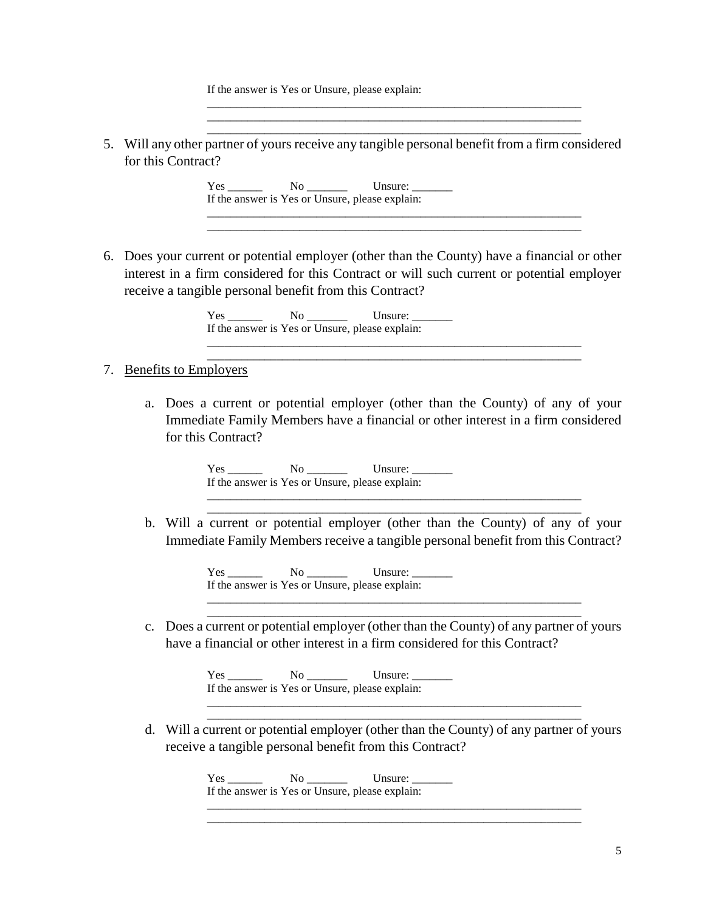If the answer is Yes or Unsure, please explain:

_______________________________________________________________
_______________________________________________________________
_______________________________________________________________

5. Will any other partner of yours receive any tangible personal benefit from a firm considered for this Contract?

   Yes ______ No _______ Unsure: _______
   If the answer is Yes or Unsure, please explain:

   _______________________________________________________________
   _______________________________________________________________

6. Does your current or potential employer (other than the County) have a financial or other interest in a firm considered for this Contract or will such current or potential employer receive a tangible personal benefit from this Contract?

   Yes ______ No _______ Unsure: _______
   If the answer is Yes or Unsure, please explain:

   _______________________________________________________________
   _______________________________________________________________

7. <u>Benefits to Employers</u>

   a. Does a current or potential employer (other than the County) of any of your Immediate Family Members have a financial or other interest in a firm considered for this Contract?

      Yes ______ No _______ Unsure: _______
      If the answer is Yes or Unsure, please explain:

      _______________________________________________________________
      _______________________________________________________________

   b. Will a current or potential employer (other than the County) of any of your Immediate Family Members receive a tangible personal benefit from this Contract?

      Yes ______ No _______ Unsure: _______
      If the answer is Yes or Unsure, please explain:

      _______________________________________________________________
      _______________________________________________________________

   c. Does a current or potential employer (other than the County) of any partner of yours have a financial or other interest in a firm considered for this Contract?

      Yes ______ No _______ Unsure: _______
      If the answer is Yes or Unsure, please explain:

      _______________________________________________________________
      _______________________________________________________________

   d. Will a current or potential employer (other than the County) of any partner of yours receive a tangible personal benefit from this Contract?

      Yes ______ No _______ Unsure: _______
      If the answer is Yes or Unsure, please explain:

      _______________________________________________________________
      _______________________________________________________________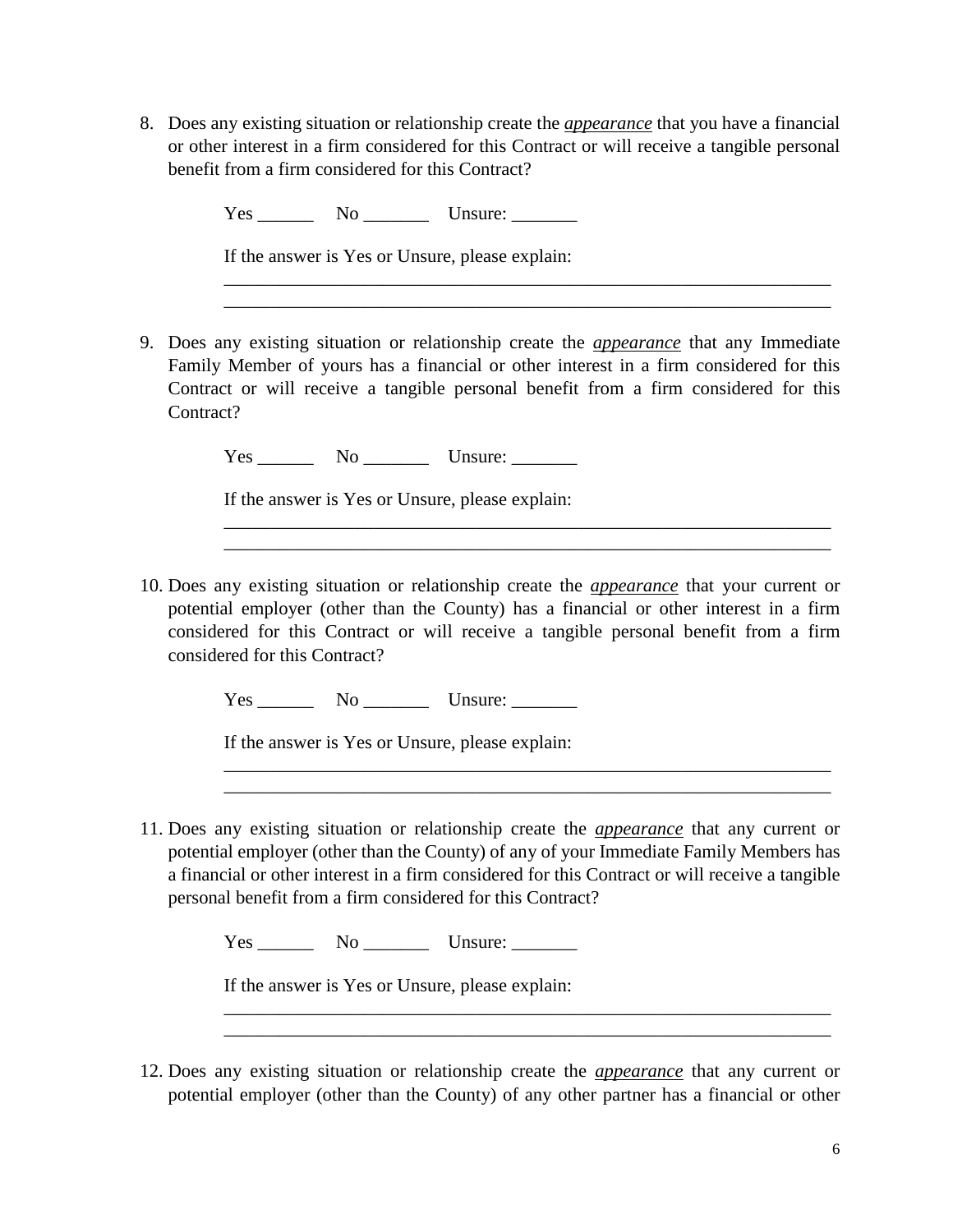8. Does any existing situation or relationship create the ***appearance*** that you have a financial or other interest in a firm considered for this Contract or will receive a tangible personal benefit from a firm considered for this Contract?

   Yes ______ No _______ Unsure: _______

   If the answer is Yes or Unsure, please explain:
   ____________________________________________________________________
   ____________________________________________________________________

9. Does any existing situation or relationship create the ***appearance*** that any Immediate Family Member of yours has a financial or other interest in a firm considered for this Contract or will receive a tangible personal benefit from a firm considered for this Contract?

   Yes ______ No _______ Unsure: _______

   If the answer is Yes or Unsure, please explain:
   ____________________________________________________________________
   ____________________________________________________________________

10. Does any existing situation or relationship create the ***appearance*** that your current or potential employer (other than the County) has a financial or other interest in a firm considered for this Contract or will receive a tangible personal benefit from a firm considered for this Contract?

    Yes ______ No _______ Unsure: _______

    If the answer is Yes or Unsure, please explain:
    ____________________________________________________________________
    ____________________________________________________________________

11. Does any existing situation or relationship create the ***appearance*** that any current or potential employer (other than the County) of any of your Immediate Family Members has a financial or other interest in a firm considered for this Contract or will receive a tangible personal benefit from a firm considered for this Contract?

    Yes ______ No _______ Unsure: _______

    If the answer is Yes or Unsure, please explain:
    ____________________________________________________________________
    ____________________________________________________________________

12. Does any existing situation or relationship create the ***appearance*** that any current or potential employer (other than the County) of any other partner has a financial or other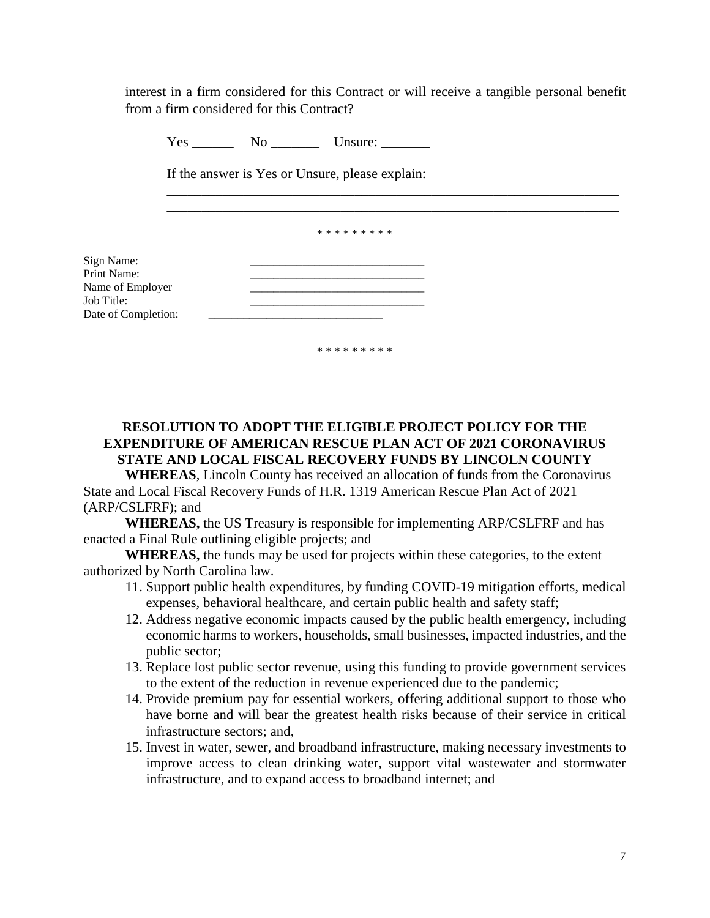interest in a firm considered for this Contract or will receive a tangible personal benefit from a firm considered for this Contract?

Yes ______ No _______ Unsure: _______

If the answer is Yes or Unsure, please explain:

_____________________________________________________________________
_____________________________________________________________________

\* \* \* \* \* \* \* \* \*

Sign Name: ____________________________
Print Name: ____________________________
Name of Employer ____________________________
Job Title: ____________________________
Date of Completion: ____________________________

\* \* \* \* \* \* \* \* \*

**RESOLUTION TO ADOPT THE ELIGIBLE PROJECT POLICY FOR THE EXPENDITURE OF AMERICAN RESCUE PLAN ACT OF 2021 CORONAVIRUS STATE AND LOCAL FISCAL RECOVERY FUNDS BY LINCOLN COUNTY**

**WHEREAS**, Lincoln County has received an allocation of funds from the Coronavirus State and Local Fiscal Recovery Funds of H.R. 1319 American Rescue Plan Act of 2021 (ARP/CSLFRF); and

**WHEREAS,** the US Treasury is responsible for implementing ARP/CSLFRF and has enacted a Final Rule outlining eligible projects; and

**WHEREAS,** the funds may be used for projects within these categories, to the extent authorized by North Carolina law.

11. Support public health expenditures, by funding COVID-19 mitigation efforts, medical expenses, behavioral healthcare, and certain public health and safety staff;
12. Address negative economic impacts caused by the public health emergency, including economic harms to workers, households, small businesses, impacted industries, and the public sector;
13. Replace lost public sector revenue, using this funding to provide government services to the extent of the reduction in revenue experienced due to the pandemic;
14. Provide premium pay for essential workers, offering additional support to those who have borne and will bear the greatest health risks because of their service in critical infrastructure sectors; and,
15. Invest in water, sewer, and broadband infrastructure, making necessary investments to improve access to clean drinking water, support vital wastewater and stormwater infrastructure, and to expand access to broadband internet; and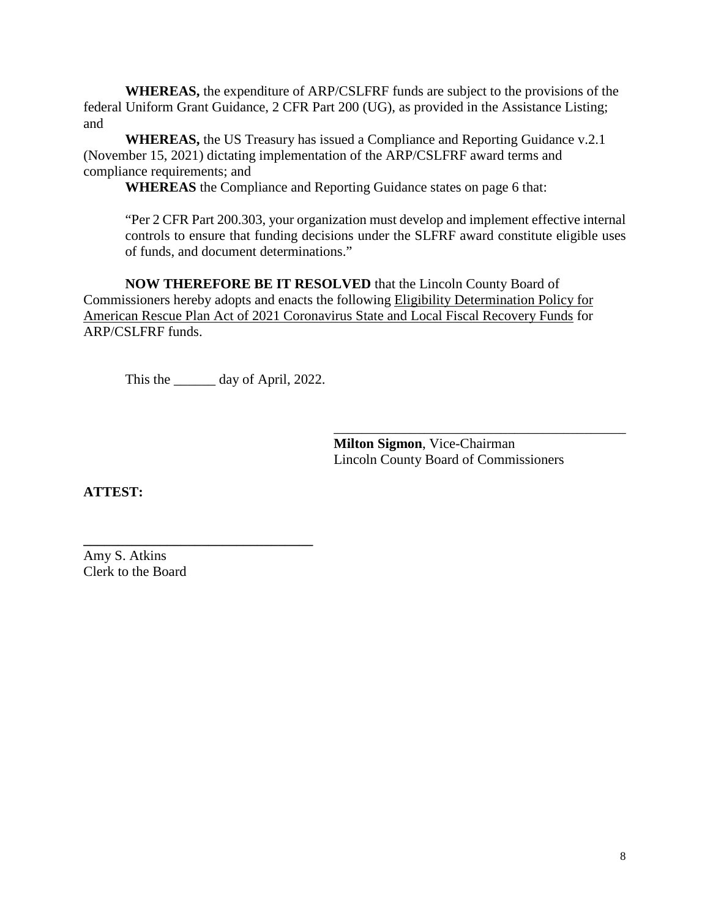**WHEREAS,** the expenditure of ARP/CSLFRF funds are subject to the provisions of the federal Uniform Grant Guidance, 2 CFR Part 200 (UG), as provided in the Assistance Listing; and

**WHEREAS,** the US Treasury has issued a Compliance and Reporting Guidance v.2.1 (November 15, 2021) dictating implementation of the ARP/CSLFRF award terms and compliance requirements; and

**WHEREAS** the Compliance and Reporting Guidance states on page 6 that:

> "Per 2 CFR Part 200.303, your organization must develop and implement effective internal controls to ensure that funding decisions under the SLFRF award constitute eligible uses of funds, and document determinations."

**NOW THEREFORE BE IT RESOLVED** that the Lincoln County Board of Commissioners hereby adopts and enacts the following Eligibility Determination Policy for American Rescue Plan Act of 2021 Coronavirus State and Local Fiscal Recovery Funds for ARP/CSLFRF funds.

This the ______ day of April, 2022.

\_\_\_\_\_\_\_\_\_\_\_\_\_\_\_\_\_\_\_\_\_\_\_\_\_\_\_\_\_\_\_\_\_\_\_\_\_\_\_\_\_\_\_\_
**Milton Sigmon**, Vice-Chairman
Lincoln County Board of Commissioners

**ATTEST:**

\_\_\_\_\_\_\_\_\_\_\_\_\_\_\_\_\_\_\_\_\_\_\_\_\_\_\_\_\_\_\_\_\_\_
Amy S. Atkins
Clerk to the Board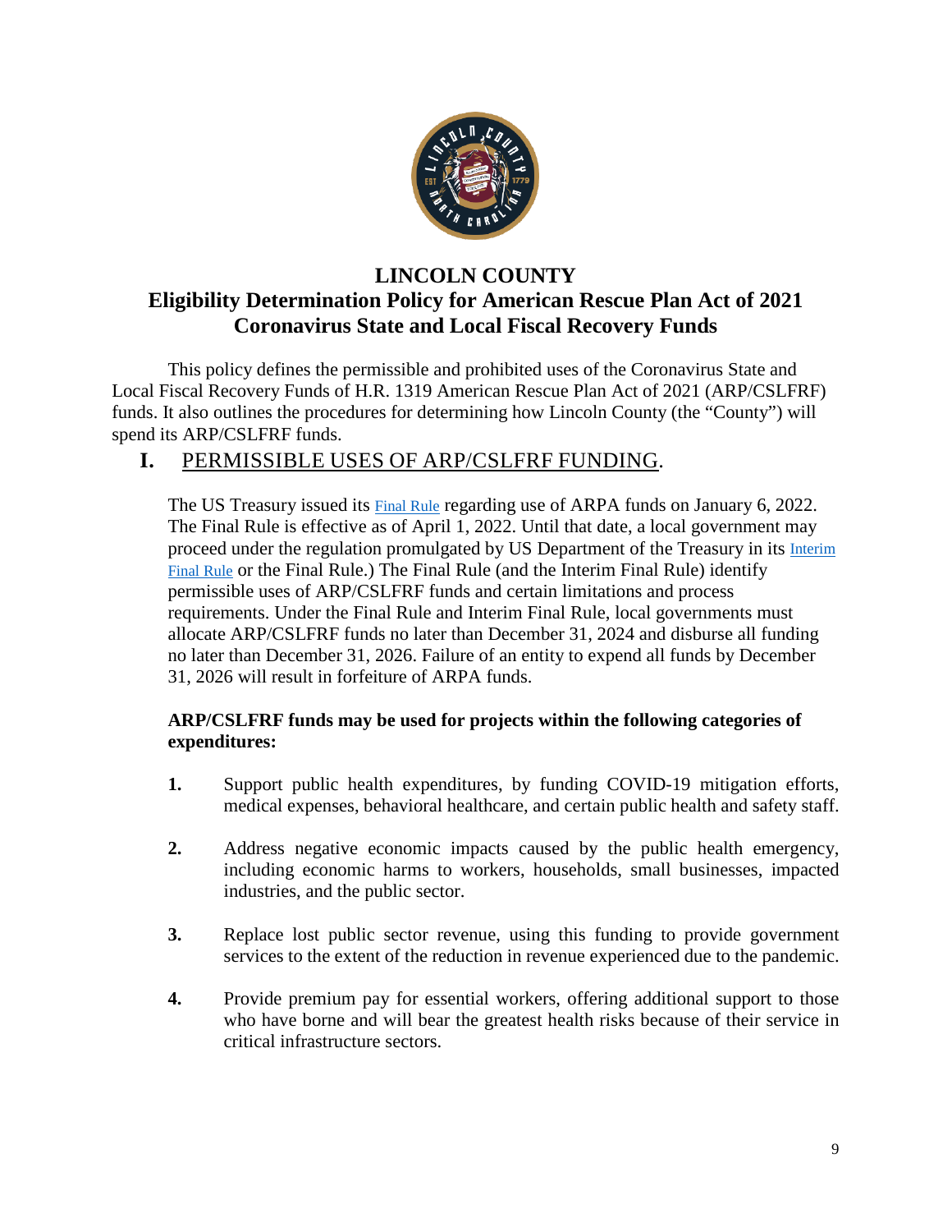# LINCOLN COUNTY
## Eligibility Determination Policy for American Rescue Plan Act of 2021 Coronavirus State and Local Fiscal Recovery Funds

This policy defines the permissible and prohibited uses of the Coronavirus State and Local Fiscal Recovery Funds of H.R. 1319 American Rescue Plan Act of 2021 (ARP/CSLFRF) funds. It also outlines the procedures for determining how Lincoln County (the "County") will spend its ARP/CSLFRF funds.

## I. PERMISSIBLE USES OF ARP/CSLFRF FUNDING.

The US Treasury issued its Final Rule regarding use of ARPA funds on January 6, 2022. The Final Rule is effective as of April 1, 2022. Until that date, a local government may proceed under the regulation promulgated by US Department of the Treasury in its Interim Final Rule or the Final Rule.) The Final Rule (and the Interim Final Rule) identify permissible uses of ARP/CSLFRF funds and certain limitations and process requirements. Under the Final Rule and Interim Final Rule, local governments must allocate ARP/CSLFRF funds no later than December 31, 2024 and disburse all funding no later than December 31, 2026. Failure of an entity to expend all funds by December 31, 2026 will result in forfeiture of ARPA funds.

**ARP/CSLFRF funds may be used for projects within the following categories of expenditures:**

1. Support public health expenditures, by funding COVID-19 mitigation efforts, medical expenses, behavioral healthcare, and certain public health and safety staff.

2. Address negative economic impacts caused by the public health emergency, including economic harms to workers, households, small businesses, impacted industries, and the public sector.

3. Replace lost public sector revenue, using this funding to provide government services to the extent of the reduction in revenue experienced due to the pandemic.

4. Provide premium pay for essential workers, offering additional support to those who have borne and will bear the greatest health risks because of their service in critical infrastructure sectors.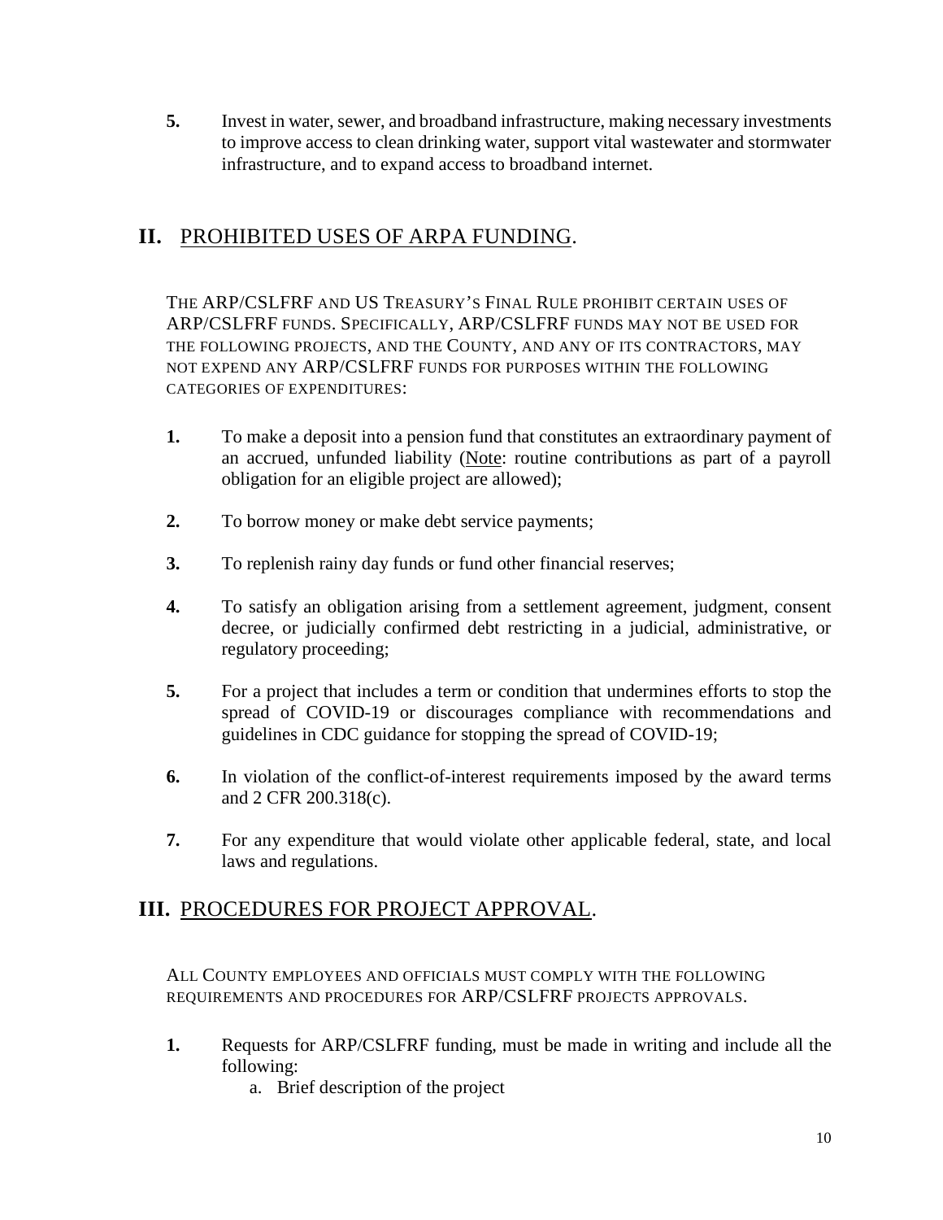**5.** Invest in water, sewer, and broadband infrastructure, making necessary investments to improve access to clean drinking water, support vital wastewater and stormwater infrastructure, and to expand access to broadband internet.

## II. PROHIBITED USES OF ARPA FUNDING.

THE ARP/CSLFRF AND US TREASURY'S FINAL RULE PROHIBIT CERTAIN USES OF ARP/CSLFRF FUNDS. SPECIFICALLY, ARP/CSLFRF FUNDS MAY NOT BE USED FOR THE FOLLOWING PROJECTS, AND THE COUNTY, AND ANY OF ITS CONTRACTORS, MAY NOT EXPEND ANY ARP/CSLFRF FUNDS FOR PURPOSES WITHIN THE FOLLOWING CATEGORIES OF EXPENDITURES:

**1.** To make a deposit into a pension fund that constitutes an extraordinary payment of an accrued, unfunded liability (Note: routine contributions as part of a payroll obligation for an eligible project are allowed);

**2.** To borrow money or make debt service payments;

**3.** To replenish rainy day funds or fund other financial reserves;

**4.** To satisfy an obligation arising from a settlement agreement, judgment, consent decree, or judicially confirmed debt restricting in a judicial, administrative, or regulatory proceeding;

**5.** For a project that includes a term or condition that undermines efforts to stop the spread of COVID-19 or discourages compliance with recommendations and guidelines in CDC guidance for stopping the spread of COVID-19;

**6.** In violation of the conflict-of-interest requirements imposed by the award terms and 2 CFR 200.318(c).

**7.** For any expenditure that would violate other applicable federal, state, and local laws and regulations.

## III. PROCEDURES FOR PROJECT APPROVAL.

ALL COUNTY EMPLOYEES AND OFFICIALS MUST COMPLY WITH THE FOLLOWING REQUIREMENTS AND PROCEDURES FOR ARP/CSLFRF PROJECTS APPROVALS.

**1.** Requests for ARP/CSLFRF funding, must be made in writing and include all the following:

a. Brief description of the project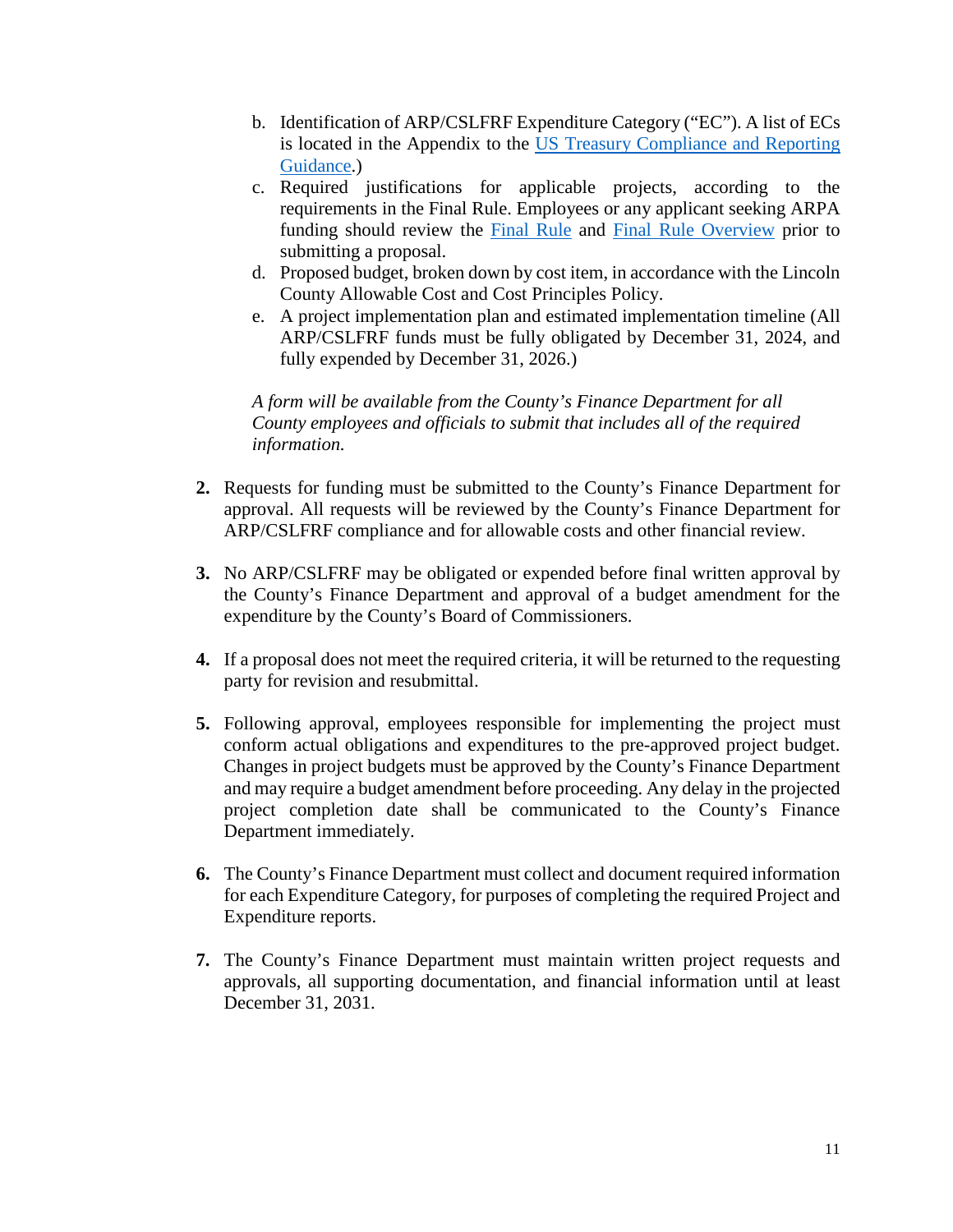b. Identification of ARP/CSLFRF Expenditure Category ("EC"). A list of ECs is located in the Appendix to the US Treasury Compliance and Reporting Guidance.)
c. Required justifications for applicable projects, according to the requirements in the Final Rule. Employees or any applicant seeking ARPA funding should review the Final Rule and Final Rule Overview prior to submitting a proposal.
d. Proposed budget, broken down by cost item, in accordance with the Lincoln County Allowable Cost and Cost Principles Policy.
e. A project implementation plan and estimated implementation timeline (All ARP/CSLFRF funds must be fully obligated by December 31, 2024, and fully expended by December 31, 2026.)

*A form will be available from the County's Finance Department for all County employees and officials to submit that includes all of the required information.*

**2.** Requests for funding must be submitted to the County's Finance Department for approval. All requests will be reviewed by the County's Finance Department for ARP/CSLFRF compliance and for allowable costs and other financial review.

**3.** No ARP/CSLFRF may be obligated or expended before final written approval by the County's Finance Department and approval of a budget amendment for the expenditure by the County's Board of Commissioners.

**4.** If a proposal does not meet the required criteria, it will be returned to the requesting party for revision and resubmittal.

**5.** Following approval, employees responsible for implementing the project must conform actual obligations and expenditures to the pre-approved project budget. Changes in project budgets must be approved by the County's Finance Department and may require a budget amendment before proceeding. Any delay in the projected project completion date shall be communicated to the County's Finance Department immediately.

**6.** The County's Finance Department must collect and document required information for each Expenditure Category, for purposes of completing the required Project and Expenditure reports.

**7.** The County's Finance Department must maintain written project requests and approvals, all supporting documentation, and financial information until at least December 31, 2031.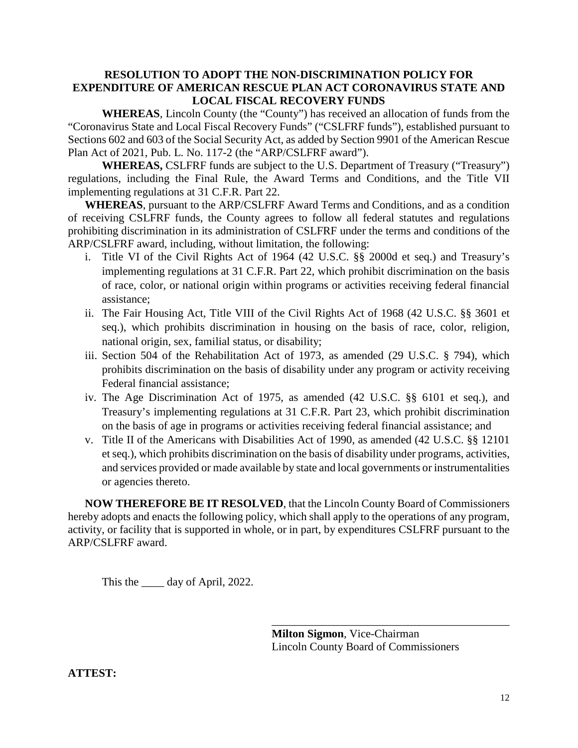# RESOLUTION TO ADOPT THE NON-DISCRIMINATION POLICY FOR EXPENDITURE OF AMERICAN RESCUE PLAN ACT CORONAVIRUS STATE AND LOCAL FISCAL RECOVERY FUNDS

**WHEREAS**, Lincoln County (the "County") has received an allocation of funds from the "Coronavirus State and Local Fiscal Recovery Funds" ("CSLFRF funds"), established pursuant to Sections 602 and 603 of the Social Security Act, as added by Section 9901 of the American Rescue Plan Act of 2021, Pub. L. No. 117-2 (the "ARP/CSLFRF award").

**WHEREAS,** CSLFRF funds are subject to the U.S. Department of Treasury ("Treasury") regulations, including the Final Rule, the Award Terms and Conditions, and the Title VII implementing regulations at 31 C.F.R. Part 22.

**WHEREAS**, pursuant to the ARP/CSLFRF Award Terms and Conditions, and as a condition of receiving CSLFRF funds, the County agrees to follow all federal statutes and regulations prohibiting discrimination in its administration of CSLFRF under the terms and conditions of the ARP/CSLFRF award, including, without limitation, the following:

i. Title VI of the Civil Rights Act of 1964 (42 U.S.C. §§ 2000d et seq.) and Treasury's implementing regulations at 31 C.F.R. Part 22, which prohibit discrimination on the basis of race, color, or national origin within programs or activities receiving federal financial assistance;

ii. The Fair Housing Act, Title VIII of the Civil Rights Act of 1968 (42 U.S.C. §§ 3601 et seq.), which prohibits discrimination in housing on the basis of race, color, religion, national origin, sex, familial status, or disability;

iii. Section 504 of the Rehabilitation Act of 1973, as amended (29 U.S.C. § 794), which prohibits discrimination on the basis of disability under any program or activity receiving Federal financial assistance;

iv. The Age Discrimination Act of 1975, as amended (42 U.S.C. §§ 6101 et seq.), and Treasury's implementing regulations at 31 C.F.R. Part 23, which prohibit discrimination on the basis of age in programs or activities receiving federal financial assistance; and

v. Title II of the Americans with Disabilities Act of 1990, as amended (42 U.S.C. §§ 12101 et seq.), which prohibits discrimination on the basis of disability under programs, activities, and services provided or made available by state and local governments or instrumentalities or agencies thereto.

**NOW THEREFORE BE IT RESOLVED**, that the Lincoln County Board of Commissioners hereby adopts and enacts the following policy, which shall apply to the operations of any program, activity, or facility that is supported in whole, or in part, by expenditures CSLFRF pursuant to the ARP/CSLFRF award.

This the ____ day of April, 2022.

\_\_\_\_\_\_\_\_\_\_\_\_\_\_\_\_\_\_\_\_\_\_\_\_\_\_\_\_\_\_\_\_\_\_\_\_\_\_\_\_

**Milton Sigmon**, Vice-Chairman
Lincoln County Board of Commissioners

**ATTEST:**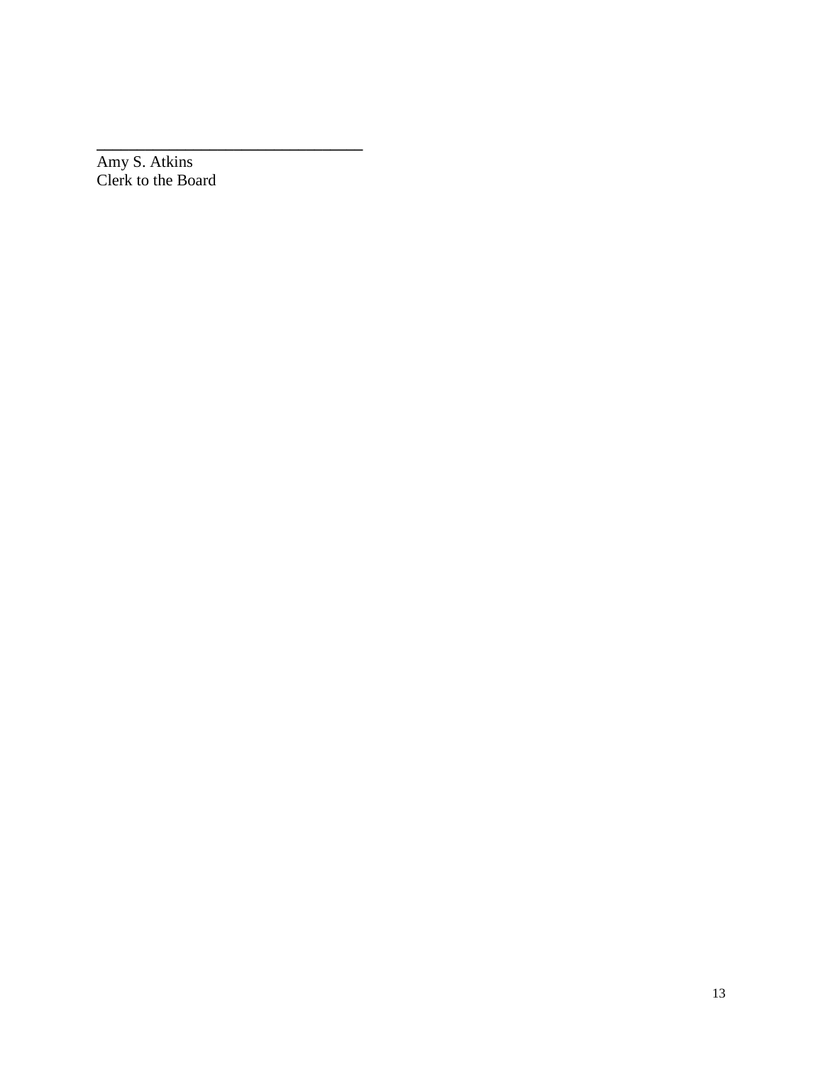\_\_\_\_\_\_\_\_\_\_\_\_\_\_\_\_\_\_\_\_\_\_\_\_\_\_\_\_\_\_\_\_

Amy S. Atkins
Clerk to the Board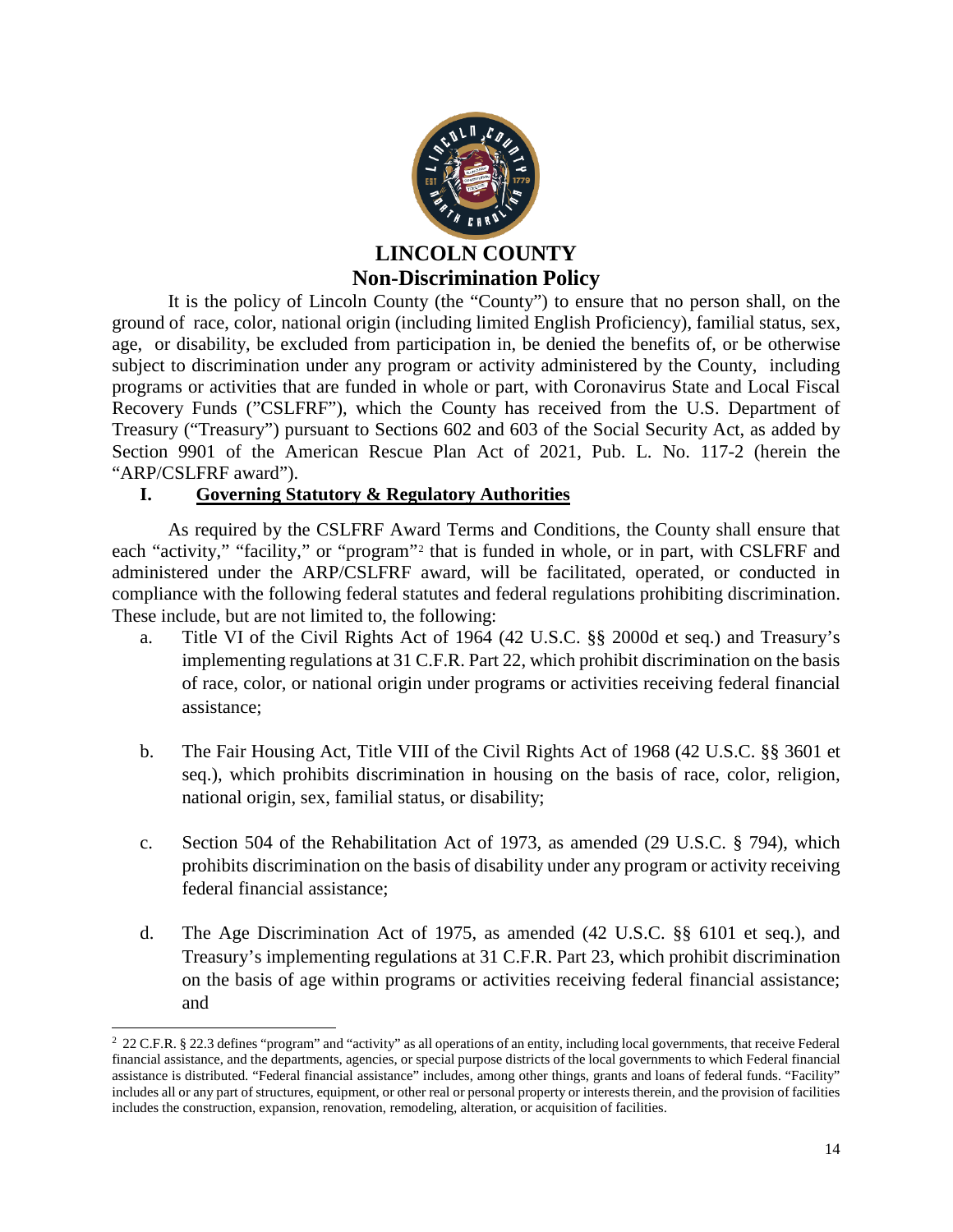# LINCOLN COUNTY
## Non-Discrimination Policy

It is the policy of Lincoln County (the "County") to ensure that no person shall, on the ground of race, color, national origin (including limited English Proficiency), familial status, sex, age, or disability, be excluded from participation in, be denied the benefits of, or be otherwise subject to discrimination under any program or activity administered by the County, including programs or activities that are funded in whole or part, with Coronavirus State and Local Fiscal Recovery Funds ("CSLFRF"), which the County has received from the U.S. Department of Treasury ("Treasury") pursuant to Sections 602 and 603 of the Social Security Act, as added by Section 9901 of the American Rescue Plan Act of 2021, Pub. L. No. 117-2 (herein the "ARP/CSLFRF award").

### I. Governing Statutory & Regulatory Authorities

As required by the CSLFRF Award Terms and Conditions, the County shall ensure that each "activity," "facility," or "program"[2] that is funded in whole, or in part, with CSLFRF and administered under the ARP/CSLFRF award, will be facilitated, operated, or conducted in compliance with the following federal statutes and federal regulations prohibiting discrimination. These include, but are not limited to, the following:

a. Title VI of the Civil Rights Act of 1964 (42 U.S.C. §§ 2000d et seq.) and Treasury's implementing regulations at 31 C.F.R. Part 22, which prohibit discrimination on the basis of race, color, or national origin under programs or activities receiving federal financial assistance;

b. The Fair Housing Act, Title VIII of the Civil Rights Act of 1968 (42 U.S.C. §§ 3601 et seq.), which prohibits discrimination in housing on the basis of race, color, religion, national origin, sex, familial status, or disability;

c. Section 504 of the Rehabilitation Act of 1973, as amended (29 U.S.C. § 794), which prohibits discrimination on the basis of disability under any program or activity receiving federal financial assistance;

d. The Age Discrimination Act of 1975, as amended (42 U.S.C. §§ 6101 et seq.), and Treasury's implementing regulations at 31 C.F.R. Part 23, which prohibit discrimination on the basis of age within programs or activities receiving federal financial assistance; and

[2] 22 C.F.R. § 22.3 defines "program" and "activity" as all operations of an entity, including local governments, that receive Federal financial assistance, and the departments, agencies, or special purpose districts of the local governments to which Federal financial assistance is distributed. "Federal financial assistance" includes, among other things, grants and loans of federal funds. "Facility" includes all or any part of structures, equipment, or other real or personal property or interests therein, and the provision of facilities includes the construction, expansion, renovation, remodeling, alteration, or acquisition of facilities.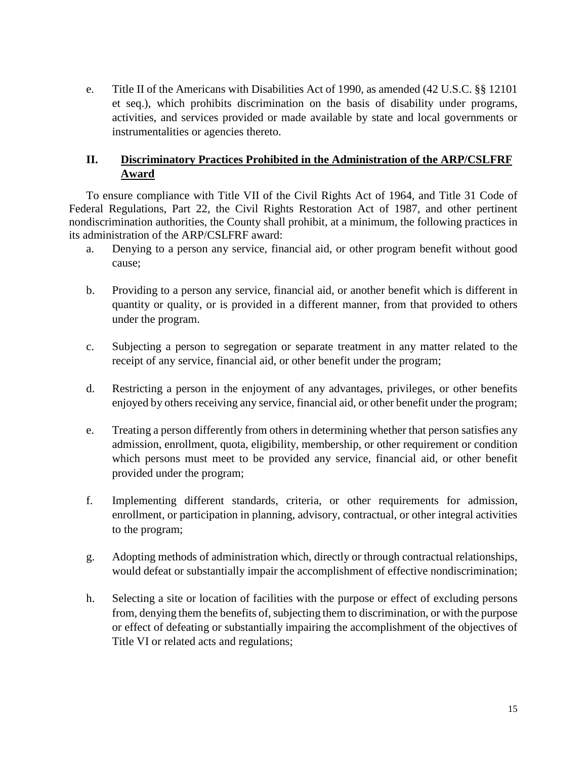e. Title II of the Americans with Disabilities Act of 1990, as amended (42 U.S.C. §§ 12101 et seq.), which prohibits discrimination on the basis of disability under programs, activities, and services provided or made available by state and local governments or instrumentalities or agencies thereto.

## II. Discriminatory Practices Prohibited in the Administration of the ARP/CSLFRF Award

To ensure compliance with Title VII of the Civil Rights Act of 1964, and Title 31 Code of Federal Regulations, Part 22, the Civil Rights Restoration Act of 1987, and other pertinent nondiscrimination authorities, the County shall prohibit, at a minimum, the following practices in its administration of the ARP/CSLFRF award:

a. Denying to a person any service, financial aid, or other program benefit without good cause;

b. Providing to a person any service, financial aid, or another benefit which is different in quantity or quality, or is provided in a different manner, from that provided to others under the program.

c. Subjecting a person to segregation or separate treatment in any matter related to the receipt of any service, financial aid, or other benefit under the program;

d. Restricting a person in the enjoyment of any advantages, privileges, or other benefits enjoyed by others receiving any service, financial aid, or other benefit under the program;

e. Treating a person differently from others in determining whether that person satisfies any admission, enrollment, quota, eligibility, membership, or other requirement or condition which persons must meet to be provided any service, financial aid, or other benefit provided under the program;

f. Implementing different standards, criteria, or other requirements for admission, enrollment, or participation in planning, advisory, contractual, or other integral activities to the program;

g. Adopting methods of administration which, directly or through contractual relationships, would defeat or substantially impair the accomplishment of effective nondiscrimination;

h. Selecting a site or location of facilities with the purpose or effect of excluding persons from, denying them the benefits of, subjecting them to discrimination, or with the purpose or effect of defeating or substantially impairing the accomplishment of the objectives of Title VI or related acts and regulations;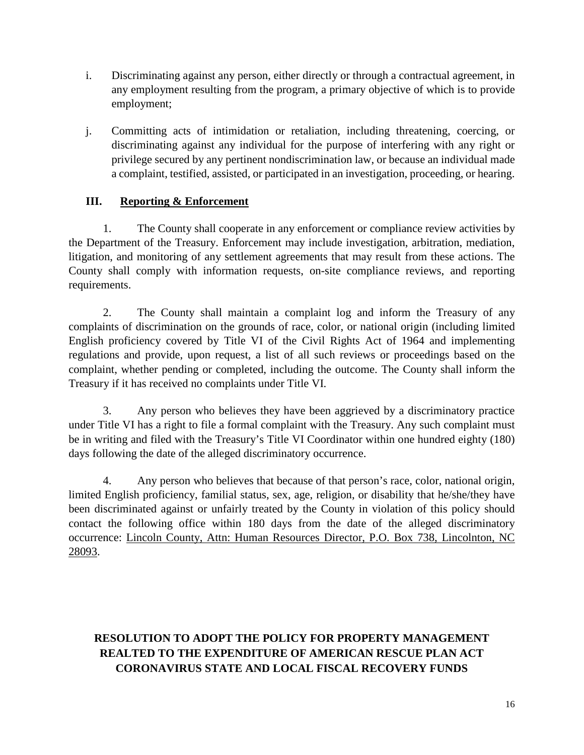i. Discriminating against any person, either directly or through a contractual agreement, in any employment resulting from the program, a primary objective of which is to provide employment;

j. Committing acts of intimidation or retaliation, including threatening, coercing, or discriminating against any individual for the purpose of interfering with any right or privilege secured by any pertinent nondiscrimination law, or because an individual made a complaint, testified, assisted, or participated in an investigation, proceeding, or hearing.

## III. <u>Reporting & Enforcement</u>

1. The County shall cooperate in any enforcement or compliance review activities by the Department of the Treasury. Enforcement may include investigation, arbitration, mediation, litigation, and monitoring of any settlement agreements that may result from these actions. The County shall comply with information requests, on-site compliance reviews, and reporting requirements.

2. The County shall maintain a complaint log and inform the Treasury of any complaints of discrimination on the grounds of race, color, or national origin (including limited English proficiency covered by Title VI of the Civil Rights Act of 1964 and implementing regulations and provide, upon request, a list of all such reviews or proceedings based on the complaint, whether pending or completed, including the outcome. The County shall inform the Treasury if it has received no complaints under Title VI.

3. Any person who believes they have been aggrieved by a discriminatory practice under Title VI has a right to file a formal complaint with the Treasury. Any such complaint must be in writing and filed with the Treasury's Title VI Coordinator within one hundred eighty (180) days following the date of the alleged discriminatory occurrence.

4. Any person who believes that because of that person's race, color, national origin, limited English proficiency, familial status, sex, age, religion, or disability that he/she/they have been discriminated against or unfairly treated by the County in violation of this policy should contact the following office within 180 days from the date of the alleged discriminatory occurrence: <u>Lincoln County, Attn: Human Resources Director, P.O. Box 738, Lincolnton, NC 28093</u>.

## RESOLUTION TO ADOPT THE POLICY FOR PROPERTY MANAGEMENT REALTED TO THE EXPENDITURE OF AMERICAN RESCUE PLAN ACT CORONAVIRUS STATE AND LOCAL FISCAL RECOVERY FUNDS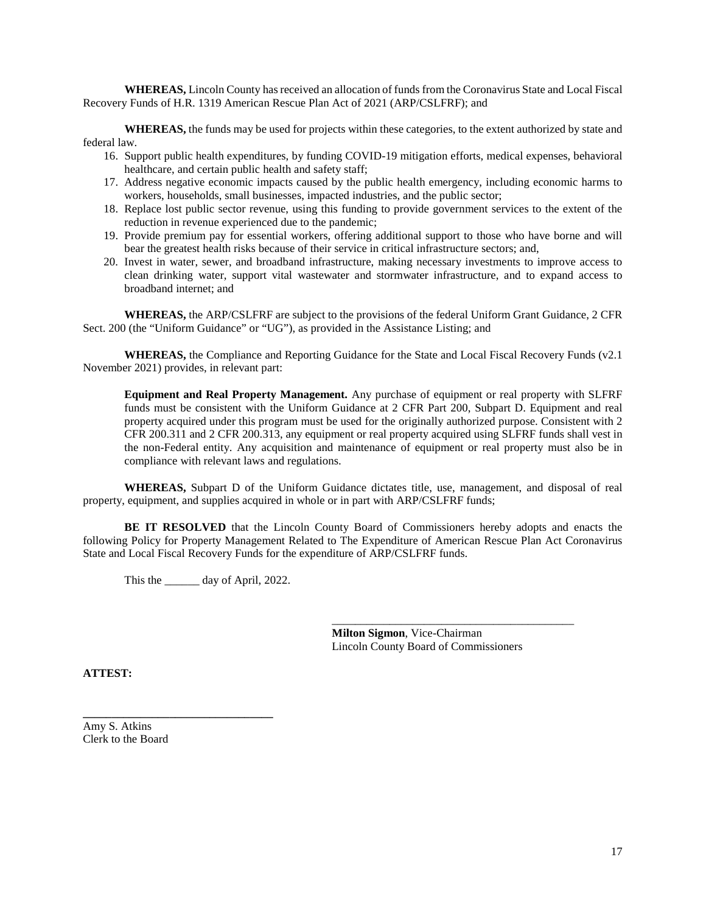**WHEREAS,** Lincoln County has received an allocation of funds from the Coronavirus State and Local Fiscal Recovery Funds of H.R. 1319 American Rescue Plan Act of 2021 (ARP/CSLFRF); and

**WHEREAS,** the funds may be used for projects within these categories, to the extent authorized by state and federal law.

16. Support public health expenditures, by funding COVID-19 mitigation efforts, medical expenses, behavioral healthcare, and certain public health and safety staff;
17. Address negative economic impacts caused by the public health emergency, including economic harms to workers, households, small businesses, impacted industries, and the public sector;
18. Replace lost public sector revenue, using this funding to provide government services to the extent of the reduction in revenue experienced due to the pandemic;
19. Provide premium pay for essential workers, offering additional support to those who have borne and will bear the greatest health risks because of their service in critical infrastructure sectors; and,
20. Invest in water, sewer, and broadband infrastructure, making necessary investments to improve access to clean drinking water, support vital wastewater and stormwater infrastructure, and to expand access to broadband internet; and

**WHEREAS,** the ARP/CSLFRF are subject to the provisions of the federal Uniform Grant Guidance, 2 CFR Sect. 200 (the "Uniform Guidance" or "UG"), as provided in the Assistance Listing; and

**WHEREAS,** the Compliance and Reporting Guidance for the State and Local Fiscal Recovery Funds (v2.1 November 2021) provides, in relevant part:

> **Equipment and Real Property Management.** Any purchase of equipment or real property with SLFRF funds must be consistent with the Uniform Guidance at 2 CFR Part 200, Subpart D. Equipment and real property acquired under this program must be used for the originally authorized purpose. Consistent with 2 CFR 200.311 and 2 CFR 200.313, any equipment or real property acquired using SLFRF funds shall vest in the non-Federal entity. Any acquisition and maintenance of equipment or real property must also be in compliance with relevant laws and regulations.

**WHEREAS,** Subpart D of the Uniform Guidance dictates title, use, management, and disposal of real property, equipment, and supplies acquired in whole or in part with ARP/CSLFRF funds;

**BE IT RESOLVED** that the Lincoln County Board of Commissioners hereby adopts and enacts the following Policy for Property Management Related to The Expenditure of American Rescue Plan Act Coronavirus State and Local Fiscal Recovery Funds for the expenditure of ARP/CSLFRF funds.

This the ______ day of April, 2022.

\_\_\_\_\_\_\_\_\_\_\_\_\_\_\_\_\_\_\_\_\_\_\_\_\_\_\_\_\_\_\_\_\_\_\_\_\_\_\_\_\_\_
**Milton Sigmon**, Vice-Chairman
Lincoln County Board of Commissioners

**ATTEST:**

\_\_\_\_\_\_\_\_\_\_\_\_\_\_\_\_\_\_\_\_\_\_\_\_\_\_\_\_\_\_\_\_\_
Amy S. Atkins
Clerk to the Board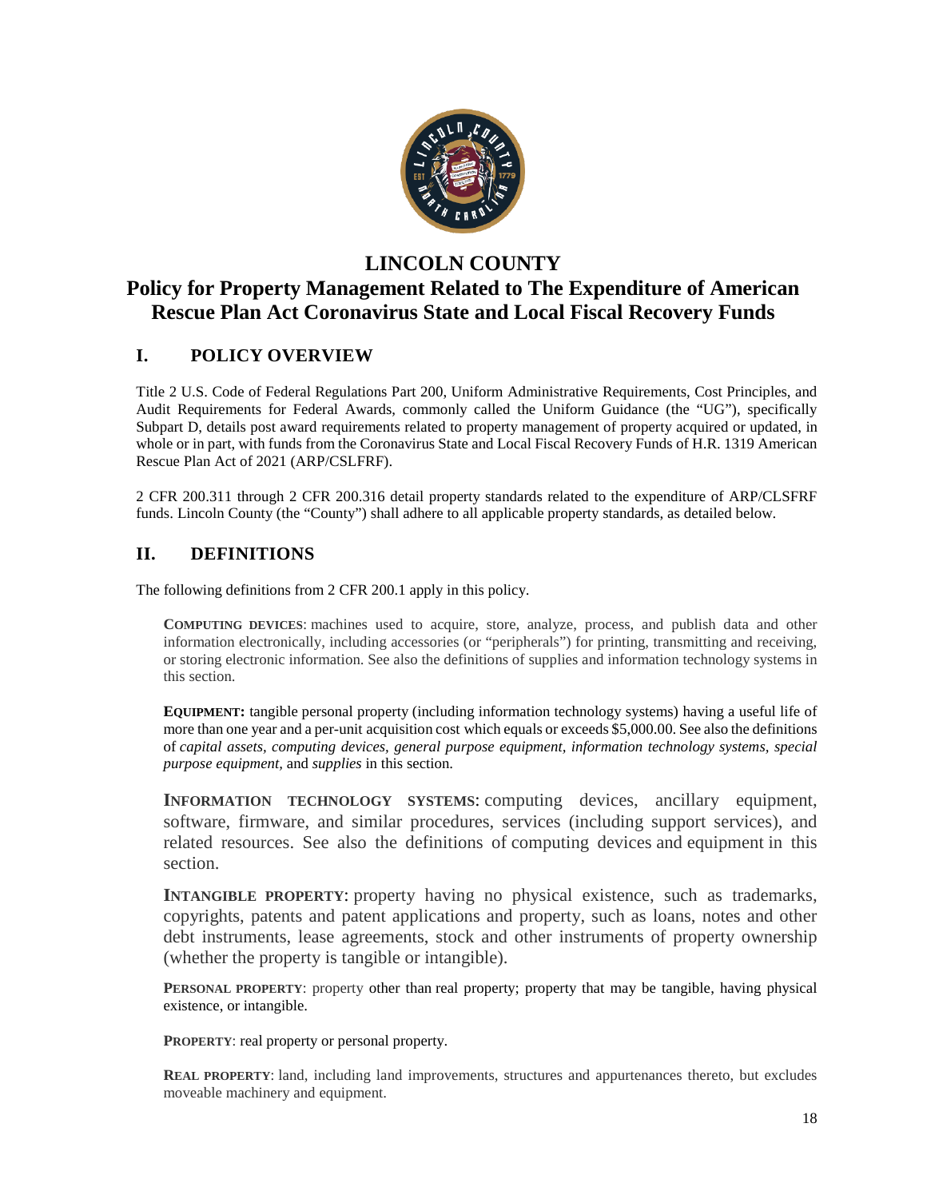# LINCOLN COUNTY

## Policy for Property Management Related to The Expenditure of American Rescue Plan Act Coronavirus State and Local Fiscal Recovery Funds

## I. POLICY OVERVIEW

Title 2 U.S. Code of Federal Regulations Part 200, Uniform Administrative Requirements, Cost Principles, and Audit Requirements for Federal Awards, commonly called the Uniform Guidance (the "UG"), specifically Subpart D, details post award requirements related to property management of property acquired or updated, in whole or in part, with funds from the Coronavirus State and Local Fiscal Recovery Funds of H.R. 1319 American Rescue Plan Act of 2021 (ARP/CSLFRF).

2 CFR 200.311 through 2 CFR 200.316 detail property standards related to the expenditure of ARP/CLSFRF funds. Lincoln County (the "County") shall adhere to all applicable property standards, as detailed below.

## II. DEFINITIONS

The following definitions from 2 CFR 200.1 apply in this policy.

**COMPUTING DEVICES**: machines used to acquire, store, analyze, process, and publish data and other information electronically, including accessories (or "peripherals") for printing, transmitting and receiving, or storing electronic information. See also the definitions of supplies and information technology systems in this section.

**EQUIPMENT:** tangible personal property (including information technology systems) having a useful life of more than one year and a per-unit acquisition cost which equals or exceeds $5,000.00. See also the definitions of *capital assets, computing devices, general purpose equipment, information technology systems, special purpose equipment,* and *supplies* in this section.

**INFORMATION TECHNOLOGY SYSTEMS**: computing devices, ancillary equipment, software, firmware, and similar procedures, services (including support services), and related resources. See also the definitions of computing devices and equipment in this section.

**INTANGIBLE PROPERTY**: property having no physical existence, such as trademarks, copyrights, patents and patent applications and property, such as loans, notes and other debt instruments, lease agreements, stock and other instruments of property ownership (whether the property is tangible or intangible).

**PERSONAL PROPERTY**: property other than real property; property that may be tangible, having physical existence, or intangible.

**PROPERTY**: real property or personal property.

**REAL PROPERTY**: land, including land improvements, structures and appurtenances thereto, but excludes moveable machinery and equipment.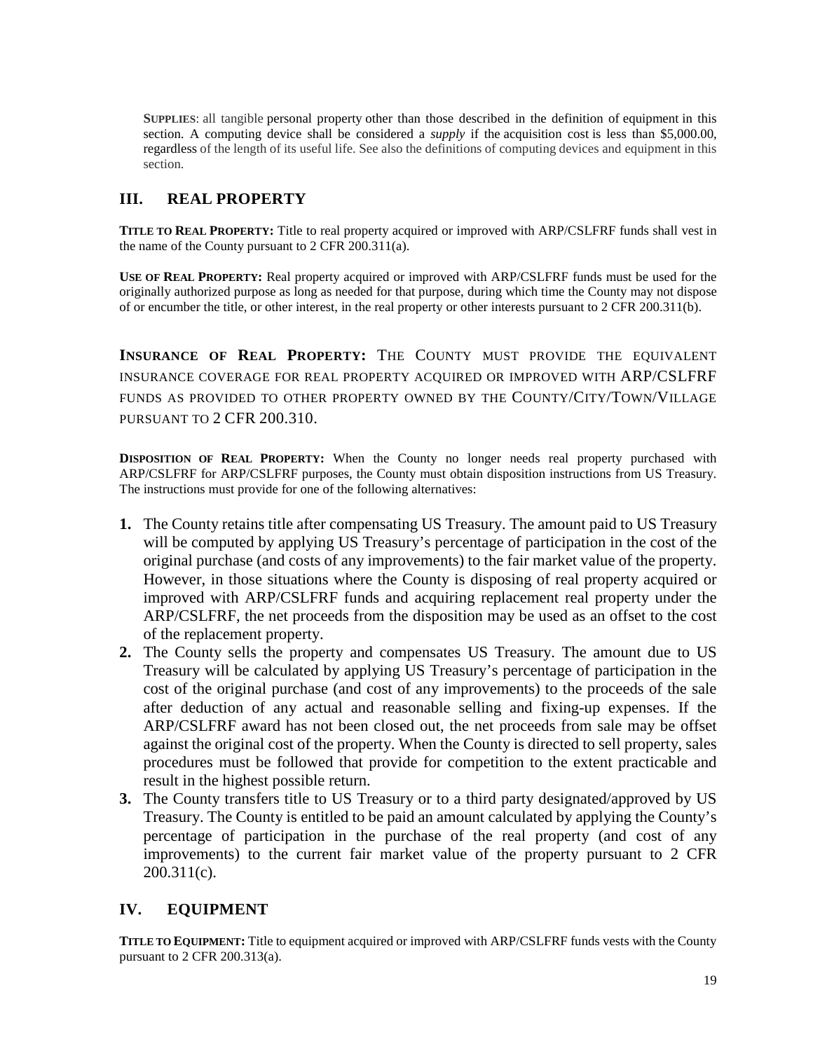**SUPPLIES**: all tangible personal property other than those described in the definition of equipment in this section. A computing device shall be considered a *supply* if the acquisition cost is less than $5,000.00, regardless of the length of its useful life. See also the definitions of computing devices and equipment in this section.

## III. REAL PROPERTY

**TITLE TO REAL PROPERTY:** Title to real property acquired or improved with ARP/CSLFRF funds shall vest in the name of the County pursuant to 2 CFR 200.311(a).

**USE OF REAL PROPERTY:** Real property acquired or improved with ARP/CSLFRF funds must be used for the originally authorized purpose as long as needed for that purpose, during which time the County may not dispose of or encumber the title, or other interest, in the real property or other interests pursuant to 2 CFR 200.311(b).

**INSURANCE OF REAL PROPERTY:** THE COUNTY MUST PROVIDE THE EQUIVALENT INSURANCE COVERAGE FOR REAL PROPERTY ACQUIRED OR IMPROVED WITH ARP/CSLFRF FUNDS AS PROVIDED TO OTHER PROPERTY OWNED BY THE COUNTY/CITY/TOWN/VILLAGE PURSUANT TO 2 CFR 200.310.

**DISPOSITION OF REAL PROPERTY:** When the County no longer needs real property purchased with ARP/CSLFRF for ARP/CSLFRF purposes, the County must obtain disposition instructions from US Treasury. The instructions must provide for one of the following alternatives:

1. The County retains title after compensating US Treasury. The amount paid to US Treasury will be computed by applying US Treasury's percentage of participation in the cost of the original purchase (and costs of any improvements) to the fair market value of the property. However, in those situations where the County is disposing of real property acquired or improved with ARP/CSLFRF funds and acquiring replacement real property under the ARP/CSLFRF, the net proceeds from the disposition may be used as an offset to the cost of the replacement property.
2. The County sells the property and compensates US Treasury. The amount due to US Treasury will be calculated by applying US Treasury's percentage of participation in the cost of the original purchase (and cost of any improvements) to the proceeds of the sale after deduction of any actual and reasonable selling and fixing-up expenses. If the ARP/CSLFRF award has not been closed out, the net proceeds from sale may be offset against the original cost of the property. When the County is directed to sell property, sales procedures must be followed that provide for competition to the extent practicable and result in the highest possible return.
3. The County transfers title to US Treasury or to a third party designated/approved by US Treasury. The County is entitled to be paid an amount calculated by applying the County's percentage of participation in the purchase of the real property (and cost of any improvements) to the current fair market value of the property pursuant to 2 CFR 200.311(c).

## IV. EQUIPMENT

**TITLE TO EQUIPMENT:** Title to equipment acquired or improved with ARP/CSLFRF funds vests with the County pursuant to 2 CFR 200.313(a).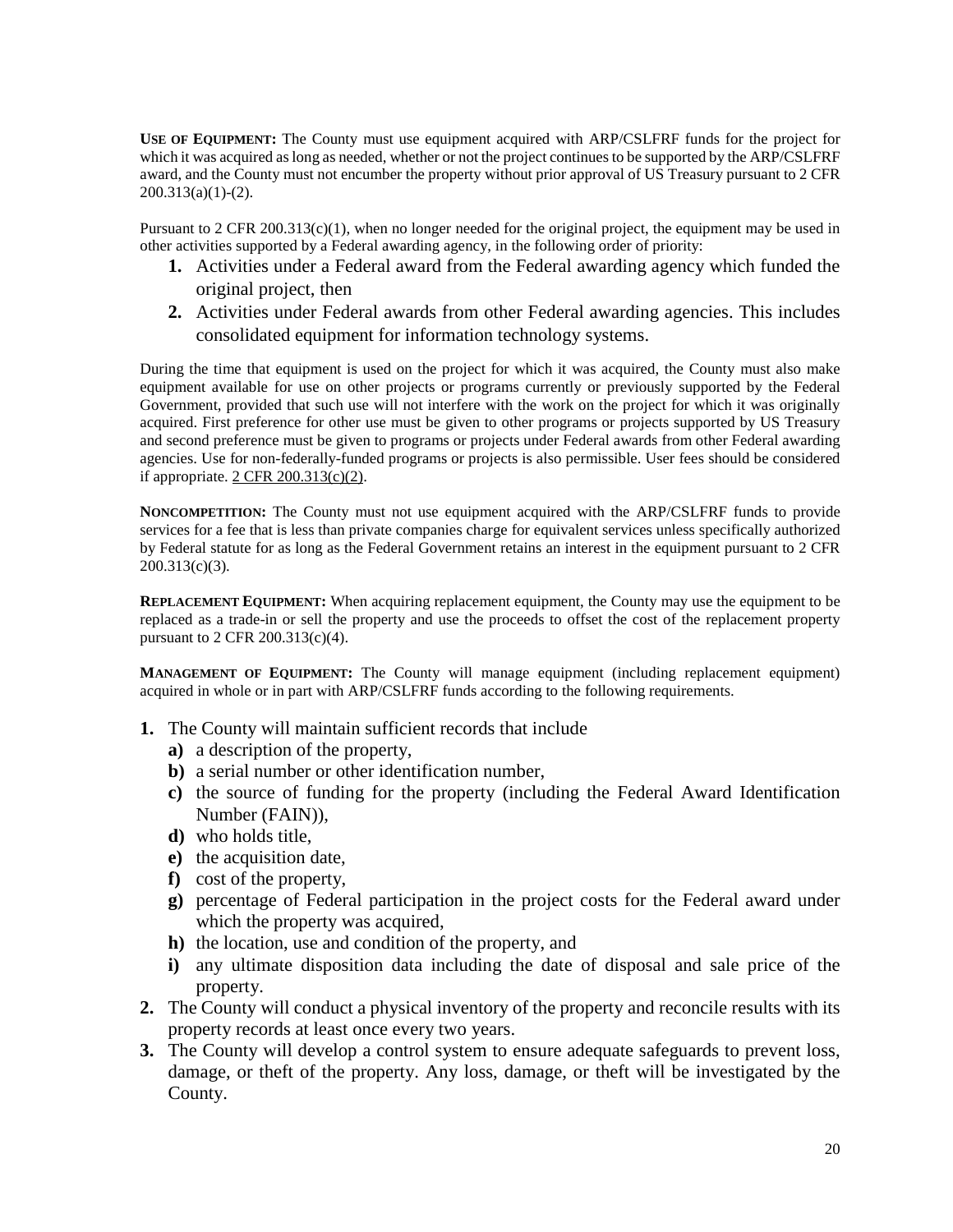**USE OF EQUIPMENT:** The County must use equipment acquired with ARP/CSLFRF funds for the project for which it was acquired as long as needed, whether or not the project continues to be supported by the ARP/CSLFRF award, and the County must not encumber the property without prior approval of US Treasury pursuant to 2 CFR 200.313(a)(1)-(2).

Pursuant to 2 CFR 200.313(c)(1), when no longer needed for the original project, the equipment may be used in other activities supported by a Federal awarding agency, in the following order of priority:

1. Activities under a Federal award from the Federal awarding agency which funded the original project, then
2. Activities under Federal awards from other Federal awarding agencies. This includes consolidated equipment for information technology systems.

During the time that equipment is used on the project for which it was acquired, the County must also make equipment available for use on other projects or programs currently or previously supported by the Federal Government, provided that such use will not interfere with the work on the project for which it was originally acquired. First preference for other use must be given to other programs or projects supported by US Treasury and second preference must be given to programs or projects under Federal awards from other Federal awarding agencies. Use for non-federally-funded programs or projects is also permissible. User fees should be considered if appropriate. 2 CFR 200.313(c)(2).

**NONCOMPETITION:** The County must not use equipment acquired with the ARP/CSLFRF funds to provide services for a fee that is less than private companies charge for equivalent services unless specifically authorized by Federal statute for as long as the Federal Government retains an interest in the equipment pursuant to 2 CFR 200.313(c)(3).

**REPLACEMENT EQUIPMENT:** When acquiring replacement equipment, the County may use the equipment to be replaced as a trade-in or sell the property and use the proceeds to offset the cost of the replacement property pursuant to 2 CFR 200.313(c)(4).

**MANAGEMENT OF EQUIPMENT:** The County will manage equipment (including replacement equipment) acquired in whole or in part with ARP/CSLFRF funds according to the following requirements.

1. The County will maintain sufficient records that include
   - **a)** a description of the property,
   - **b)** a serial number or other identification number,
   - **c)** the source of funding for the property (including the Federal Award Identification Number (FAIN)),
   - **d)** who holds title,
   - **e)** the acquisition date,
   - **f)** cost of the property,
   - **g)** percentage of Federal participation in the project costs for the Federal award under which the property was acquired,
   - **h)** the location, use and condition of the property, and
   - **i)** any ultimate disposition data including the date of disposal and sale price of the property.
2. The County will conduct a physical inventory of the property and reconcile results with its property records at least once every two years.
3. The County will develop a control system to ensure adequate safeguards to prevent loss, damage, or theft of the property. Any loss, damage, or theft will be investigated by the County.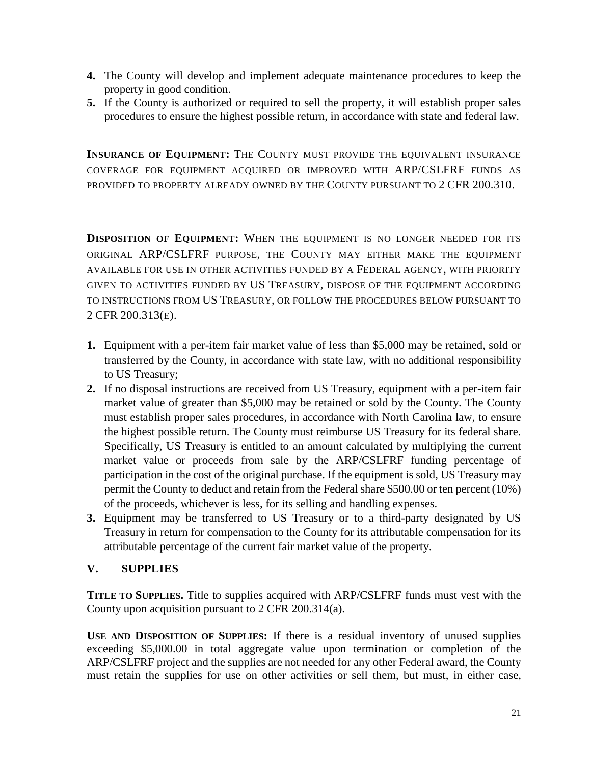4. The County will develop and implement adequate maintenance procedures to keep the property in good condition.
5. If the County is authorized or required to sell the property, it will establish proper sales procedures to ensure the highest possible return, in accordance with state and federal law.

**INSURANCE OF EQUIPMENT:** THE COUNTY MUST PROVIDE THE EQUIVALENT INSURANCE COVERAGE FOR EQUIPMENT ACQUIRED OR IMPROVED WITH ARP/CSLFRF FUNDS AS PROVIDED TO PROPERTY ALREADY OWNED BY THE COUNTY PURSUANT TO 2 CFR 200.310.

**DISPOSITION OF EQUIPMENT:** WHEN THE EQUIPMENT IS NO LONGER NEEDED FOR ITS ORIGINAL ARP/CSLFRF PURPOSE, THE COUNTY MAY EITHER MAKE THE EQUIPMENT AVAILABLE FOR USE IN OTHER ACTIVITIES FUNDED BY A FEDERAL AGENCY, WITH PRIORITY GIVEN TO ACTIVITIES FUNDED BY US TREASURY, DISPOSE OF THE EQUIPMENT ACCORDING TO INSTRUCTIONS FROM US TREASURY, OR FOLLOW THE PROCEDURES BELOW PURSUANT TO 2 CFR 200.313(E).

1. Equipment with a per-item fair market value of less than $5,000 may be retained, sold or transferred by the County, in accordance with state law, with no additional responsibility to US Treasury;
2. If no disposal instructions are received from US Treasury, equipment with a per-item fair market value of greater than $5,000 may be retained or sold by the County. The County must establish proper sales procedures, in accordance with North Carolina law, to ensure the highest possible return. The County must reimburse US Treasury for its federal share. Specifically, US Treasury is entitled to an amount calculated by multiplying the current market value or proceeds from sale by the ARP/CSLFRF funding percentage of participation in the cost of the original purchase. If the equipment is sold, US Treasury may permit the County to deduct and retain from the Federal share $500.00 or ten percent (10%) of the proceeds, whichever is less, for its selling and handling expenses.
3. Equipment may be transferred to US Treasury or to a third-party designated by US Treasury in return for compensation to the County for its attributable compensation for its attributable percentage of the current fair market value of the property.

## V. SUPPLIES

**TITLE TO SUPPLIES.** Title to supplies acquired with ARP/CSLFRF funds must vest with the County upon acquisition pursuant to 2 CFR 200.314(a).

**USE AND DISPOSITION OF SUPPLIES:** If there is a residual inventory of unused supplies exceeding $5,000.00 in total aggregate value upon termination or completion of the ARP/CSLFRF project and the supplies are not needed for any other Federal award, the County must retain the supplies for use on other activities or sell them, but must, in either case,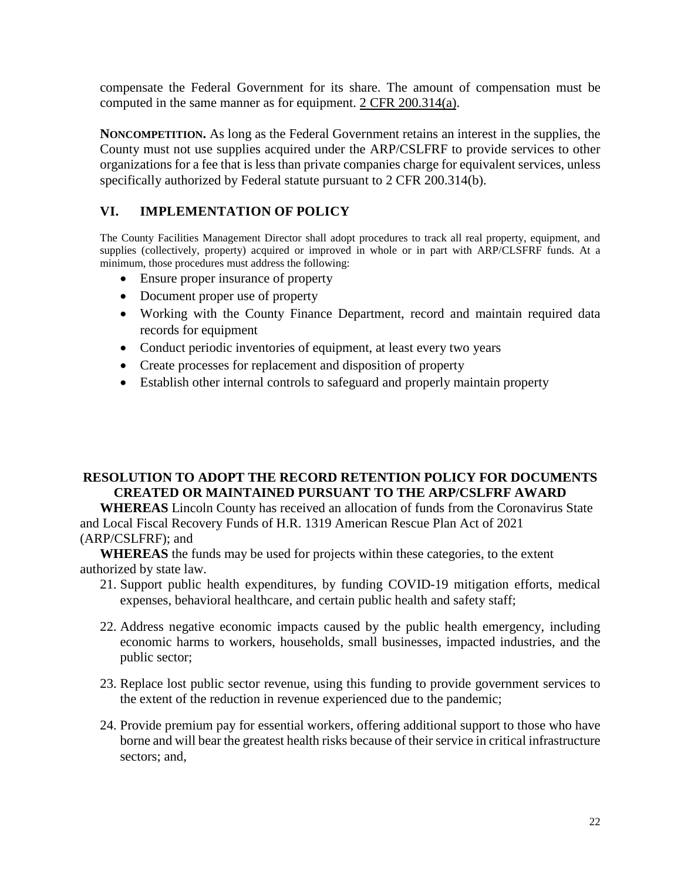compensate the Federal Government for its share. The amount of compensation must be computed in the same manner as for equipment. 2 CFR 200.314(a).

**NONCOMPETITION.** As long as the Federal Government retains an interest in the supplies, the County must not use supplies acquired under the ARP/CSLFRF to provide services to other organizations for a fee that is less than private companies charge for equivalent services, unless specifically authorized by Federal statute pursuant to 2 CFR 200.314(b).

## VI. IMPLEMENTATION OF POLICY

The County Facilities Management Director shall adopt procedures to track all real property, equipment, and supplies (collectively, property) acquired or improved in whole or in part with ARP/CLSFRF funds. At a minimum, those procedures must address the following:

- Ensure proper insurance of property
- Document proper use of property
- Working with the County Finance Department, record and maintain required data records for equipment
- Conduct periodic inventories of equipment, at least every two years
- Create processes for replacement and disposition of property
- Establish other internal controls to safeguard and properly maintain property

## RESOLUTION TO ADOPT THE RECORD RETENTION POLICY FOR DOCUMENTS CREATED OR MAINTAINED PURSUANT TO THE ARP/CSLFRF AWARD

**WHEREAS** Lincoln County has received an allocation of funds from the Coronavirus State and Local Fiscal Recovery Funds of H.R. 1319 American Rescue Plan Act of 2021 (ARP/CSLFRF); and

**WHEREAS** the funds may be used for projects within these categories, to the extent authorized by state law.

21. Support public health expenditures, by funding COVID-19 mitigation efforts, medical expenses, behavioral healthcare, and certain public health and safety staff;

22. Address negative economic impacts caused by the public health emergency, including economic harms to workers, households, small businesses, impacted industries, and the public sector;

23. Replace lost public sector revenue, using this funding to provide government services to the extent of the reduction in revenue experienced due to the pandemic;

24. Provide premium pay for essential workers, offering additional support to those who have borne and will bear the greatest health risks because of their service in critical infrastructure sectors; and,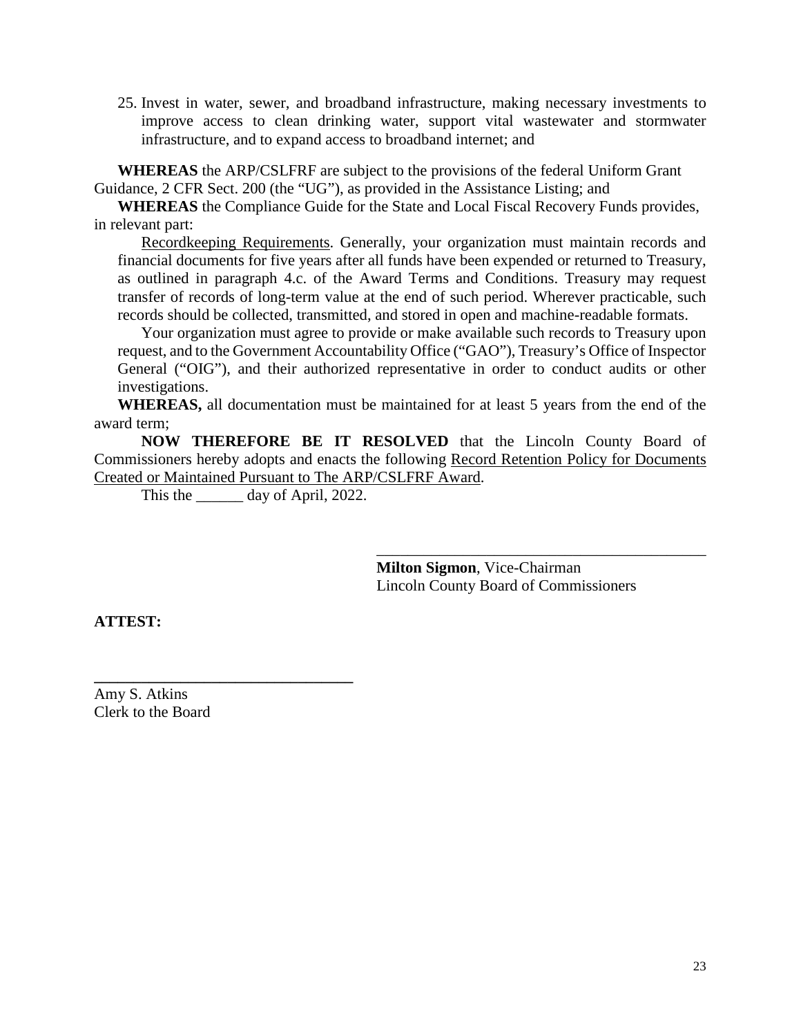25. Invest in water, sewer, and broadband infrastructure, making necessary investments to improve access to clean drinking water, support vital wastewater and stormwater infrastructure, and to expand access to broadband internet; and

**WHEREAS** the ARP/CSLFRF are subject to the provisions of the federal Uniform Grant Guidance, 2 CFR Sect. 200 (the "UG"), as provided in the Assistance Listing; and

**WHEREAS** the Compliance Guide for the State and Local Fiscal Recovery Funds provides, in relevant part:

> Recordkeeping Requirements. Generally, your organization must maintain records and financial documents for five years after all funds have been expended or returned to Treasury, as outlined in paragraph 4.c. of the Award Terms and Conditions. Treasury may request transfer of records of long-term value at the end of such period. Wherever practicable, such records should be collected, transmitted, and stored in open and machine-readable formats.
>
> Your organization must agree to provide or make available such records to Treasury upon request, and to the Government Accountability Office ("GAO"), Treasury's Office of Inspector General ("OIG"), and their authorized representative in order to conduct audits or other investigations.

**WHEREAS,** all documentation must be maintained for at least 5 years from the end of the award term;

**NOW THEREFORE BE IT RESOLVED** that the Lincoln County Board of Commissioners hereby adopts and enacts the following Record Retention Policy for Documents Created or Maintained Pursuant to The ARP/CSLFRF Award.

This the ______ day of April, 2022.

____________________________________________
**Milton Sigmon**, Vice-Chairman
Lincoln County Board of Commissioners

**ATTEST:**

________________________________
Amy S. Atkins
Clerk to the Board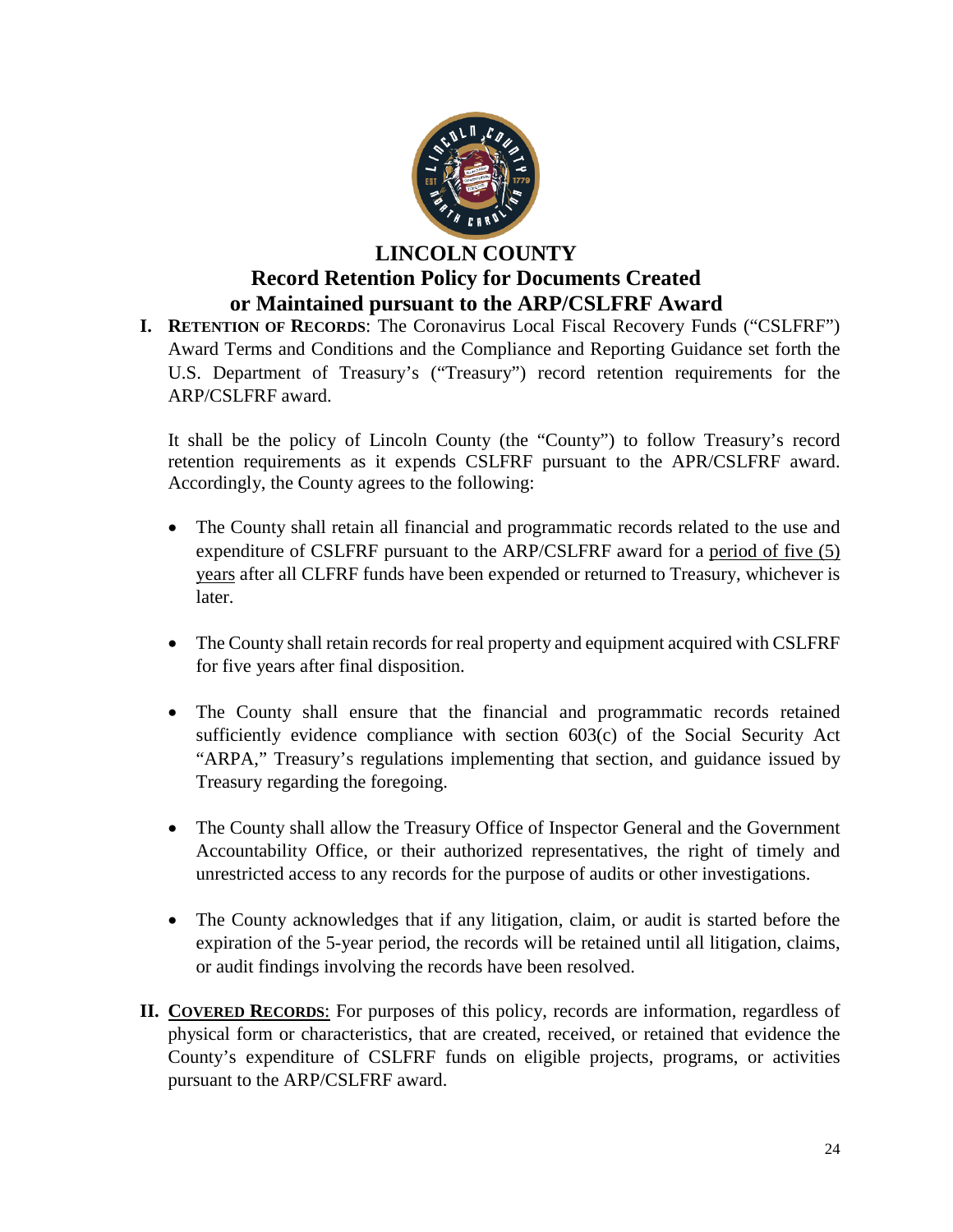# LINCOLN COUNTY

## Record Retention Policy for Documents Created or Maintained pursuant to the ARP/CSLFRF Award

**I. RETENTION OF RECORDS**: The Coronavirus Local Fiscal Recovery Funds ("CSLFRF") Award Terms and Conditions and the Compliance and Reporting Guidance set forth the U.S. Department of Treasury's ("Treasury") record retention requirements for the ARP/CSLFRF award.

It shall be the policy of Lincoln County (the "County") to follow Treasury's record retention requirements as it expends CSLFRF pursuant to the APR/CSLFRF award. Accordingly, the County agrees to the following:

- The County shall retain all financial and programmatic records related to the use and expenditure of CSLFRF pursuant to the ARP/CSLFRF award for a <u>period of five (5) years</u> after all CLFRF funds have been expended or returned to Treasury, whichever is later.
- The County shall retain records for real property and equipment acquired with CSLFRF for five years after final disposition.
- The County shall ensure that the financial and programmatic records retained sufficiently evidence compliance with section 603(c) of the Social Security Act "ARPA," Treasury's regulations implementing that section, and guidance issued by Treasury regarding the foregoing.
- The County shall allow the Treasury Office of Inspector General and the Government Accountability Office, or their authorized representatives, the right of timely and unrestricted access to any records for the purpose of audits or other investigations.
- The County acknowledges that if any litigation, claim, or audit is started before the expiration of the 5-year period, the records will be retained until all litigation, claims, or audit findings involving the records have been resolved.

**II. <u>COVERED RECORDS</u>**: For purposes of this policy, records are information, regardless of physical form or characteristics, that are created, received, or retained that evidence the County's expenditure of CSLFRF funds on eligible projects, programs, or activities pursuant to the ARP/CSLFRF award.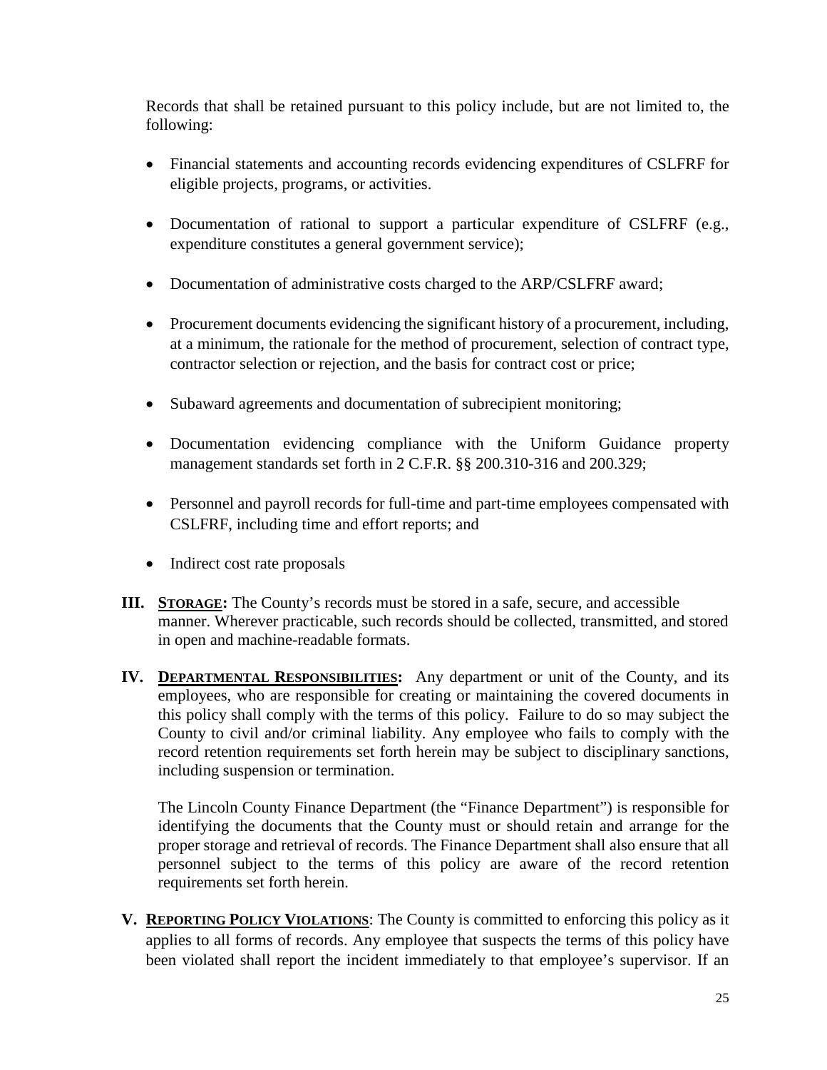Records that shall be retained pursuant to this policy include, but are not limited to, the following:

- Financial statements and accounting records evidencing expenditures of CSLFRF for eligible projects, programs, or activities.
- Documentation of rational to support a particular expenditure of CSLFRF (e.g., expenditure constitutes a general government service);
- Documentation of administrative costs charged to the ARP/CSLFRF award;
- Procurement documents evidencing the significant history of a procurement, including, at a minimum, the rationale for the method of procurement, selection of contract type, contractor selection or rejection, and the basis for contract cost or price;
- Subaward agreements and documentation of subrecipient monitoring;
- Documentation evidencing compliance with the Uniform Guidance property management standards set forth in 2 C.F.R. §§ 200.310-316 and 200.329;
- Personnel and payroll records for full-time and part-time employees compensated with CSLFRF, including time and effort reports; and
- Indirect cost rate proposals

**III. <u>STORAGE</u>:** The County's records must be stored in a safe, secure, and accessible manner. Wherever practicable, such records should be collected, transmitted, and stored in open and machine-readable formats.

**IV. <u>DEPARTMENTAL RESPONSIBILITIES</u>:** Any department or unit of the County, and its employees, who are responsible for creating or maintaining the covered documents in this policy shall comply with the terms of this policy. Failure to do so may subject the County to civil and/or criminal liability. Any employee who fails to comply with the record retention requirements set forth herein may be subject to disciplinary sanctions, including suspension or termination.

The Lincoln County Finance Department (the "Finance Department") is responsible for identifying the documents that the County must or should retain and arrange for the proper storage and retrieval of records. The Finance Department shall also ensure that all personnel subject to the terms of this policy are aware of the record retention requirements set forth herein.

**V. <u>REPORTING POLICY VIOLATIONS</u>**: The County is committed to enforcing this policy as it applies to all forms of records. Any employee that suspects the terms of this policy have been violated shall report the incident immediately to that employee's supervisor. If an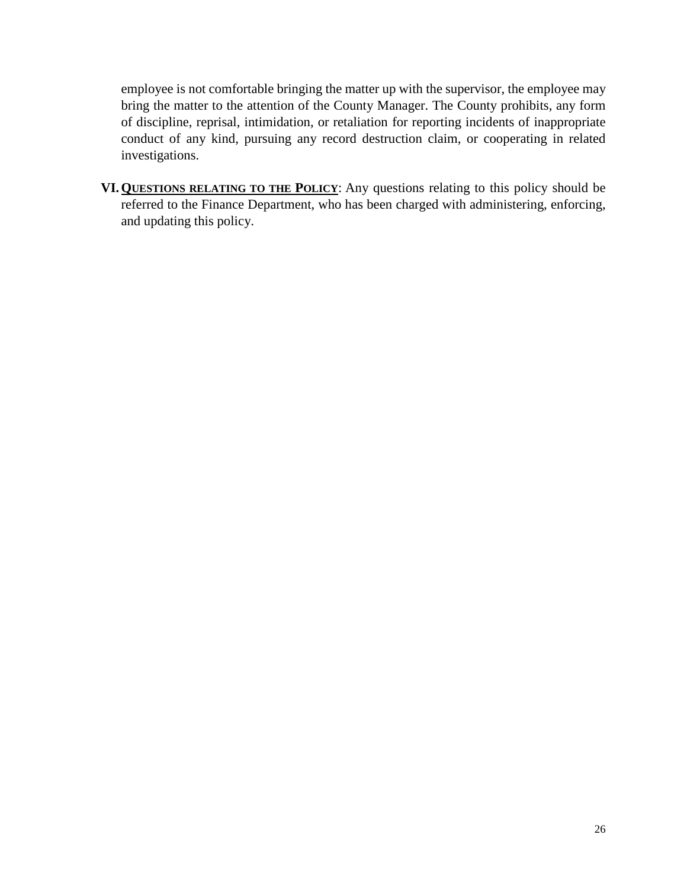employee is not comfortable bringing the matter up with the supervisor, the employee may bring the matter to the attention of the County Manager. The County prohibits, any form of discipline, reprisal, intimidation, or retaliation for reporting incidents of inappropriate conduct of any kind, pursuing any record destruction claim, or cooperating in related investigations.

**VI.** **QUESTIONS RELATING TO THE POLICY**: Any questions relating to this policy should be referred to the Finance Department, who has been charged with administering, enforcing, and updating this policy.